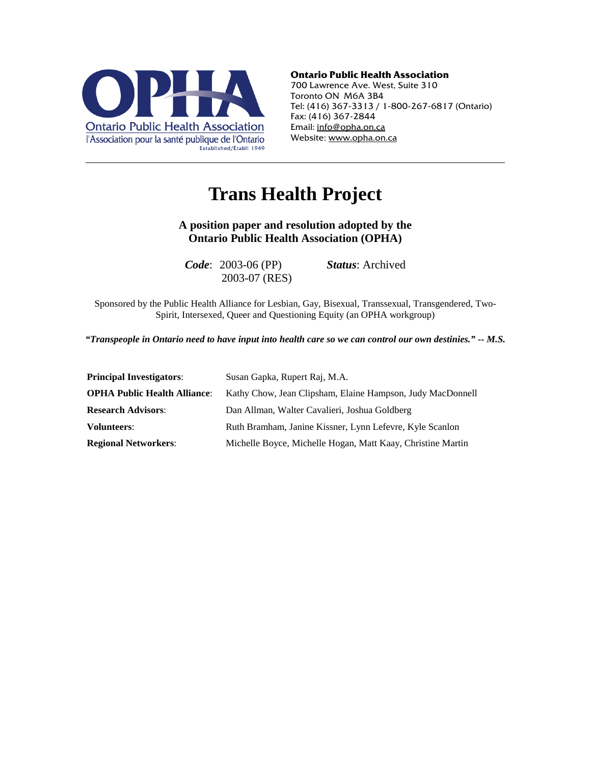**Ontario Public Health Association**
700 Lawrence Ave. West, Suite 310
Toronto ON M6A 3B4
Tel: (416) 367-3313 / 1-800-267-6817 (Ontario)
Fax: (416) 367-2844
Email: info@opha.on.ca
Website: www.opha.on.ca

OPHA
Ontario Public Health Association
l'Association pour la santé publique de l'Ontario
Established/Établi 1949

# Trans Health Project

**A position paper and resolution adopted by the Ontario Public Health Association (OPHA)**

***Code***: 2003-06 (PP)
2003-07 (RES)

***Status***: Archived

Sponsored by the Public Health Alliance for Lesbian, Gay, Bisexual, Transsexual, Transgendered, Two-Spirit, Intersexed, Queer and Questioning Equity (an OPHA workgroup)

***"Transpeople in Ontario need to have input into health care so we can control our own destinies." -- M.S.***

| | |
|---|---|
| **Principal Investigators**: | Susan Gapka, Rupert Raj, M.A. |
| **OPHA Public Health Alliance**: | Kathy Chow, Jean Clipsham, Elaine Hampson, Judy MacDonnell |
| **Research Advisors**: | Dan Allman, Walter Cavalieri, Joshua Goldberg |
| **Volunteers**: | Ruth Bramham, Janine Kissner, Lynn Lefevre, Kyle Scanlon |
| **Regional Networkers**: | Michelle Boyce, Michelle Hogan, Matt Kaay, Christine Martin |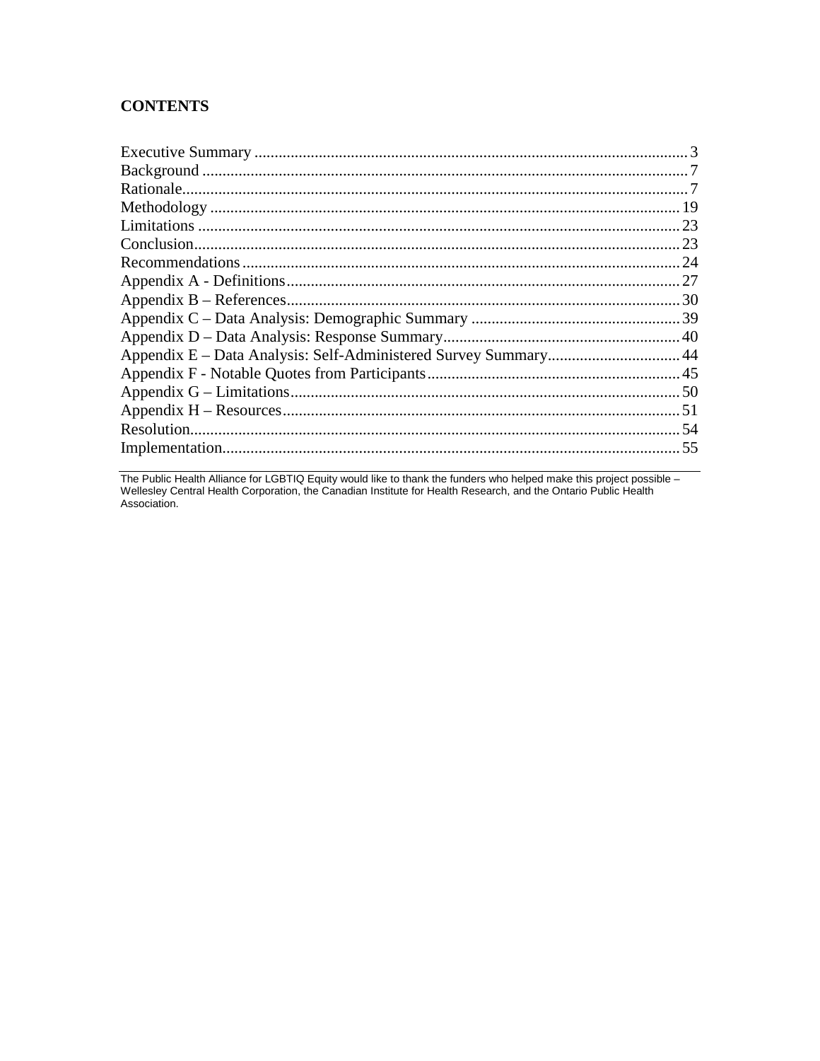## CONTENTS

Executive Summary ........................................................................................................... 3
Background ....................................................................................................................... 7
Rationale............................................................................................................................ 7
Methodology .................................................................................................................... 19
Limitations ....................................................................................................................... 23
Conclusion........................................................................................................................ 23
Recommendations ............................................................................................................ 24
Appendix A - Definitions................................................................................................. 27
Appendix B – References................................................................................................. 30
Appendix C – Data Analysis: Demographic Summary .................................................... 39
Appendix D – Data Analysis: Response Summary........................................................... 40
Appendix E – Data Analysis: Self-Administered Survey Summary................................. 44
Appendix F - Notable Quotes from Participants............................................................... 45
Appendix G – Limitations................................................................................................. 50
Appendix H – Resources.................................................................................................. 51
Resolution......................................................................................................................... 54
Implementation................................................................................................................. 55

---

The Public Health Alliance for LGBTIQ Equity would like to thank the funders who helped make this project possible – Wellesley Central Health Corporation, the Canadian Institute for Health Research, and the Ontario Public Health Association.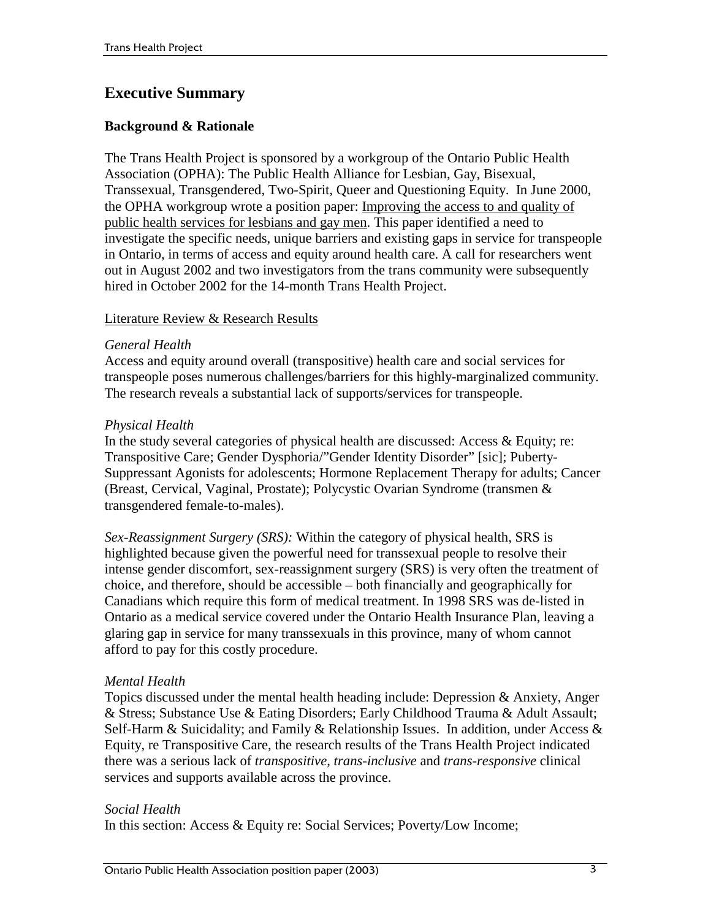## Executive Summary

### Background & Rationale

The Trans Health Project is sponsored by a workgroup of the Ontario Public Health Association (OPHA): The Public Health Alliance for Lesbian, Gay, Bisexual, Transsexual, Transgendered, Two-Spirit, Queer and Questioning Equity. In June 2000, the OPHA workgroup wrote a position paper: Improving the access to and quality of public health services for lesbians and gay men. This paper identified a need to investigate the specific needs, unique barriers and existing gaps in service for transpeople in Ontario, in terms of access and equity around health care. A call for researchers went out in August 2002 and two investigators from the trans community were subsequently hired in October 2002 for the 14-month Trans Health Project.

Literature Review & Research Results

*General Health*
Access and equity around overall (transpositive) health care and social services for transpeople poses numerous challenges/barriers for this highly-marginalized community. The research reveals a substantial lack of supports/services for transpeople.

*Physical Health*
In the study several categories of physical health are discussed: Access & Equity; re: Transpositive Care; Gender Dysphoria/"Gender Identity Disorder" [sic]; Puberty-Suppressant Agonists for adolescents; Hormone Replacement Therapy for adults; Cancer (Breast, Cervical, Vaginal, Prostate); Polycystic Ovarian Syndrome (transmen & transgendered female-to-males).

*Sex-Reassignment Surgery (SRS):* Within the category of physical health, SRS is highlighted because given the powerful need for transsexual people to resolve their intense gender discomfort, sex-reassignment surgery (SRS) is very often the treatment of choice, and therefore, should be accessible – both financially and geographically for Canadians which require this form of medical treatment. In 1998 SRS was de-listed in Ontario as a medical service covered under the Ontario Health Insurance Plan, leaving a glaring gap in service for many transsexuals in this province, many of whom cannot afford to pay for this costly procedure.

*Mental Health*
Topics discussed under the mental health heading include: Depression & Anxiety, Anger & Stress; Substance Use & Eating Disorders; Early Childhood Trauma & Adult Assault; Self-Harm & Suicidality; and Family & Relationship Issues. In addition, under Access & Equity, re Transpositive Care, the research results of the Trans Health Project indicated there was a serious lack of *transpositive, trans-inclusive* and *trans-responsive* clinical services and supports available across the province.

*Social Health*
In this section: Access & Equity re: Social Services; Poverty/Low Income;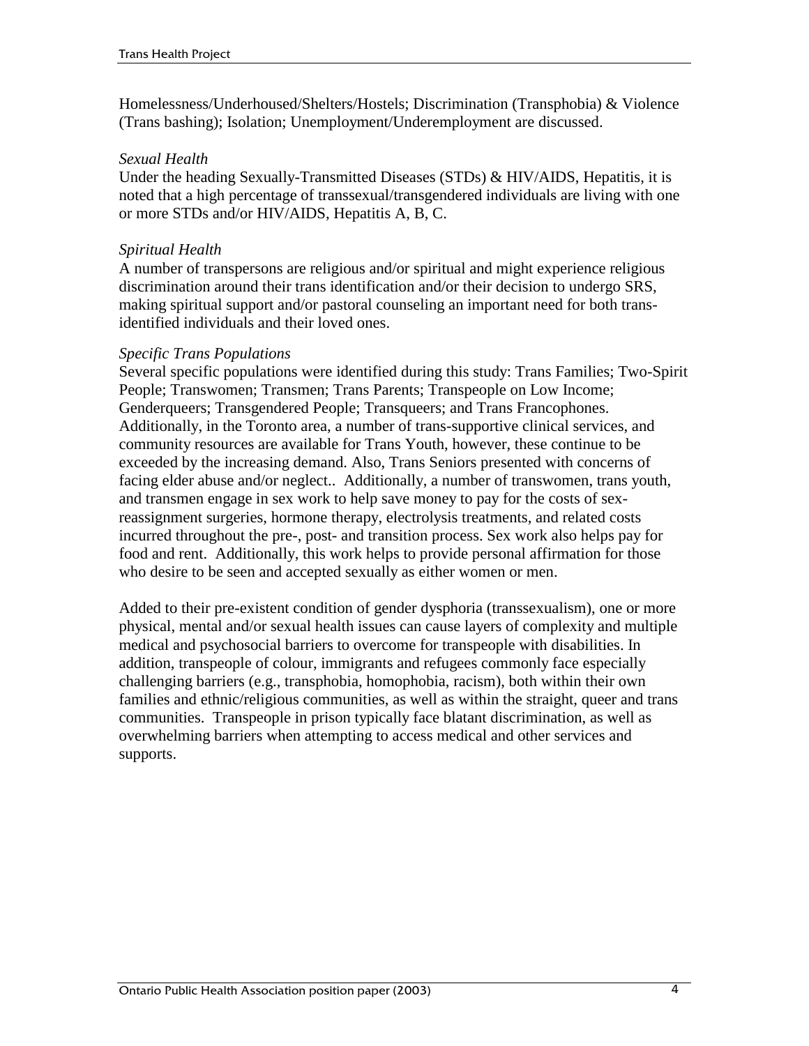Homelessness/Underhoused/Shelters/Hostels; Discrimination (Transphobia) & Violence (Trans bashing); Isolation; Unemployment/Underemployment are discussed.

*Sexual Health*

Under the heading Sexually-Transmitted Diseases (STDs) & HIV/AIDS, Hepatitis, it is noted that a high percentage of transsexual/transgendered individuals are living with one or more STDs and/or HIV/AIDS, Hepatitis A, B, C.

*Spiritual Health*

A number of transpersons are religious and/or spiritual and might experience religious discrimination around their trans identification and/or their decision to undergo SRS, making spiritual support and/or pastoral counseling an important need for both trans-identified individuals and their loved ones.

*Specific Trans Populations*

Several specific populations were identified during this study: Trans Families; Two-Spirit People; Transwomen; Transmen; Trans Parents; Transpeople on Low Income; Genderqueers; Transgendered People; Transqueers; and Trans Francophones. Additionally, in the Toronto area, a number of trans-supportive clinical services, and community resources are available for Trans Youth, however, these continue to be exceeded by the increasing demand. Also, Trans Seniors presented with concerns of facing elder abuse and/or neglect.. Additionally, a number of transwomen, trans youth, and transmen engage in sex work to help save money to pay for the costs of sex-reassignment surgeries, hormone therapy, electrolysis treatments, and related costs incurred throughout the pre-, post- and transition process. Sex work also helps pay for food and rent. Additionally, this work helps to provide personal affirmation for those who desire to be seen and accepted sexually as either women or men.

Added to their pre-existent condition of gender dysphoria (transsexualism), one or more physical, mental and/or sexual health issues can cause layers of complexity and multiple medical and psychosocial barriers to overcome for transpeople with disabilities. In addition, transpeople of colour, immigrants and refugees commonly face especially challenging barriers (e.g., transphobia, homophobia, racism), both within their own families and ethnic/religious communities, as well as within the straight, queer and trans communities. Transpeople in prison typically face blatant discrimination, as well as overwhelming barriers when attempting to access medical and other services and supports.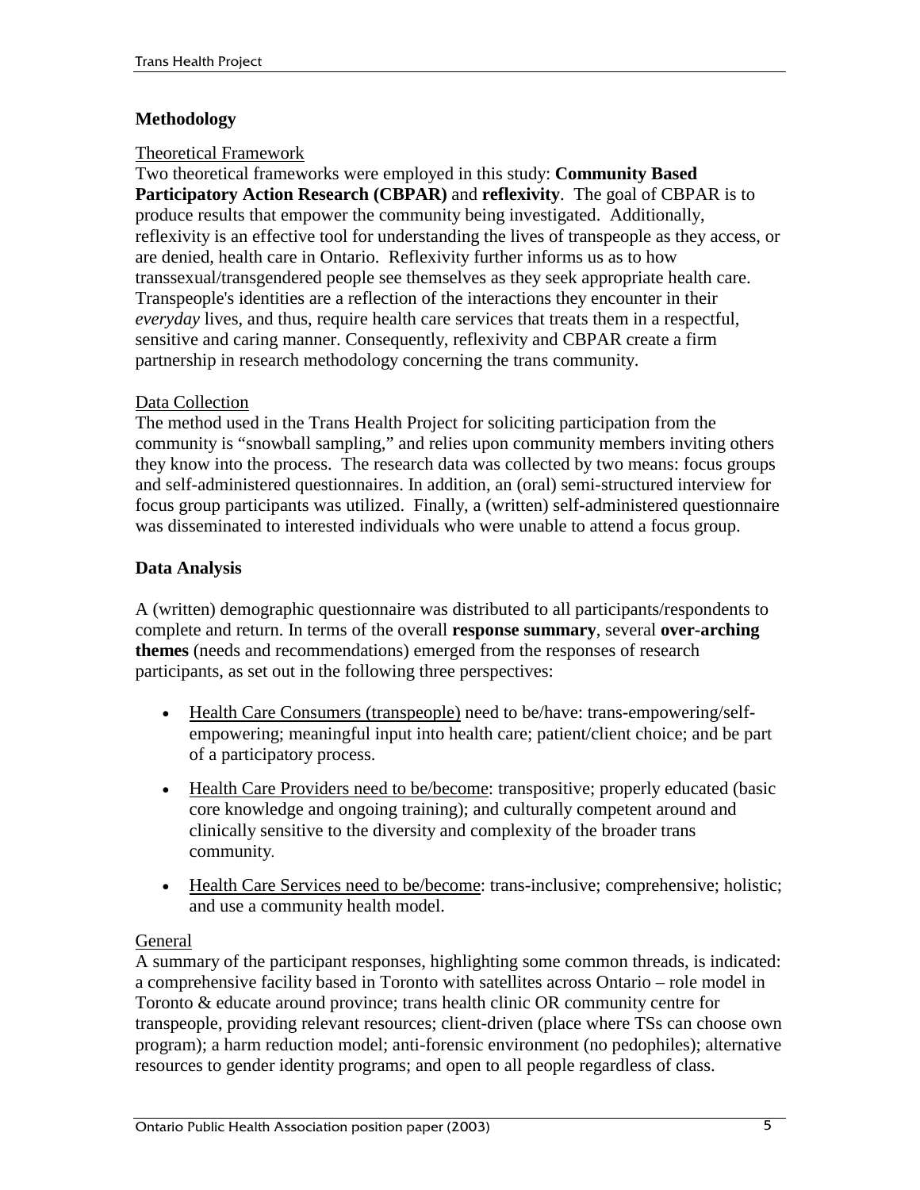## Methodology

Theoretical Framework

Two theoretical frameworks were employed in this study: **Community Based Participatory Action Research (CBPAR)** and **reflexivity**. The goal of CBPAR is to produce results that empower the community being investigated. Additionally, reflexivity is an effective tool for understanding the lives of transpeople as they access, or are denied, health care in Ontario. Reflexivity further informs us as to how transsexual/transgendered people see themselves as they seek appropriate health care. Transpeople's identities are a reflection of the interactions they encounter in their *everyday* lives, and thus, require health care services that treats them in a respectful, sensitive and caring manner. Consequently, reflexivity and CBPAR create a firm partnership in research methodology concerning the trans community.

Data Collection

The method used in the Trans Health Project for soliciting participation from the community is "snowball sampling," and relies upon community members inviting others they know into the process. The research data was collected by two means: focus groups and self-administered questionnaires. In addition, an (oral) semi-structured interview for focus group participants was utilized. Finally, a (written) self-administered questionnaire was disseminated to interested individuals who were unable to attend a focus group.

## Data Analysis

A (written) demographic questionnaire was distributed to all participants/respondents to complete and return. In terms of the overall **response summary**, several **over-arching themes** (needs and recommendations) emerged from the responses of research participants, as set out in the following three perspectives:

- Health Care Consumers (transpeople) need to be/have: trans-empowering/self-empowering; meaningful input into health care; patient/client choice; and be part of a participatory process.
- Health Care Providers need to be/become: transpositive; properly educated (basic core knowledge and ongoing training); and culturally competent around and clinically sensitive to the diversity and complexity of the broader trans community.
- Health Care Services need to be/become: trans-inclusive; comprehensive; holistic; and use a community health model.

General

A summary of the participant responses, highlighting some common threads, is indicated: a comprehensive facility based in Toronto with satellites across Ontario – role model in Toronto & educate around province; trans health clinic OR community centre for transpeople, providing relevant resources; client-driven (place where TSs can choose own program); a harm reduction model; anti-forensic environment (no pedophiles); alternative resources to gender identity programs; and open to all people regardless of class.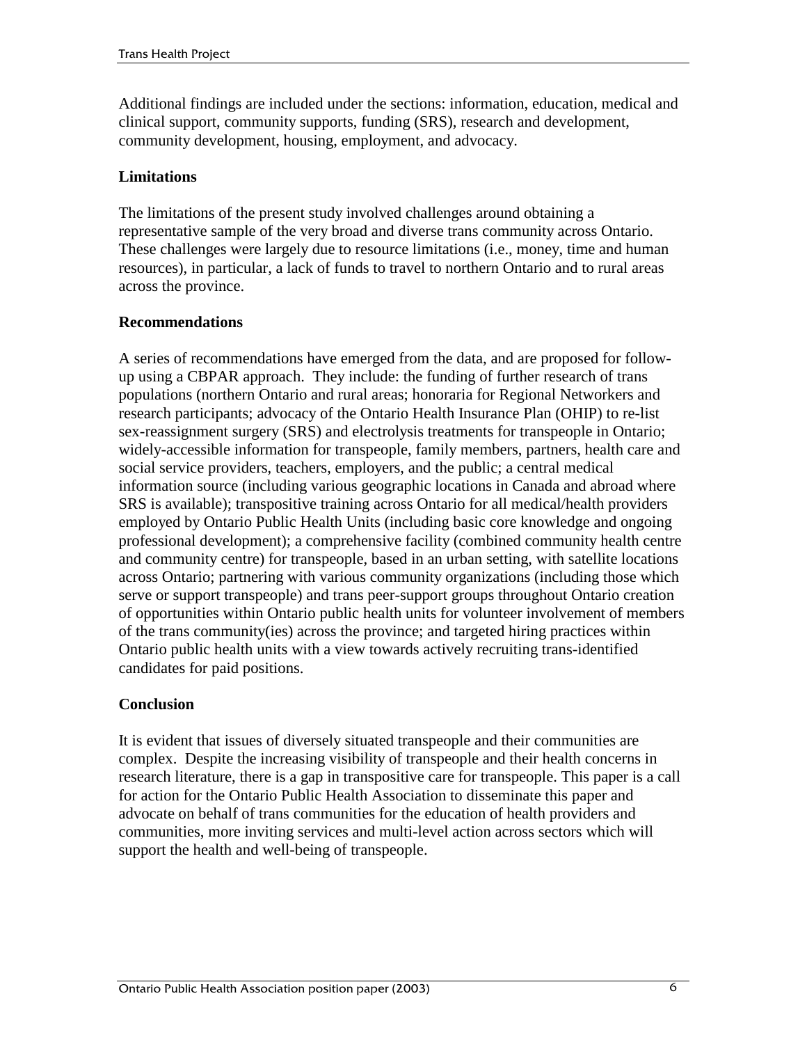Additional findings are included under the sections: information, education, medical and clinical support, community supports, funding (SRS), research and development, community development, housing, employment, and advocacy.

**Limitations**

The limitations of the present study involved challenges around obtaining a representative sample of the very broad and diverse trans community across Ontario. These challenges were largely due to resource limitations (i.e., money, time and human resources), in particular, a lack of funds to travel to northern Ontario and to rural areas across the province.

**Recommendations**

A series of recommendations have emerged from the data, and are proposed for follow-up using a CBPAR approach. They include: the funding of further research of trans populations (northern Ontario and rural areas; honoraria for Regional Networkers and research participants; advocacy of the Ontario Health Insurance Plan (OHIP) to re-list sex-reassignment surgery (SRS) and electrolysis treatments for transpeople in Ontario; widely-accessible information for transpeople, family members, partners, health care and social service providers, teachers, employers, and the public; a central medical information source (including various geographic locations in Canada and abroad where SRS is available); transpositive training across Ontario for all medical/health providers employed by Ontario Public Health Units (including basic core knowledge and ongoing professional development); a comprehensive facility (combined community health centre and community centre) for transpeople, based in an urban setting, with satellite locations across Ontario; partnering with various community organizations (including those which serve or support transpeople) and trans peer-support groups throughout Ontario creation of opportunities within Ontario public health units for volunteer involvement of members of the trans community(ies) across the province; and targeted hiring practices within Ontario public health units with a view towards actively recruiting trans-identified candidates for paid positions.

**Conclusion**

It is evident that issues of diversely situated transpeople and their communities are complex. Despite the increasing visibility of transpeople and their health concerns in research literature, there is a gap in transpositive care for transpeople. This paper is a call for action for the Ontario Public Health Association to disseminate this paper and advocate on behalf of trans communities for the education of health providers and communities, more inviting services and multi-level action across sectors which will support the health and well-being of transpeople.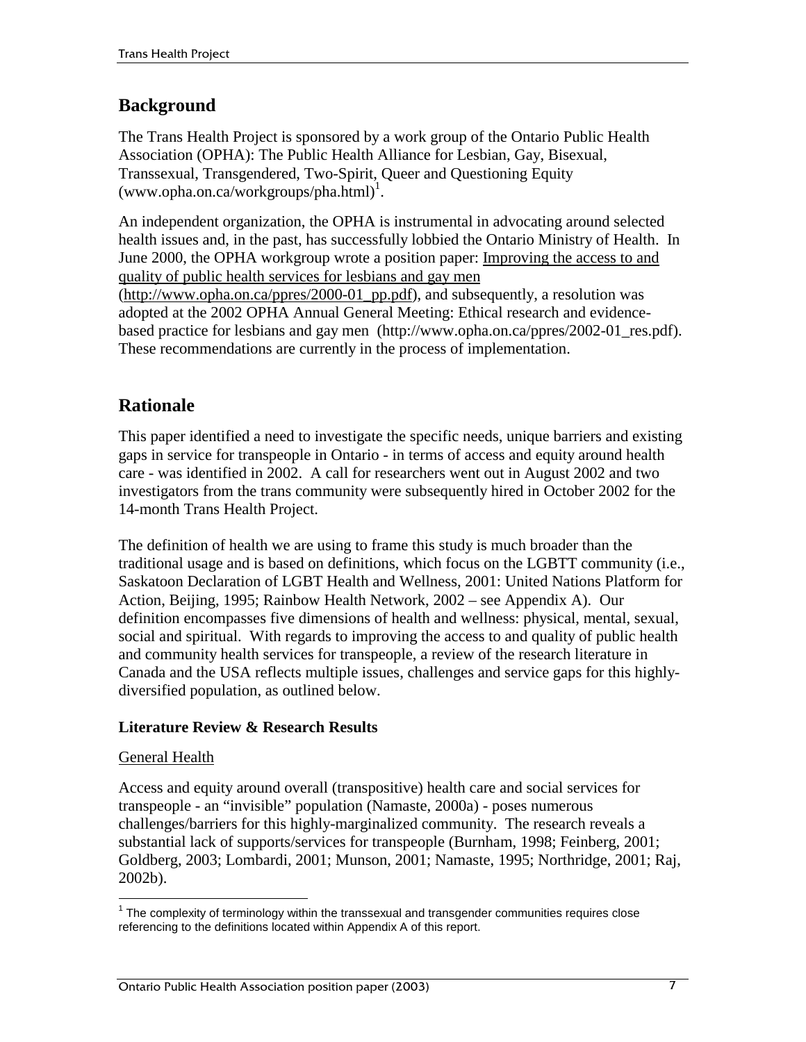## Background

The Trans Health Project is sponsored by a work group of the Ontario Public Health Association (OPHA): The Public Health Alliance for Lesbian, Gay, Bisexual, Transsexual, Transgendered, Two-Spirit, Queer and Questioning Equity (www.opha.on.ca/workgroups/pha.html)[1].

An independent organization, the OPHA is instrumental in advocating around selected health issues and, in the past, has successfully lobbied the Ontario Ministry of Health. In June 2000, the OPHA workgroup wrote a position paper: Improving the access to and quality of public health services for lesbians and gay men (http://www.opha.on.ca/ppres/2000-01_pp.pdf), and subsequently, a resolution was adopted at the 2002 OPHA Annual General Meeting: Ethical research and evidence-based practice for lesbians and gay men (http://www.opha.on.ca/ppres/2002-01_res.pdf). These recommendations are currently in the process of implementation.

## Rationale

This paper identified a need to investigate the specific needs, unique barriers and existing gaps in service for transpeople in Ontario - in terms of access and equity around health care - was identified in 2002. A call for researchers went out in August 2002 and two investigators from the trans community were subsequently hired in October 2002 for the 14-month Trans Health Project.

The definition of health we are using to frame this study is much broader than the traditional usage and is based on definitions, which focus on the LGBTT community (i.e., Saskatoon Declaration of LGBT Health and Wellness, 2001: United Nations Platform for Action, Beijing, 1995; Rainbow Health Network, 2002 – see Appendix A). Our definition encompasses five dimensions of health and wellness: physical, mental, sexual, social and spiritual. With regards to improving the access to and quality of public health and community health services for transpeople, a review of the research literature in Canada and the USA reflects multiple issues, challenges and service gaps for this highly-diversified population, as outlined below.

### Literature Review & Research Results

General Health

Access and equity around overall (transpositive) health care and social services for transpeople - an "invisible" population (Namaste, 2000a) - poses numerous challenges/barriers for this highly-marginalized community. The research reveals a substantial lack of supports/services for transpeople (Burnham, 1998; Feinberg, 2001; Goldberg, 2003; Lombardi, 2001; Munson, 2001; Namaste, 1995; Northridge, 2001; Raj, 2002b).

[1] The complexity of terminology within the transsexual and transgender communities requires close referencing to the definitions located within Appendix A of this report.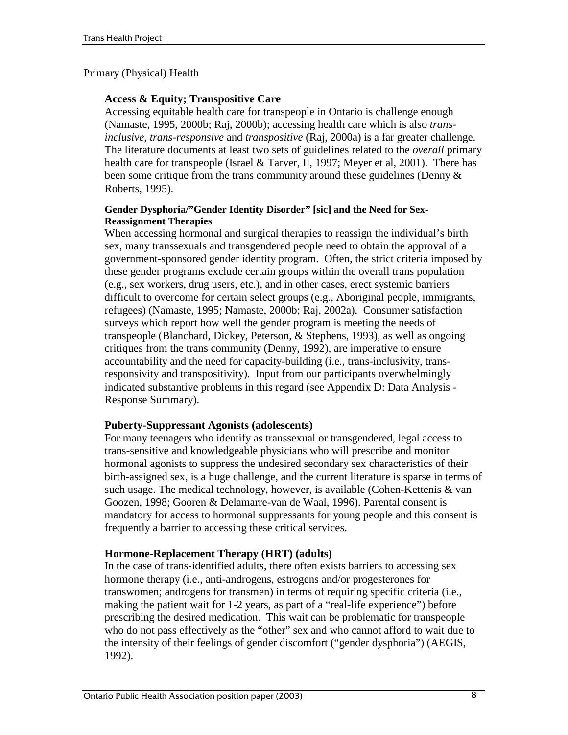## Primary (Physical) Health

### Access & Equity; Transpositive Care

Accessing equitable health care for transpeople in Ontario is challenge enough (Namaste, 1995, 2000b; Raj, 2000b); accessing health care which is also *trans-inclusive, trans-responsive* and *transpositive* (Raj, 2000a) is a far greater challenge. The literature documents at least two sets of guidelines related to the *overall* primary health care for transpeople (Israel & Tarver, II, 1997; Meyer et al, 2001). There has been some critique from the trans community around these guidelines (Denny & Roberts, 1995).

#### Gender Dysphoria/"Gender Identity Disorder" [sic] and the Need for Sex-Reassignment Therapies

When accessing hormonal and surgical therapies to reassign the individual's birth sex, many transsexuals and transgendered people need to obtain the approval of a government-sponsored gender identity program. Often, the strict criteria imposed by these gender programs exclude certain groups within the overall trans population (e.g., sex workers, drug users, etc.), and in other cases, erect systemic barriers difficult to overcome for certain select groups (e.g., Aboriginal people, immigrants, refugees) (Namaste, 1995; Namaste, 2000b; Raj, 2002a). Consumer satisfaction surveys which report how well the gender program is meeting the needs of transpeople (Blanchard, Dickey, Peterson, & Stephens, 1993), as well as ongoing critiques from the trans community (Denny, 1992), are imperative to ensure accountability and the need for capacity-building (i.e., trans-inclusivity, trans-responsivity and transpositivity). Input from our participants overwhelmingly indicated substantive problems in this regard (see Appendix D: Data Analysis - Response Summary).

### Puberty-Suppressant Agonists (adolescents)

For many teenagers who identify as transsexual or transgendered, legal access to trans-sensitive and knowledgeable physicians who will prescribe and monitor hormonal agonists to suppress the undesired secondary sex characteristics of their birth-assigned sex, is a huge challenge, and the current literature is sparse in terms of such usage. The medical technology, however, is available (Cohen-Kettenis & van Goozen, 1998; Gooren & Delamarre-van de Waal, 1996). Parental consent is mandatory for access to hormonal suppressants for young people and this consent is frequently a barrier to accessing these critical services.

### Hormone-Replacement Therapy (HRT) (adults)

In the case of trans-identified adults, there often exists barriers to accessing sex hormone therapy (i.e., anti-androgens, estrogens and/or progesterones for transwomen; androgens for transmen) in terms of requiring specific criteria (i.e., making the patient wait for 1-2 years, as part of a "real-life experience") before prescribing the desired medication. This wait can be problematic for transpeople who do not pass effectively as the "other" sex and who cannot afford to wait due to the intensity of their feelings of gender discomfort ("gender dysphoria") (AEGIS, 1992).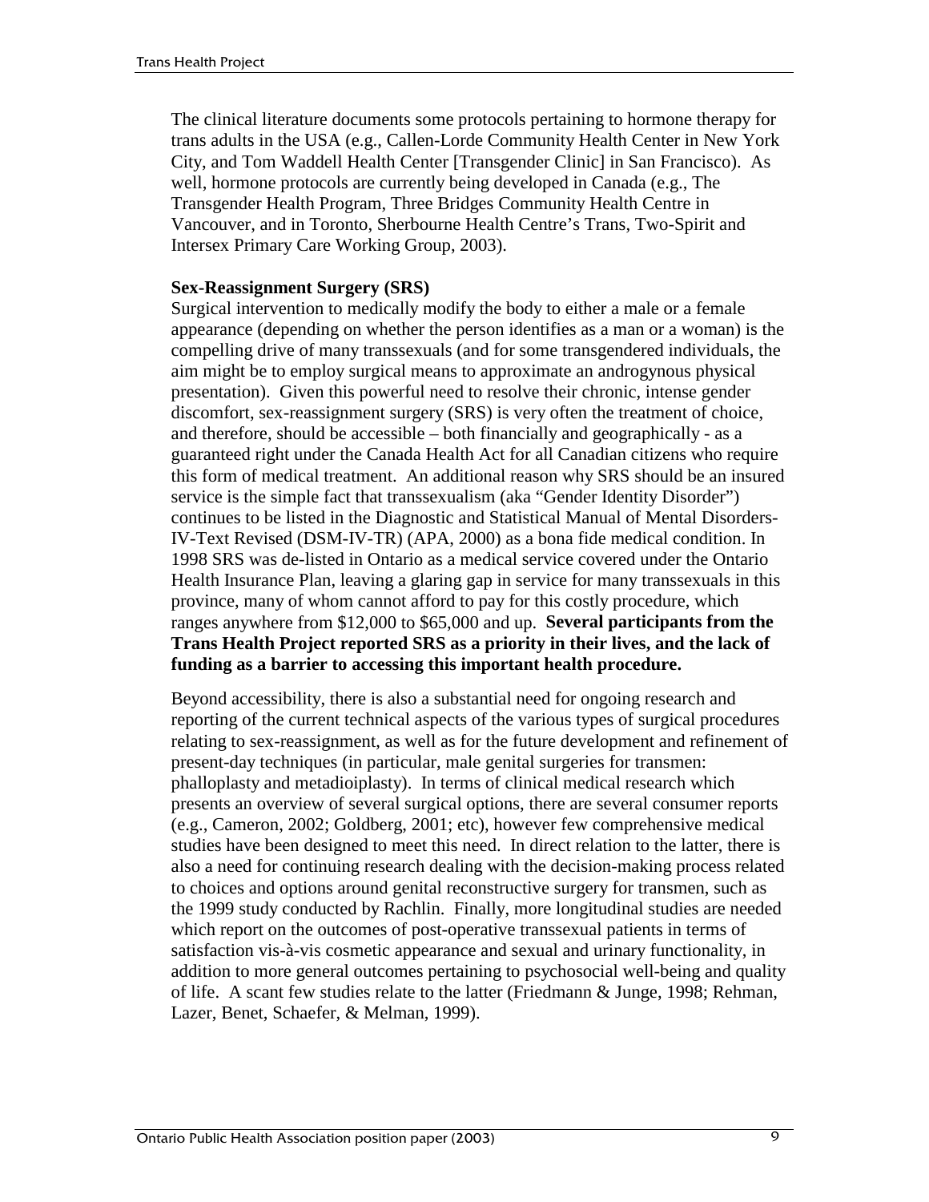The clinical literature documents some protocols pertaining to hormone therapy for trans adults in the USA (e.g., Callen-Lorde Community Health Center in New York City, and Tom Waddell Health Center [Transgender Clinic] in San Francisco). As well, hormone protocols are currently being developed in Canada (e.g., The Transgender Health Program, Three Bridges Community Health Centre in Vancouver, and in Toronto, Sherbourne Health Centre's Trans, Two-Spirit and Intersex Primary Care Working Group, 2003).

**Sex-Reassignment Surgery (SRS)**

Surgical intervention to medically modify the body to either a male or a female appearance (depending on whether the person identifies as a man or a woman) is the compelling drive of many transsexuals (and for some transgendered individuals, the aim might be to employ surgical means to approximate an androgynous physical presentation). Given this powerful need to resolve their chronic, intense gender discomfort, sex-reassignment surgery (SRS) is very often the treatment of choice, and therefore, should be accessible – both financially and geographically - as a guaranteed right under the Canada Health Act for all Canadian citizens who require this form of medical treatment. An additional reason why SRS should be an insured service is the simple fact that transsexualism (aka "Gender Identity Disorder") continues to be listed in the Diagnostic and Statistical Manual of Mental Disorders-IV-Text Revised (DSM-IV-TR) (APA, 2000) as a bona fide medical condition. In 1998 SRS was de-listed in Ontario as a medical service covered under the Ontario Health Insurance Plan, leaving a glaring gap in service for many transsexuals in this province, many of whom cannot afford to pay for this costly procedure, which ranges anywhere from $12,000 to $65,000 and up. **Several participants from the Trans Health Project reported SRS as a priority in their lives, and the lack of funding as a barrier to accessing this important health procedure.**

Beyond accessibility, there is also a substantial need for ongoing research and reporting of the current technical aspects of the various types of surgical procedures relating to sex-reassignment, as well as for the future development and refinement of present-day techniques (in particular, male genital surgeries for transmen: phalloplasty and metadioiplasty). In terms of clinical medical research which presents an overview of several surgical options, there are several consumer reports (e.g., Cameron, 2002; Goldberg, 2001; etc), however few comprehensive medical studies have been designed to meet this need. In direct relation to the latter, there is also a need for continuing research dealing with the decision-making process related to choices and options around genital reconstructive surgery for transmen, such as the 1999 study conducted by Rachlin. Finally, more longitudinal studies are needed which report on the outcomes of post-operative transsexual patients in terms of satisfaction vis-à-vis cosmetic appearance and sexual and urinary functionality, in addition to more general outcomes pertaining to psychosocial well-being and quality of life. A scant few studies relate to the latter (Friedmann & Junge, 1998; Rehman, Lazer, Benet, Schaefer, & Melman, 1999).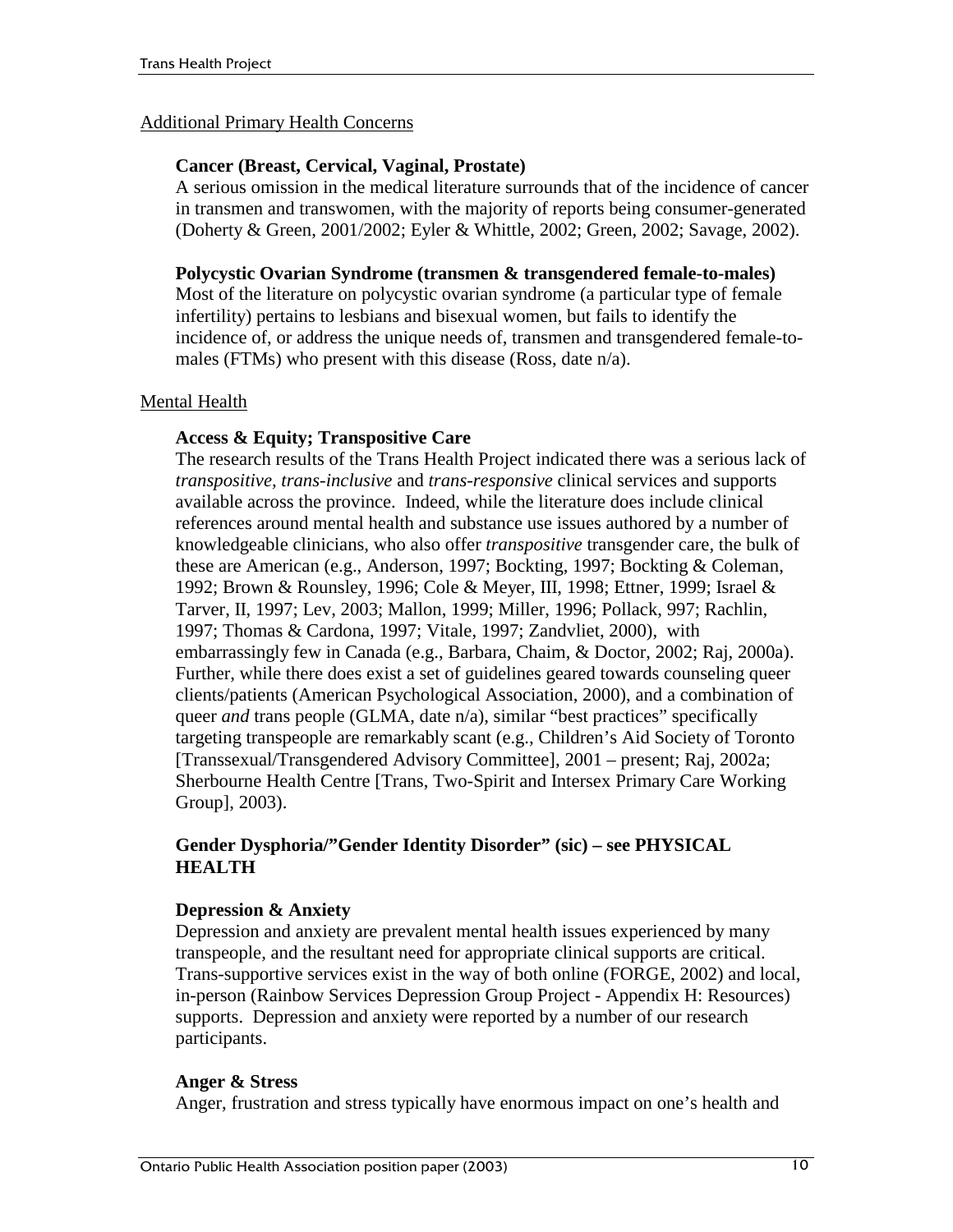## Additional Primary Health Concerns

### Cancer (Breast, Cervical, Vaginal, Prostate)

A serious omission in the medical literature surrounds that of the incidence of cancer in transmen and transwomen, with the majority of reports being consumer-generated (Doherty & Green, 2001/2002; Eyler & Whittle, 2002; Green, 2002; Savage, 2002).

### Polycystic Ovarian Syndrome (transmen & transgendered female-to-males)

Most of the literature on polycystic ovarian syndrome (a particular type of female infertility) pertains to lesbians and bisexual women, but fails to identify the incidence of, or address the unique needs of, transmen and transgendered female-to-males (FTMs) who present with this disease (Ross, date n/a).

## Mental Health

### Access & Equity; Transpositive Care

The research results of the Trans Health Project indicated there was a serious lack of *transpositive, trans-inclusive* and *trans-responsive* clinical services and supports available across the province. Indeed, while the literature does include clinical references around mental health and substance use issues authored by a number of knowledgeable clinicians, who also offer *transpositive* transgender care, the bulk of these are American (e.g., Anderson, 1997; Bockting, 1997; Bockting & Coleman, 1992; Brown & Rounsley, 1996; Cole & Meyer, III, 1998; Ettner, 1999; Israel & Tarver, II, 1997; Lev, 2003; Mallon, 1999; Miller, 1996; Pollack, 997; Rachlin, 1997; Thomas & Cardona, 1997; Vitale, 1997; Zandvliet, 2000), with embarrassingly few in Canada (e.g., Barbara, Chaim, & Doctor, 2002; Raj, 2000a). Further, while there does exist a set of guidelines geared towards counseling queer clients/patients (American Psychological Association, 2000), and a combination of queer *and* trans people (GLMA, date n/a), similar "best practices" specifically targeting transpeople are remarkably scant (e.g., Children's Aid Society of Toronto [Transsexual/Transgendered Advisory Committee], 2001 – present; Raj, 2002a; Sherbourne Health Centre [Trans, Two-Spirit and Intersex Primary Care Working Group], 2003).

### Gender Dysphoria/"Gender Identity Disorder" (sic) – see PHYSICAL HEALTH

### Depression & Anxiety

Depression and anxiety are prevalent mental health issues experienced by many transpeople, and the resultant need for appropriate clinical supports are critical. Trans-supportive services exist in the way of both online (FORGE, 2002) and local, in-person (Rainbow Services Depression Group Project - Appendix H: Resources) supports. Depression and anxiety were reported by a number of our research participants.

### Anger & Stress

Anger, frustration and stress typically have enormous impact on one's health and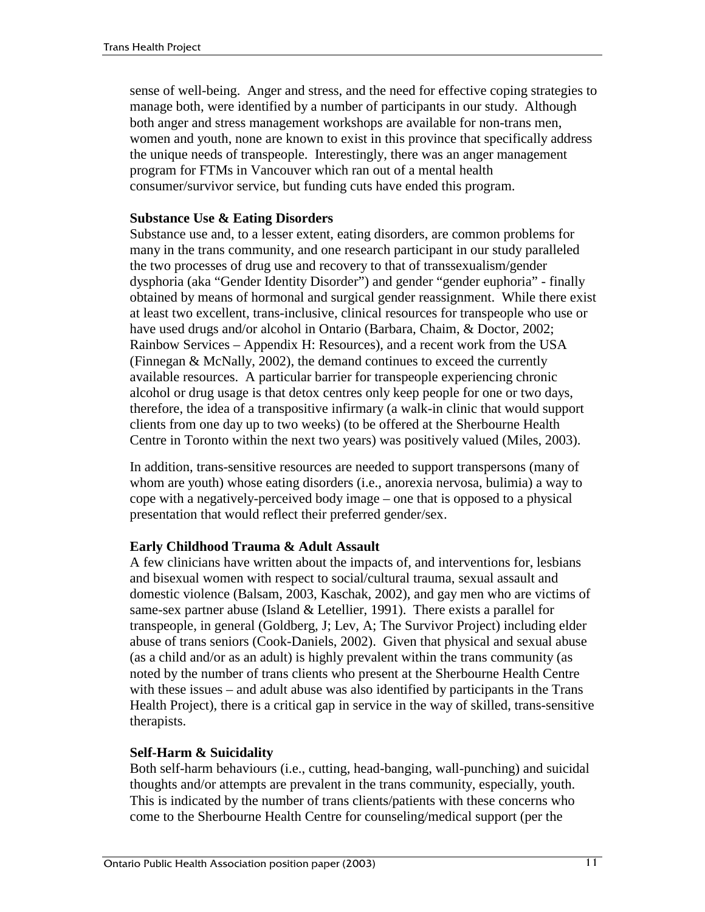sense of well-being. Anger and stress, and the need for effective coping strategies to manage both, were identified by a number of participants in our study. Although both anger and stress management workshops are available for non-trans men, women and youth, none are known to exist in this province that specifically address the unique needs of transpeople. Interestingly, there was an anger management program for FTMs in Vancouver which ran out of a mental health consumer/survivor service, but funding cuts have ended this program.

**Substance Use & Eating Disorders**

Substance use and, to a lesser extent, eating disorders, are common problems for many in the trans community, and one research participant in our study paralleled the two processes of drug use and recovery to that of transsexualism/gender dysphoria (aka "Gender Identity Disorder") and gender "gender euphoria" - finally obtained by means of hormonal and surgical gender reassignment. While there exist at least two excellent, trans-inclusive, clinical resources for transpeople who use or have used drugs and/or alcohol in Ontario (Barbara, Chaim, & Doctor, 2002; Rainbow Services – Appendix H: Resources), and a recent work from the USA (Finnegan & McNally, 2002), the demand continues to exceed the currently available resources. A particular barrier for transpeople experiencing chronic alcohol or drug usage is that detox centres only keep people for one or two days, therefore, the idea of a transpositive infirmary (a walk-in clinic that would support clients from one day up to two weeks) (to be offered at the Sherbourne Health Centre in Toronto within the next two years) was positively valued (Miles, 2003).

In addition, trans-sensitive resources are needed to support transpersons (many of whom are youth) whose eating disorders (i.e., anorexia nervosa, bulimia) a way to cope with a negatively-perceived body image – one that is opposed to a physical presentation that would reflect their preferred gender/sex.

**Early Childhood Trauma & Adult Assault**

A few clinicians have written about the impacts of, and interventions for, lesbians and bisexual women with respect to social/cultural trauma, sexual assault and domestic violence (Balsam, 2003, Kaschak, 2002), and gay men who are victims of same-sex partner abuse (Island & Letellier, 1991). There exists a parallel for transpeople, in general (Goldberg, J; Lev, A; The Survivor Project) including elder abuse of trans seniors (Cook-Daniels, 2002). Given that physical and sexual abuse (as a child and/or as an adult) is highly prevalent within the trans community (as noted by the number of trans clients who present at the Sherbourne Health Centre with these issues – and adult abuse was also identified by participants in the Trans Health Project), there is a critical gap in service in the way of skilled, trans-sensitive therapists.

**Self-Harm & Suicidality**

Both self-harm behaviours (i.e., cutting, head-banging, wall-punching) and suicidal thoughts and/or attempts are prevalent in the trans community, especially, youth. This is indicated by the number of trans clients/patients with these concerns who come to the Sherbourne Health Centre for counseling/medical support (per the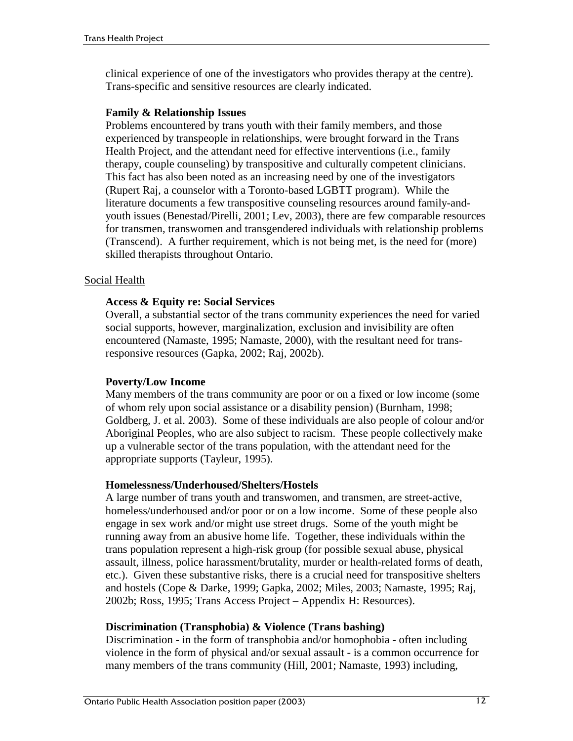clinical experience of one of the investigators who provides therapy at the centre). Trans-specific and sensitive resources are clearly indicated.

**Family & Relationship Issues**
Problems encountered by trans youth with their family members, and those experienced by transpeople in relationships, were brought forward in the Trans Health Project, and the attendant need for effective interventions (i.e., family therapy, couple counseling) by transpositive and culturally competent clinicians. This fact has also been noted as an increasing need by one of the investigators (Rupert Raj, a counselor with a Toronto-based LGBTT program). While the literature documents a few transpositive counseling resources around family-and-youth issues (Benestad/Pirelli, 2001; Lev, 2003), there are few comparable resources for transmen, transwomen and transgendered individuals with relationship problems (Transcend). A further requirement, which is not being met, is the need for (more) skilled therapists throughout Ontario.

## Social Health

**Access & Equity re: Social Services**
Overall, a substantial sector of the trans community experiences the need for varied social supports, however, marginalization, exclusion and invisibility are often encountered (Namaste, 1995; Namaste, 2000), with the resultant need for trans-responsive resources (Gapka, 2002; Raj, 2002b).

**Poverty/Low Income**
Many members of the trans community are poor or on a fixed or low income (some of whom rely upon social assistance or a disability pension) (Burnham, 1998; Goldberg, J. et al. 2003). Some of these individuals are also people of colour and/or Aboriginal Peoples, who are also subject to racism. These people collectively make up a vulnerable sector of the trans population, with the attendant need for the appropriate supports (Tayleur, 1995).

**Homelessness/Underhoused/Shelters/Hostels**
A large number of trans youth and transwomen, and transmen, are street-active, homeless/underhoused and/or poor or on a low income. Some of these people also engage in sex work and/or might use street drugs. Some of the youth might be running away from an abusive home life. Together, these individuals within the trans population represent a high-risk group (for possible sexual abuse, physical assault, illness, police harassment/brutality, murder or health-related forms of death, etc.). Given these substantive risks, there is a crucial need for transpositive shelters and hostels (Cope & Darke, 1999; Gapka, 2002; Miles, 2003; Namaste, 1995; Raj, 2002b; Ross, 1995; Trans Access Project – Appendix H: Resources).

**Discrimination (Transphobia) & Violence (Trans bashing)**
Discrimination - in the form of transphobia and/or homophobia - often including violence in the form of physical and/or sexual assault - is a common occurrence for many members of the trans community (Hill, 2001; Namaste, 1993) including,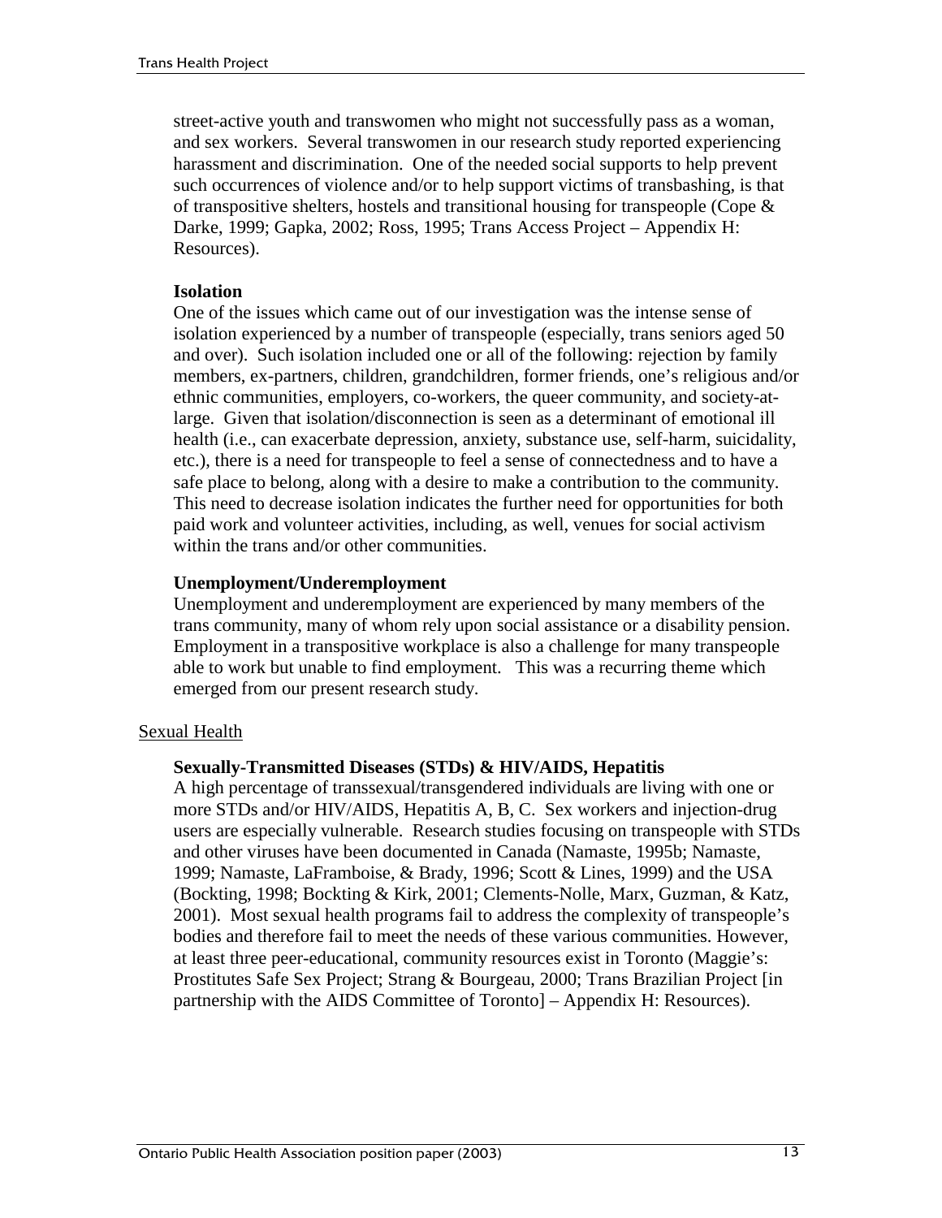street-active youth and transwomen who might not successfully pass as a woman, and sex workers. Several transwomen in our research study reported experiencing harassment and discrimination. One of the needed social supports to help prevent such occurrences of violence and/or to help support victims of transbashing, is that of transpositive shelters, hostels and transitional housing for transpeople (Cope & Darke, 1999; Gapka, 2002; Ross, 1995; Trans Access Project – Appendix H: Resources).

**Isolation**

One of the issues which came out of our investigation was the intense sense of isolation experienced by a number of transpeople (especially, trans seniors aged 50 and over). Such isolation included one or all of the following: rejection by family members, ex-partners, children, grandchildren, former friends, one's religious and/or ethnic communities, employers, co-workers, the queer community, and society-at-large. Given that isolation/disconnection is seen as a determinant of emotional ill health (i.e., can exacerbate depression, anxiety, substance use, self-harm, suicidality, etc.), there is a need for transpeople to feel a sense of connectedness and to have a safe place to belong, along with a desire to make a contribution to the community. This need to decrease isolation indicates the further need for opportunities for both paid work and volunteer activities, including, as well, venues for social activism within the trans and/or other communities.

**Unemployment/Underemployment**

Unemployment and underemployment are experienced by many members of the trans community, many of whom rely upon social assistance or a disability pension. Employment in a transpositive workplace is also a challenge for many transpeople able to work but unable to find employment. This was a recurring theme which emerged from our present research study.

## Sexual Health

**Sexually-Transmitted Diseases (STDs) & HIV/AIDS, Hepatitis**

A high percentage of transsexual/transgendered individuals are living with one or more STDs and/or HIV/AIDS, Hepatitis A, B, C. Sex workers and injection-drug users are especially vulnerable. Research studies focusing on transpeople with STDs and other viruses have been documented in Canada (Namaste, 1995b; Namaste, 1999; Namaste, LaFramboise, & Brady, 1996; Scott & Lines, 1999) and the USA (Bockting, 1998; Bockting & Kirk, 2001; Clements-Nolle, Marx, Guzman, & Katz, 2001). Most sexual health programs fail to address the complexity of transpeople's bodies and therefore fail to meet the needs of these various communities. However, at least three peer-educational, community resources exist in Toronto (Maggie's: Prostitutes Safe Sex Project; Strang & Bourgeau, 2000; Trans Brazilian Project [in partnership with the AIDS Committee of Toronto] – Appendix H: Resources).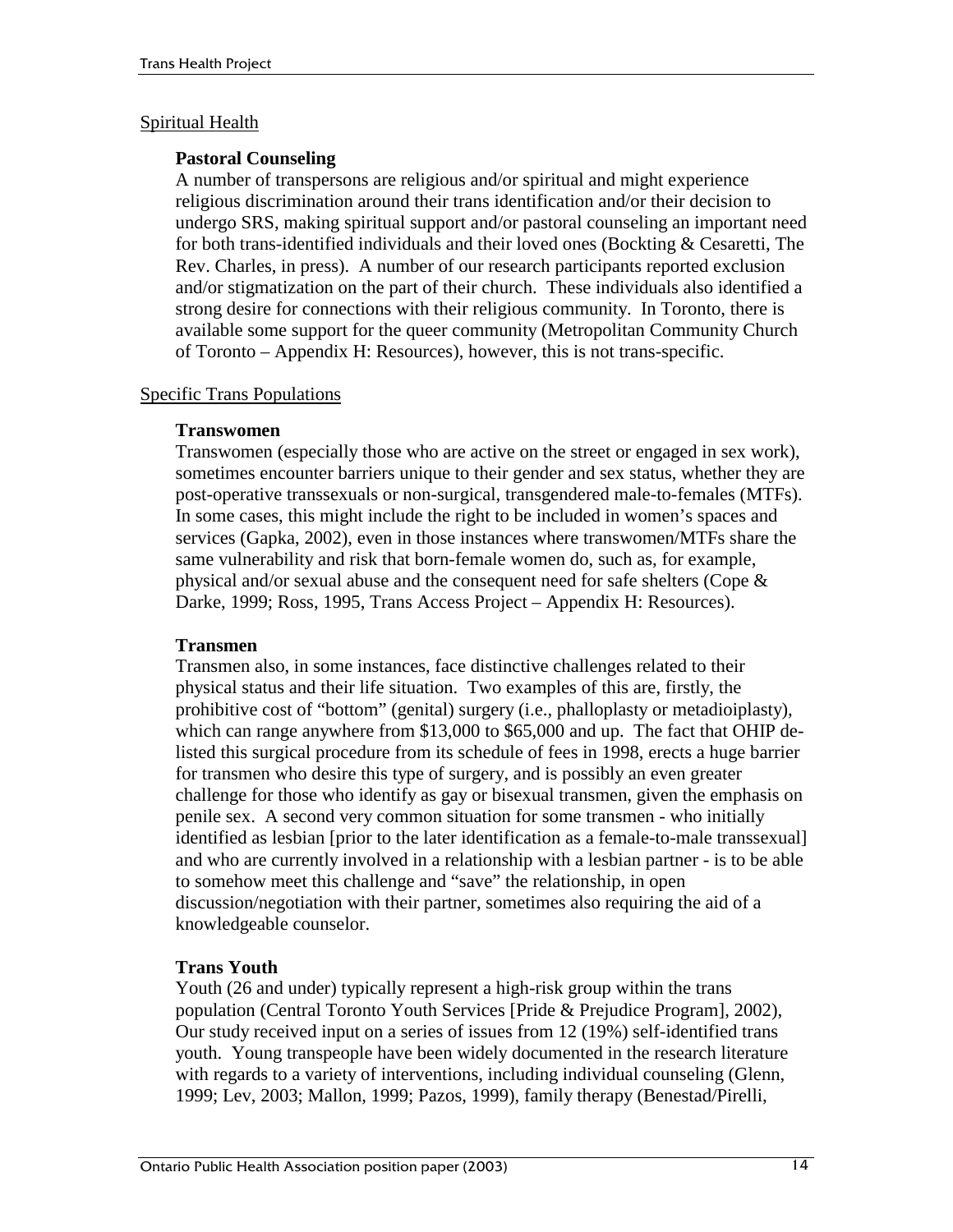## Spiritual Health

### Pastoral Counseling

A number of transpersons are religious and/or spiritual and might experience religious discrimination around their trans identification and/or their decision to undergo SRS, making spiritual support and/or pastoral counseling an important need for both trans-identified individuals and their loved ones (Bockting & Cesaretti, The Rev. Charles, in press). A number of our research participants reported exclusion and/or stigmatization on the part of their church. These individuals also identified a strong desire for connections with their religious community. In Toronto, there is available some support for the queer community (Metropolitan Community Church of Toronto – Appendix H: Resources), however, this is not trans-specific.

## Specific Trans Populations

### Transwomen

Transwomen (especially those who are active on the street or engaged in sex work), sometimes encounter barriers unique to their gender and sex status, whether they are post-operative transsexuals or non-surgical, transgendered male-to-females (MTFs). In some cases, this might include the right to be included in women's spaces and services (Gapka, 2002), even in those instances where transwomen/MTFs share the same vulnerability and risk that born-female women do, such as, for example, physical and/or sexual abuse and the consequent need for safe shelters (Cope & Darke, 1999; Ross, 1995, Trans Access Project – Appendix H: Resources).

### Transmen

Transmen also, in some instances, face distinctive challenges related to their physical status and their life situation. Two examples of this are, firstly, the prohibitive cost of "bottom" (genital) surgery (i.e., phalloplasty or metadioiplasty), which can range anywhere from $13,000 to $65,000 and up. The fact that OHIP de-listed this surgical procedure from its schedule of fees in 1998, erects a huge barrier for transmen who desire this type of surgery, and is possibly an even greater challenge for those who identify as gay or bisexual transmen, given the emphasis on penile sex. A second very common situation for some transmen - who initially identified as lesbian [prior to the later identification as a female-to-male transsexual] and who are currently involved in a relationship with a lesbian partner - is to be able to somehow meet this challenge and "save" the relationship, in open discussion/negotiation with their partner, sometimes also requiring the aid of a knowledgeable counselor.

### Trans Youth

Youth (26 and under) typically represent a high-risk group within the trans population (Central Toronto Youth Services [Pride & Prejudice Program], 2002), Our study received input on a series of issues from 12 (19%) self-identified trans youth. Young transpeople have been widely documented in the research literature with regards to a variety of interventions, including individual counseling (Glenn, 1999; Lev, 2003; Mallon, 1999; Pazos, 1999), family therapy (Benestad/Pirelli,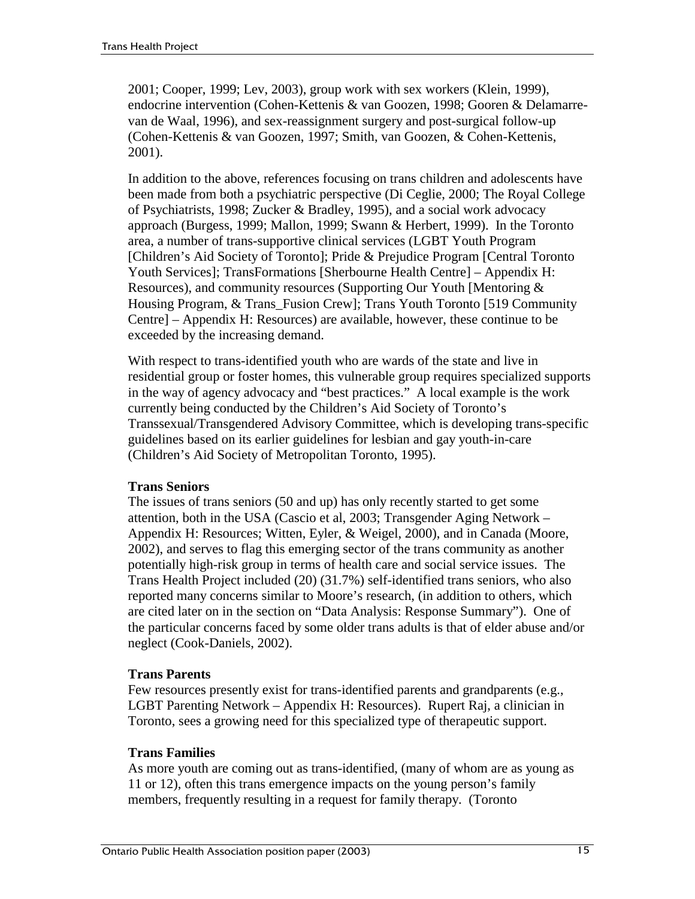2001; Cooper, 1999; Lev, 2003), group work with sex workers (Klein, 1999), endocrine intervention (Cohen-Kettenis & van Goozen, 1998; Gooren & Delamarre-van de Waal, 1996), and sex-reassignment surgery and post-surgical follow-up (Cohen-Kettenis & van Goozen, 1997; Smith, van Goozen, & Cohen-Kettenis, 2001).

In addition to the above, references focusing on trans children and adolescents have been made from both a psychiatric perspective (Di Ceglie, 2000; The Royal College of Psychiatrists, 1998; Zucker & Bradley, 1995), and a social work advocacy approach (Burgess, 1999; Mallon, 1999; Swann & Herbert, 1999). In the Toronto area, a number of trans-supportive clinical services (LGBT Youth Program [Children's Aid Society of Toronto]; Pride & Prejudice Program [Central Toronto Youth Services]; TransFormations [Sherbourne Health Centre] – Appendix H: Resources), and community resources (Supporting Our Youth [Mentoring & Housing Program, & Trans_Fusion Crew]; Trans Youth Toronto [519 Community Centre] – Appendix H: Resources) are available, however, these continue to be exceeded by the increasing demand.

With respect to trans-identified youth who are wards of the state and live in residential group or foster homes, this vulnerable group requires specialized supports in the way of agency advocacy and "best practices." A local example is the work currently being conducted by the Children's Aid Society of Toronto's Transsexual/Transgendered Advisory Committee, which is developing trans-specific guidelines based on its earlier guidelines for lesbian and gay youth-in-care (Children's Aid Society of Metropolitan Toronto, 1995).

**Trans Seniors**

The issues of trans seniors (50 and up) has only recently started to get some attention, both in the USA (Cascio et al, 2003; Transgender Aging Network – Appendix H: Resources; Witten, Eyler, & Weigel, 2000), and in Canada (Moore, 2002), and serves to flag this emerging sector of the trans community as another potentially high-risk group in terms of health care and social service issues. The Trans Health Project included (20) (31.7%) self-identified trans seniors, who also reported many concerns similar to Moore's research, (in addition to others, which are cited later on in the section on "Data Analysis: Response Summary"). One of the particular concerns faced by some older trans adults is that of elder abuse and/or neglect (Cook-Daniels, 2002).

**Trans Parents**

Few resources presently exist for trans-identified parents and grandparents (e.g., LGBT Parenting Network – Appendix H: Resources). Rupert Raj, a clinician in Toronto, sees a growing need for this specialized type of therapeutic support.

**Trans Families**

As more youth are coming out as trans-identified, (many of whom are as young as 11 or 12), often this trans emergence impacts on the young person's family members, frequently resulting in a request for family therapy. (Toronto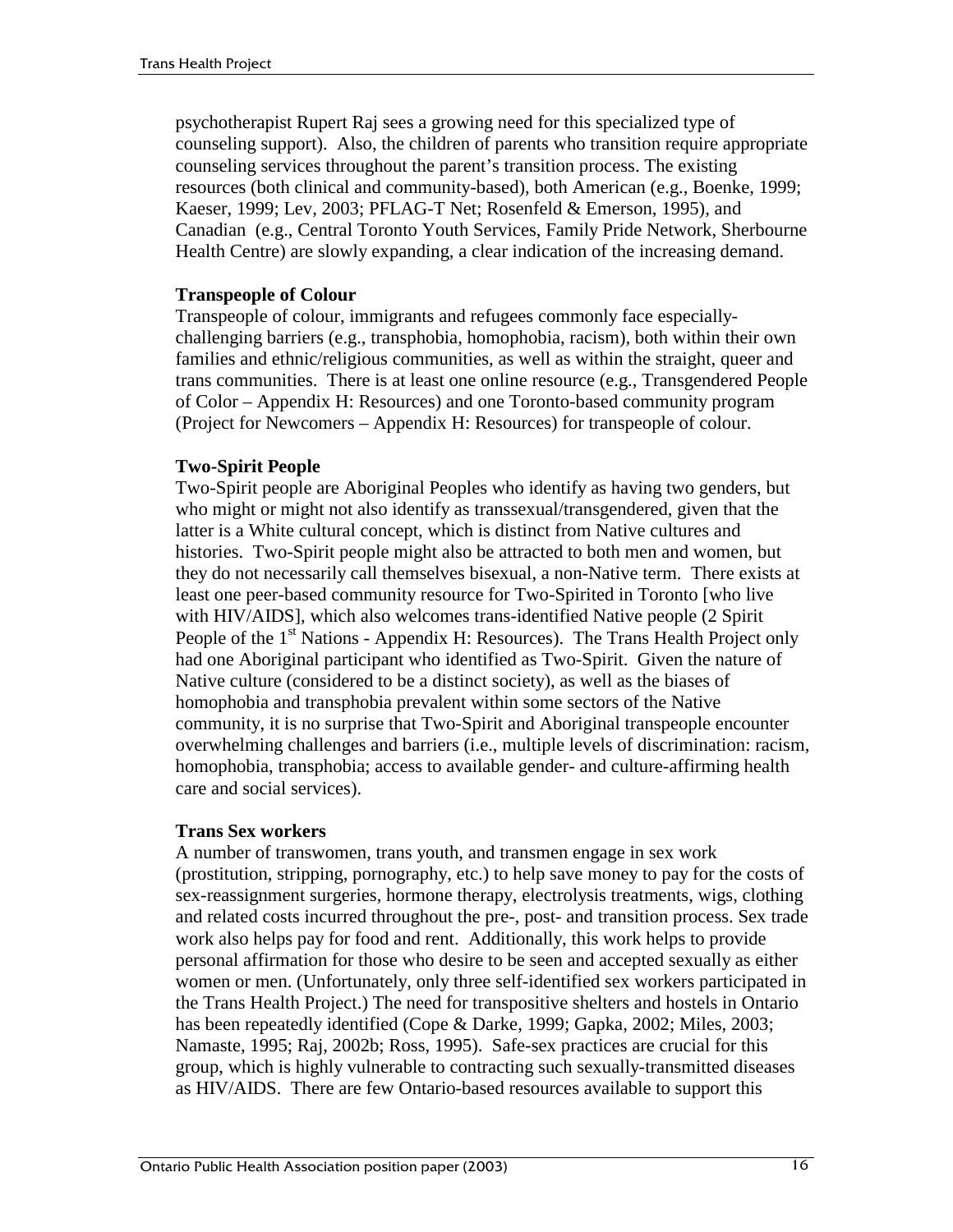psychotherapist Rupert Raj sees a growing need for this specialized type of counseling support). Also, the children of parents who transition require appropriate counseling services throughout the parent's transition process. The existing resources (both clinical and community-based), both American (e.g., Boenke, 1999; Kaeser, 1999; Lev, 2003; PFLAG-T Net; Rosenfeld & Emerson, 1995), and Canadian (e.g., Central Toronto Youth Services, Family Pride Network, Sherbourne Health Centre) are slowly expanding, a clear indication of the increasing demand.

**Transpeople of Colour**

Transpeople of colour, immigrants and refugees commonly face especially-challenging barriers (e.g., transphobia, homophobia, racism), both within their own families and ethnic/religious communities, as well as within the straight, queer and trans communities. There is at least one online resource (e.g., Transgendered People of Color – Appendix H: Resources) and one Toronto-based community program (Project for Newcomers – Appendix H: Resources) for transpeople of colour.

**Two-Spirit People**

Two-Spirit people are Aboriginal Peoples who identify as having two genders, but who might or might not also identify as transsexual/transgendered, given that the latter is a White cultural concept, which is distinct from Native cultures and histories. Two-Spirit people might also be attracted to both men and women, but they do not necessarily call themselves bisexual, a non-Native term. There exists at least one peer-based community resource for Two-Spirited in Toronto [who live with HIV/AIDS], which also welcomes trans-identified Native people (2 Spirit People of the 1st Nations - Appendix H: Resources). The Trans Health Project only had one Aboriginal participant who identified as Two-Spirit. Given the nature of Native culture (considered to be a distinct society), as well as the biases of homophobia and transphobia prevalent within some sectors of the Native community, it is no surprise that Two-Spirit and Aboriginal transpeople encounter overwhelming challenges and barriers (i.e., multiple levels of discrimination: racism, homophobia, transphobia; access to available gender- and culture-affirming health care and social services).

**Trans Sex workers**

A number of transwomen, trans youth, and transmen engage in sex work (prostitution, stripping, pornography, etc.) to help save money to pay for the costs of sex-reassignment surgeries, hormone therapy, electrolysis treatments, wigs, clothing and related costs incurred throughout the pre-, post- and transition process. Sex trade work also helps pay for food and rent. Additionally, this work helps to provide personal affirmation for those who desire to be seen and accepted sexually as either women or men. (Unfortunately, only three self-identified sex workers participated in the Trans Health Project.) The need for transpositive shelters and hostels in Ontario has been repeatedly identified (Cope & Darke, 1999; Gapka, 2002; Miles, 2003; Namaste, 1995; Raj, 2002b; Ross, 1995). Safe-sex practices are crucial for this group, which is highly vulnerable to contracting such sexually-transmitted diseases as HIV/AIDS. There are few Ontario-based resources available to support this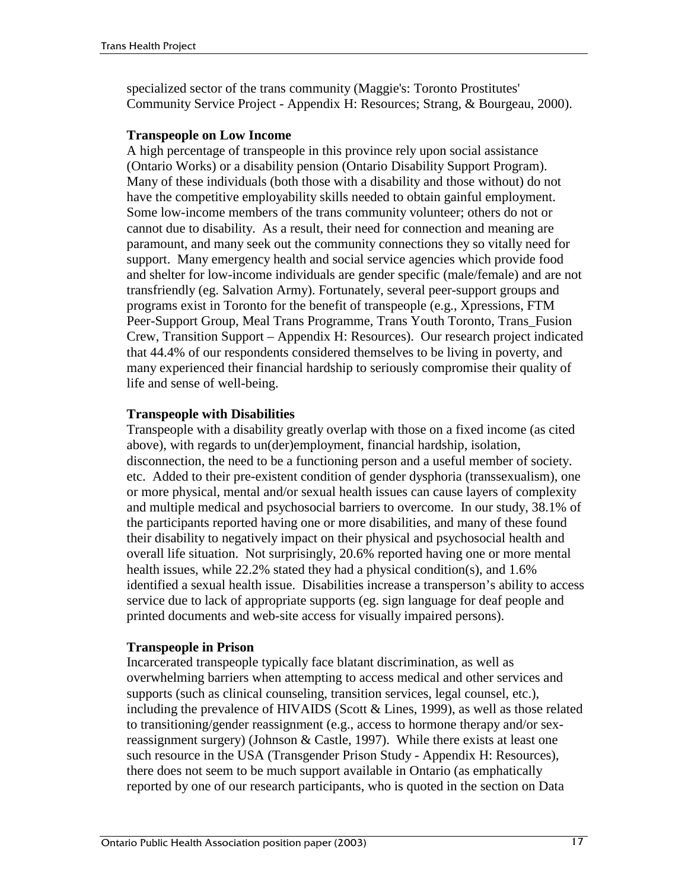specialized sector of the trans community (Maggie's: Toronto Prostitutes' Community Service Project - Appendix H: Resources; Strang, & Bourgeau, 2000).

**Transpeople on Low Income**

A high percentage of transpeople in this province rely upon social assistance (Ontario Works) or a disability pension (Ontario Disability Support Program). Many of these individuals (both those with a disability and those without) do not have the competitive employability skills needed to obtain gainful employment. Some low-income members of the trans community volunteer; others do not or cannot due to disability. As a result, their need for connection and meaning are paramount, and many seek out the community connections they so vitally need for support. Many emergency health and social service agencies which provide food and shelter for low-income individuals are gender specific (male/female) and are not transfriendly (eg. Salvation Army). Fortunately, several peer-support groups and programs exist in Toronto for the benefit of transpeople (e.g., Xpressions, FTM Peer-Support Group, Meal Trans Programme, Trans Youth Toronto, Trans_Fusion Crew, Transition Support – Appendix H: Resources). Our research project indicated that 44.4% of our respondents considered themselves to be living in poverty, and many experienced their financial hardship to seriously compromise their quality of life and sense of well-being.

**Transpeople with Disabilities**

Transpeople with a disability greatly overlap with those on a fixed income (as cited above), with regards to un(der)employment, financial hardship, isolation, disconnection, the need to be a functioning person and a useful member of society. etc. Added to their pre-existent condition of gender dysphoria (transsexualism), one or more physical, mental and/or sexual health issues can cause layers of complexity and multiple medical and psychosocial barriers to overcome. In our study, 38.1% of the participants reported having one or more disabilities, and many of these found their disability to negatively impact on their physical and psychosocial health and overall life situation. Not surprisingly, 20.6% reported having one or more mental health issues, while 22.2% stated they had a physical condition(s), and 1.6% identified a sexual health issue. Disabilities increase a transperson's ability to access service due to lack of appropriate supports (eg. sign language for deaf people and printed documents and web-site access for visually impaired persons).

**Transpeople in Prison**

Incarcerated transpeople typically face blatant discrimination, as well as overwhelming barriers when attempting to access medical and other services and supports (such as clinical counseling, transition services, legal counsel, etc.), including the prevalence of HIVAIDS (Scott & Lines, 1999), as well as those related to transitioning/gender reassignment (e.g., access to hormone therapy and/or sex-reassignment surgery) (Johnson & Castle, 1997). While there exists at least one such resource in the USA (Transgender Prison Study - Appendix H: Resources), there does not seem to be much support available in Ontario (as emphatically reported by one of our research participants, who is quoted in the section on Data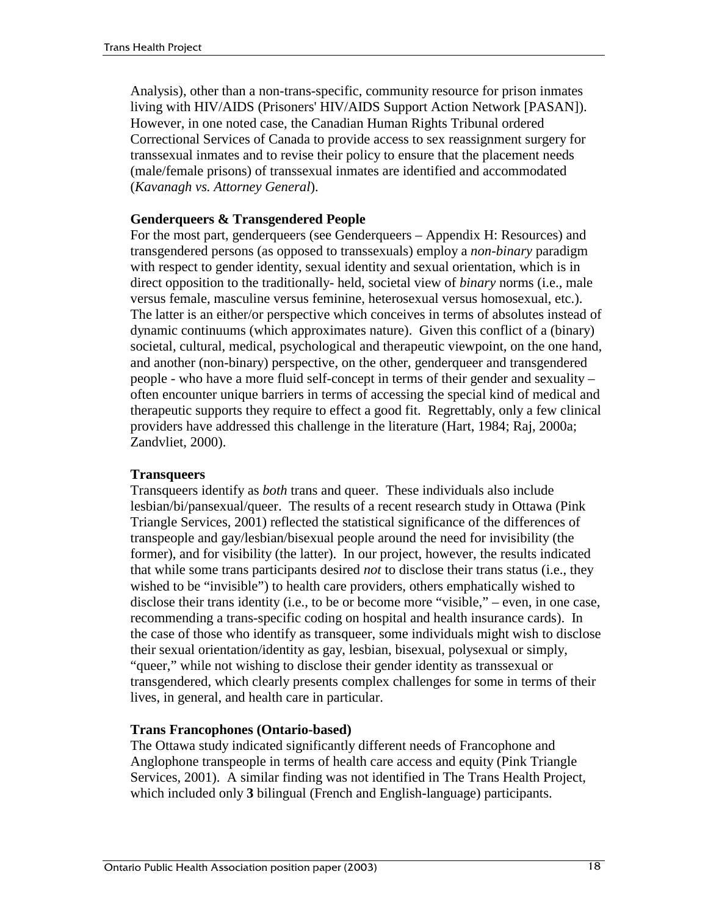Analysis), other than a non-trans-specific, community resource for prison inmates living with HIV/AIDS (Prisoners' HIV/AIDS Support Action Network [PASAN]). However, in one noted case, the Canadian Human Rights Tribunal ordered Correctional Services of Canada to provide access to sex reassignment surgery for transsexual inmates and to revise their policy to ensure that the placement needs (male/female prisons) of transsexual inmates are identified and accommodated (*Kavanagh vs. Attorney General*).

**Genderqueers & Transgendered People**

For the most part, genderqueers (see Genderqueers – Appendix H: Resources) and transgendered persons (as opposed to transsexuals) employ a *non-binary* paradigm with respect to gender identity, sexual identity and sexual orientation, which is in direct opposition to the traditionally- held, societal view of *binary* norms (i.e., male versus female, masculine versus feminine, heterosexual versus homosexual, etc.). The latter is an either/or perspective which conceives in terms of absolutes instead of dynamic continuums (which approximates nature). Given this conflict of a (binary) societal, cultural, medical, psychological and therapeutic viewpoint, on the one hand, and another (non-binary) perspective, on the other, genderqueer and transgendered people - who have a more fluid self-concept in terms of their gender and sexuality – often encounter unique barriers in terms of accessing the special kind of medical and therapeutic supports they require to effect a good fit. Regrettably, only a few clinical providers have addressed this challenge in the literature (Hart, 1984; Raj, 2000a; Zandvliet, 2000).

**Transqueers**

Transqueers identify as *both* trans and queer. These individuals also include lesbian/bi/pansexual/queer. The results of a recent research study in Ottawa (Pink Triangle Services, 2001) reflected the statistical significance of the differences of transpeople and gay/lesbian/bisexual people around the need for invisibility (the former), and for visibility (the latter). In our project, however, the results indicated that while some trans participants desired *not* to disclose their trans status (i.e., they wished to be "invisible") to health care providers, others emphatically wished to disclose their trans identity (i.e., to be or become more "visible," – even, in one case, recommending a trans-specific coding on hospital and health insurance cards). In the case of those who identify as transqueer, some individuals might wish to disclose their sexual orientation/identity as gay, lesbian, bisexual, polysexual or simply, "queer," while not wishing to disclose their gender identity as transsexual or transgendered, which clearly presents complex challenges for some in terms of their lives, in general, and health care in particular.

**Trans Francophones (Ontario-based)**

The Ottawa study indicated significantly different needs of Francophone and Anglophone transpeople in terms of health care access and equity (Pink Triangle Services, 2001). A similar finding was not identified in The Trans Health Project, which included only **3** bilingual (French and English-language) participants.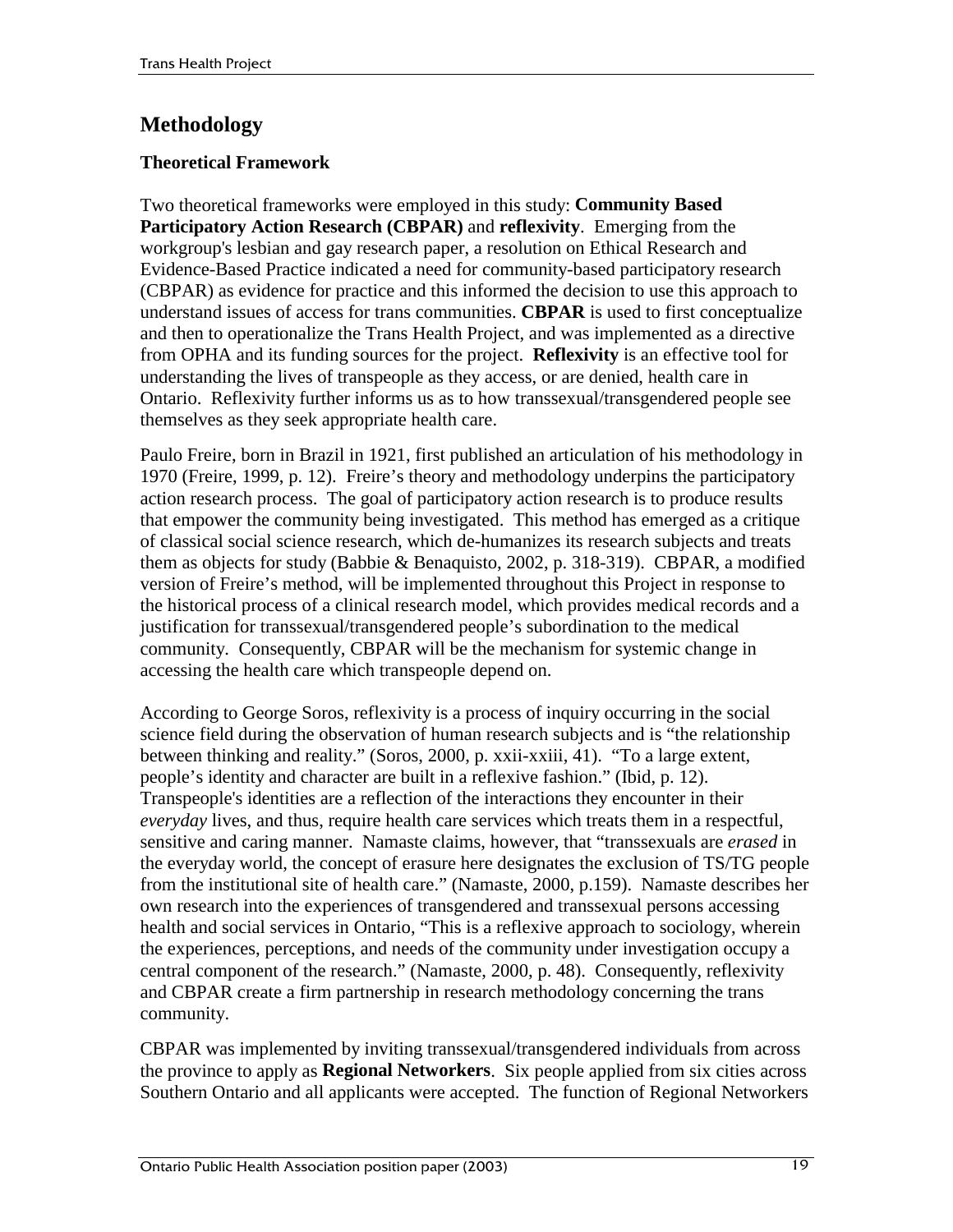## Methodology

### Theoretical Framework

Two theoretical frameworks were employed in this study: **Community Based Participatory Action Research (CBPAR)** and **reflexivity**. Emerging from the workgroup's lesbian and gay research paper, a resolution on Ethical Research and Evidence-Based Practice indicated a need for community-based participatory research (CBPAR) as evidence for practice and this informed the decision to use this approach to understand issues of access for trans communities. **CBPAR** is used to first conceptualize and then to operationalize the Trans Health Project, and was implemented as a directive from OPHA and its funding sources for the project. **Reflexivity** is an effective tool for understanding the lives of transpeople as they access, or are denied, health care in Ontario. Reflexivity further informs us as to how transsexual/transgendered people see themselves as they seek appropriate health care.

Paulo Freire, born in Brazil in 1921, first published an articulation of his methodology in 1970 (Freire, 1999, p. 12). Freire's theory and methodology underpins the participatory action research process. The goal of participatory action research is to produce results that empower the community being investigated. This method has emerged as a critique of classical social science research, which de-humanizes its research subjects and treats them as objects for study (Babbie & Benaquisto, 2002, p. 318-319). CBPAR, a modified version of Freire's method, will be implemented throughout this Project in response to the historical process of a clinical research model, which provides medical records and a justification for transsexual/transgendered people's subordination to the medical community. Consequently, CBPAR will be the mechanism for systemic change in accessing the health care which transpeople depend on.

According to George Soros, reflexivity is a process of inquiry occurring in the social science field during the observation of human research subjects and is "the relationship between thinking and reality." (Soros, 2000, p. xxii-xxiii, 41). "To a large extent, people's identity and character are built in a reflexive fashion." (Ibid, p. 12). Transpeople's identities are a reflection of the interactions they encounter in their *everyday* lives, and thus, require health care services which treats them in a respectful, sensitive and caring manner. Namaste claims, however, that "transsexuals are *erased* in the everyday world, the concept of erasure here designates the exclusion of TS/TG people from the institutional site of health care." (Namaste, 2000, p.159). Namaste describes her own research into the experiences of transgendered and transsexual persons accessing health and social services in Ontario, "This is a reflexive approach to sociology, wherein the experiences, perceptions, and needs of the community under investigation occupy a central component of the research." (Namaste, 2000, p. 48). Consequently, reflexivity and CBPAR create a firm partnership in research methodology concerning the trans community.

CBPAR was implemented by inviting transsexual/transgendered individuals from across the province to apply as **Regional Networkers**. Six people applied from six cities across Southern Ontario and all applicants were accepted. The function of Regional Networkers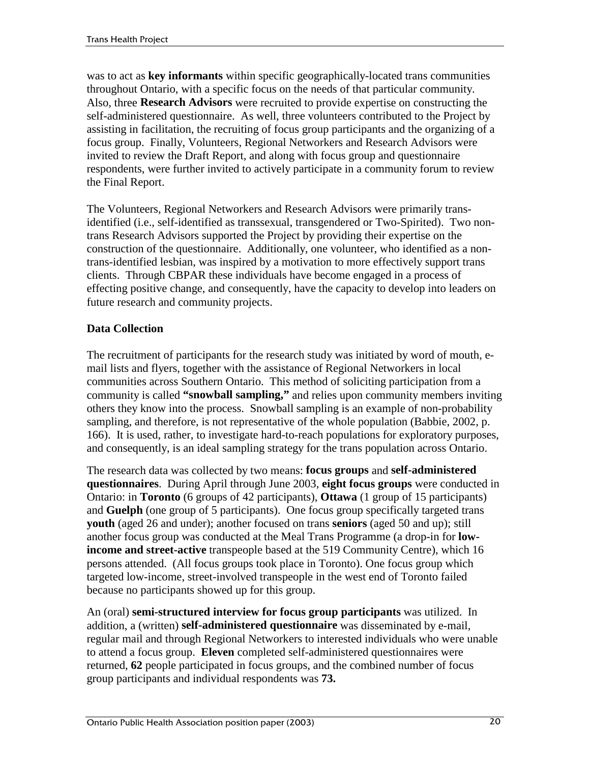was to act as **key informants** within specific geographically-located trans communities throughout Ontario, with a specific focus on the needs of that particular community. Also, three **Research Advisors** were recruited to provide expertise on constructing the self-administered questionnaire. As well, three volunteers contributed to the Project by assisting in facilitation, the recruiting of focus group participants and the organizing of a focus group. Finally, Volunteers, Regional Networkers and Research Advisors were invited to review the Draft Report, and along with focus group and questionnaire respondents, were further invited to actively participate in a community forum to review the Final Report.

The Volunteers, Regional Networkers and Research Advisors were primarily trans-identified (i.e., self-identified as transsexual, transgendered or Two-Spirited). Two non-trans Research Advisors supported the Project by providing their expertise on the construction of the questionnaire. Additionally, one volunteer, who identified as a non-trans-identified lesbian, was inspired by a motivation to more effectively support trans clients. Through CBPAR these individuals have become engaged in a process of effecting positive change, and consequently, have the capacity to develop into leaders on future research and community projects.

**Data Collection**

The recruitment of participants for the research study was initiated by word of mouth, e-mail lists and flyers, together with the assistance of Regional Networkers in local communities across Southern Ontario. This method of soliciting participation from a community is called **"snowball sampling,"** and relies upon community members inviting others they know into the process. Snowball sampling is an example of non-probability sampling, and therefore, is not representative of the whole population (Babbie, 2002, p. 166). It is used, rather, to investigate hard-to-reach populations for exploratory purposes, and consequently, is an ideal sampling strategy for the trans population across Ontario.

The research data was collected by two means: **focus groups** and **self-administered questionnaires**. During April through June 2003, **eight focus groups** were conducted in Ontario: in **Toronto** (6 groups of 42 participants), **Ottawa** (1 group of 15 participants) and **Guelph** (one group of 5 participants). One focus group specifically targeted trans **youth** (aged 26 and under); another focused on trans **seniors** (aged 50 and up); still another focus group was conducted at the Meal Trans Programme (a drop-in for **low-income and street-active** transpeople based at the 519 Community Centre), which 16 persons attended. (All focus groups took place in Toronto). One focus group which targeted low-income, street-involved transpeople in the west end of Toronto failed because no participants showed up for this group.

An (oral) **semi-structured interview for focus group participants** was utilized. In addition, a (written) **self-administered questionnaire** was disseminated by e-mail, regular mail and through Regional Networkers to interested individuals who were unable to attend a focus group. **Eleven** completed self-administered questionnaires were returned, **62** people participated in focus groups, and the combined number of focus group participants and individual respondents was **73.**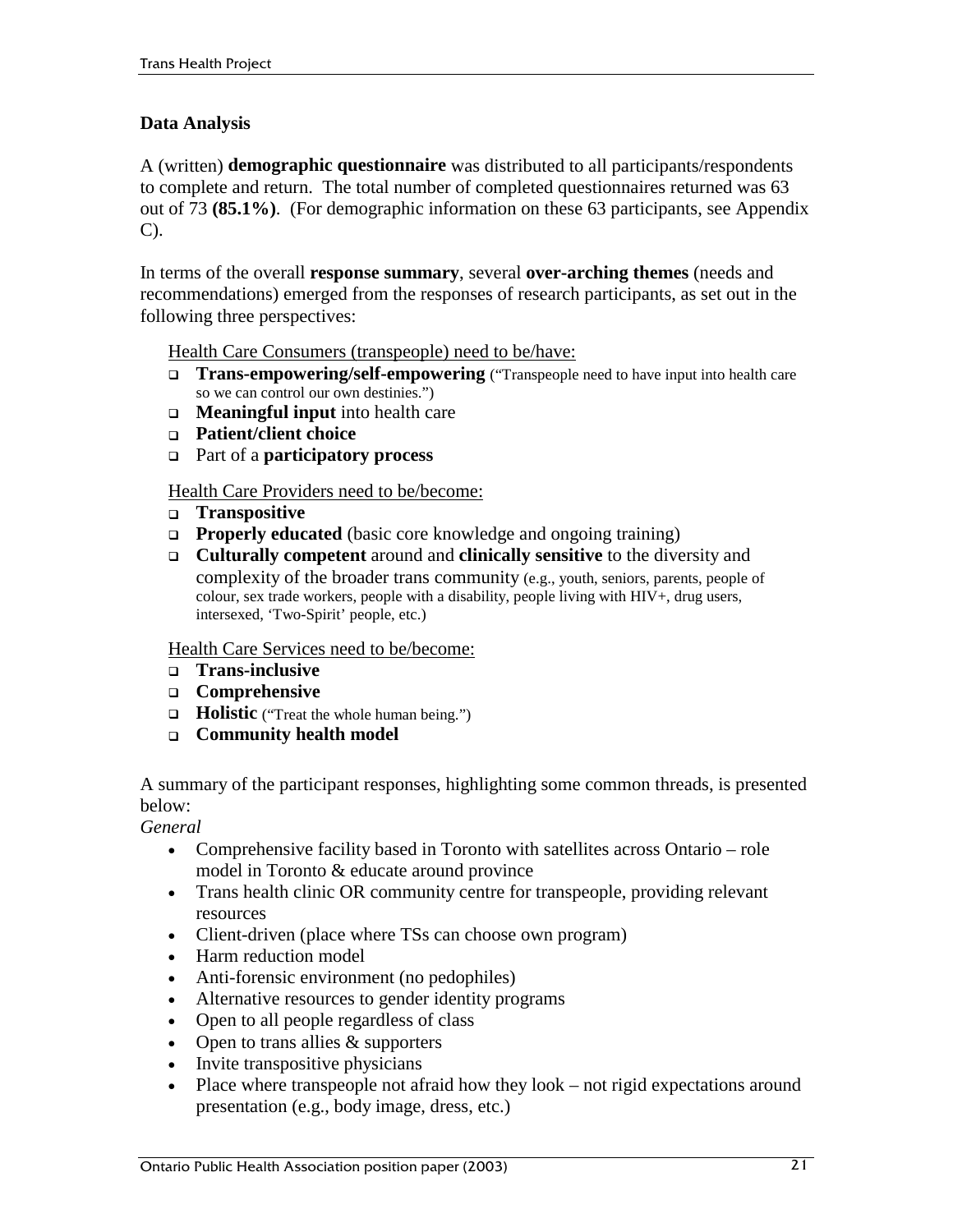### Data Analysis

A (written) **demographic questionnaire** was distributed to all participants/respondents to complete and return. The total number of completed questionnaires returned was 63 out of 73 **(85.1%)**. (For demographic information on these 63 participants, see Appendix C).

In terms of the overall **response summary**, several **over-arching themes** (needs and recommendations) emerged from the responses of research participants, as set out in the following three perspectives:

Health Care Consumers (transpeople) need to be/have:

- **Trans-empowering/self-empowering** ("Transpeople need to have input into health care so we can control our own destinies.")
- **Meaningful input** into health care
- **Patient/client choice**
- Part of a **participatory process**

Health Care Providers need to be/become:

- **Transpositive**
- **Properly educated** (basic core knowledge and ongoing training)
- **Culturally competent** around and **clinically sensitive** to the diversity and complexity of the broader trans community (e.g., youth, seniors, parents, people of colour, sex trade workers, people with a disability, people living with HIV+, drug users, intersexed, 'Two-Spirit' people, etc.)

Health Care Services need to be/become:

- **Trans-inclusive**
- **Comprehensive**
- **Holistic** ("Treat the whole human being.")
- **Community health model**

A summary of the participant responses, highlighting some common threads, is presented below:

*General*

- Comprehensive facility based in Toronto with satellites across Ontario – role model in Toronto & educate around province
- Trans health clinic OR community centre for transpeople, providing relevant resources
- Client-driven (place where TSs can choose own program)
- Harm reduction model
- Anti-forensic environment (no pedophiles)
- Alternative resources to gender identity programs
- Open to all people regardless of class
- Open to trans allies & supporters
- Invite transpositive physicians
- Place where transpeople not afraid how they look – not rigid expectations around presentation (e.g., body image, dress, etc.)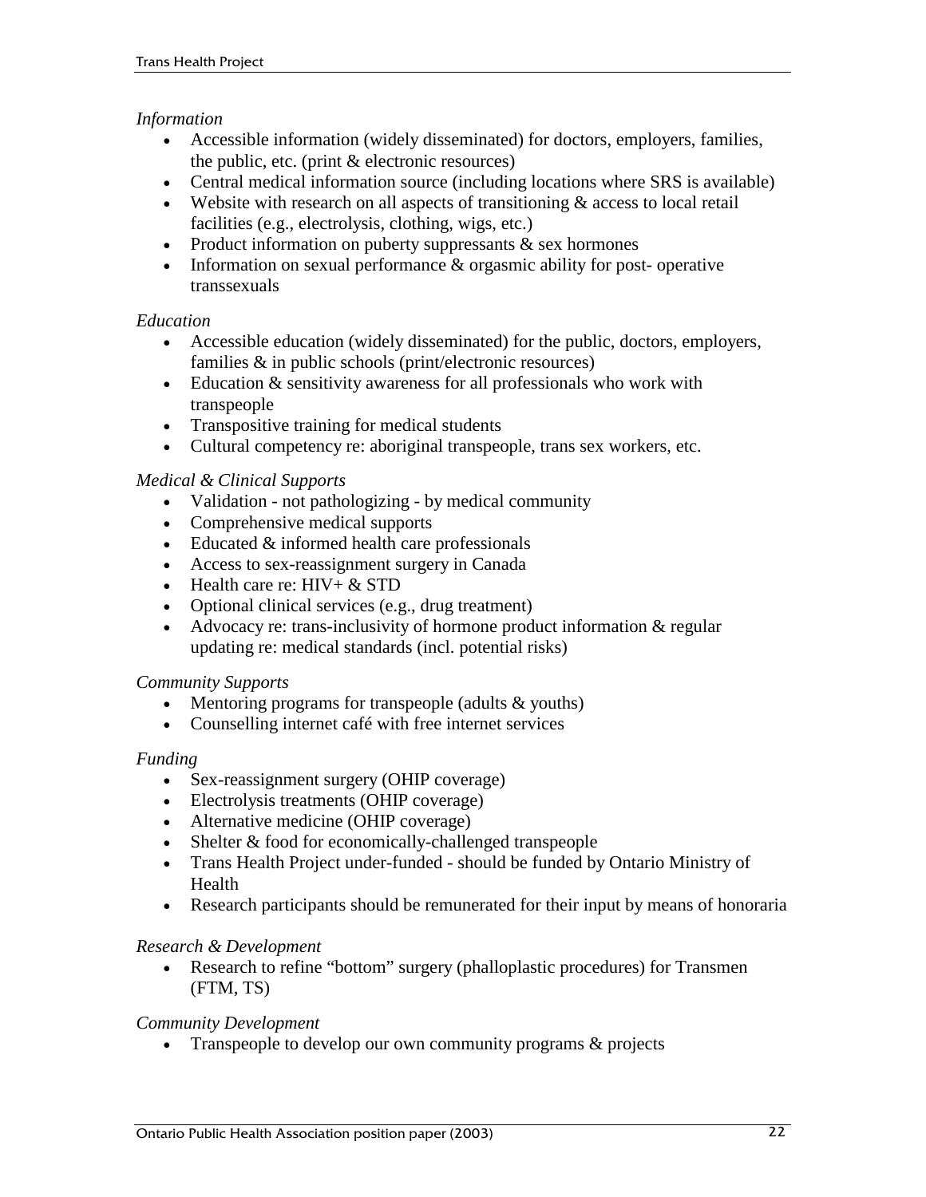*Information*

- Accessible information (widely disseminated) for doctors, employers, families, the public, etc. (print & electronic resources)
- Central medical information source (including locations where SRS is available)
- Website with research on all aspects of transitioning & access to local retail facilities (e.g., electrolysis, clothing, wigs, etc.)
- Product information on puberty suppressants & sex hormones
- Information on sexual performance & orgasmic ability for post- operative transsexuals

*Education*

- Accessible education (widely disseminated) for the public, doctors, employers, families & in public schools (print/electronic resources)
- Education & sensitivity awareness for all professionals who work with transpeople
- Transpositive training for medical students
- Cultural competency re: aboriginal transpeople, trans sex workers, etc.

*Medical & Clinical Supports*

- Validation - not pathologizing - by medical community
- Comprehensive medical supports
- Educated & informed health care professionals
- Access to sex-reassignment surgery in Canada
- Health care re: HIV+ & STD
- Optional clinical services (e.g., drug treatment)
- Advocacy re: trans-inclusivity of hormone product information & regular updating re: medical standards (incl. potential risks)

*Community Supports*

- Mentoring programs for transpeople (adults & youths)
- Counselling internet café with free internet services

*Funding*

- Sex-reassignment surgery (OHIP coverage)
- Electrolysis treatments (OHIP coverage)
- Alternative medicine (OHIP coverage)
- Shelter & food for economically-challenged transpeople
- Trans Health Project under-funded - should be funded by Ontario Ministry of Health
- Research participants should be remunerated for their input by means of honoraria

*Research & Development*

- Research to refine "bottom" surgery (phalloplastic procedures) for Transmen (FTM, TS)

*Community Development*

- Transpeople to develop our own community programs & projects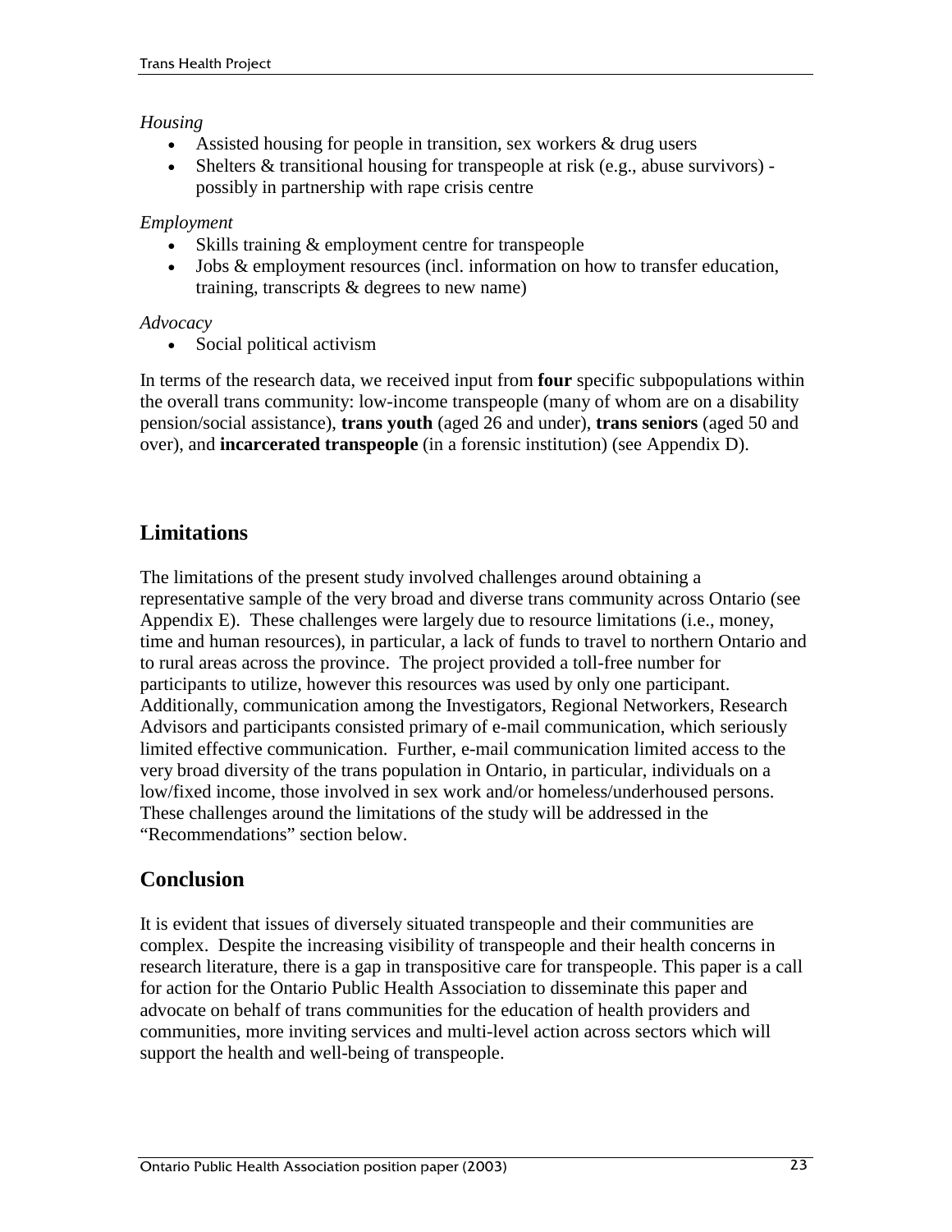*Housing*

- Assisted housing for people in transition, sex workers & drug users
- Shelters & transitional housing for transpeople at risk (e.g., abuse survivors) - possibly in partnership with rape crisis centre

*Employment*

- Skills training & employment centre for transpeople
- Jobs & employment resources (incl. information on how to transfer education, training, transcripts & degrees to new name)

*Advocacy*

- Social political activism

In terms of the research data, we received input from **four** specific subpopulations within the overall trans community: low-income transpeople (many of whom are on a disability pension/social assistance), **trans youth** (aged 26 and under), **trans seniors** (aged 50 and over), and **incarcerated transpeople** (in a forensic institution) (see Appendix D).

## Limitations

The limitations of the present study involved challenges around obtaining a representative sample of the very broad and diverse trans community across Ontario (see Appendix E). These challenges were largely due to resource limitations (i.e., money, time and human resources), in particular, a lack of funds to travel to northern Ontario and to rural areas across the province. The project provided a toll-free number for participants to utilize, however this resources was used by only one participant. Additionally, communication among the Investigators, Regional Networkers, Research Advisors and participants consisted primary of e-mail communication, which seriously limited effective communication. Further, e-mail communication limited access to the very broad diversity of the trans population in Ontario, in particular, individuals on a low/fixed income, those involved in sex work and/or homeless/underhoused persons. These challenges around the limitations of the study will be addressed in the "Recommendations" section below.

## Conclusion

It is evident that issues of diversely situated transpeople and their communities are complex. Despite the increasing visibility of transpeople and their health concerns in research literature, there is a gap in transpositive care for transpeople. This paper is a call for action for the Ontario Public Health Association to disseminate this paper and advocate on behalf of trans communities for the education of health providers and communities, more inviting services and multi-level action across sectors which will support the health and well-being of transpeople.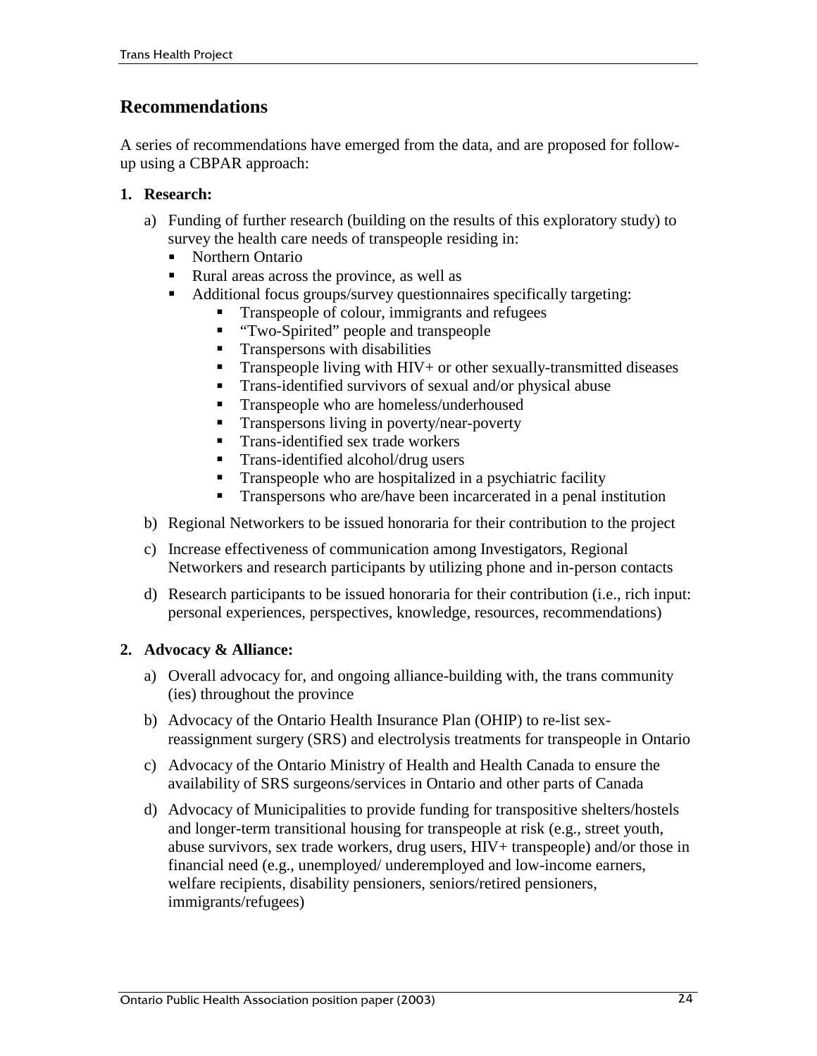## Recommendations

A series of recommendations have emerged from the data, and are proposed for follow-up using a CBPAR approach:

1. **Research:**

   a) Funding of further research (building on the results of this exploratory study) to survey the health care needs of transpeople residing in:
      - Northern Ontario
      - Rural areas across the province, as well as
      - Additional focus groups/survey questionnaires specifically targeting:
        - Transpeople of colour, immigrants and refugees
        - "Two-Spirited" people and transpeople
        - Transpersons with disabilities
        - Transpeople living with HIV+ or other sexually-transmitted diseases
        - Trans-identified survivors of sexual and/or physical abuse
        - Transpeople who are homeless/underhoused
        - Transpersons living in poverty/near-poverty
        - Trans-identified sex trade workers
        - Trans-identified alcohol/drug users
        - Transpeople who are hospitalized in a psychiatric facility
        - Transpersons who are/have been incarcerated in a penal institution

   b) Regional Networkers to be issued honoraria for their contribution to the project

   c) Increase effectiveness of communication among Investigators, Regional Networkers and research participants by utilizing phone and in-person contacts

   d) Research participants to be issued honoraria for their contribution (i.e., rich input: personal experiences, perspectives, knowledge, resources, recommendations)

2. **Advocacy & Alliance:**

   a) Overall advocacy for, and ongoing alliance-building with, the trans community (ies) throughout the province

   b) Advocacy of the Ontario Health Insurance Plan (OHIP) to re-list sex-reassignment surgery (SRS) and electrolysis treatments for transpeople in Ontario

   c) Advocacy of the Ontario Ministry of Health and Health Canada to ensure the availability of SRS surgeons/services in Ontario and other parts of Canada

   d) Advocacy of Municipalities to provide funding for transpositive shelters/hostels and longer-term transitional housing for transpeople at risk (e.g., street youth, abuse survivors, sex trade workers, drug users, HIV+ transpeople) and/or those in financial need (e.g., unemployed/ underemployed and low-income earners, welfare recipients, disability pensioners, seniors/retired pensioners, immigrants/refugees)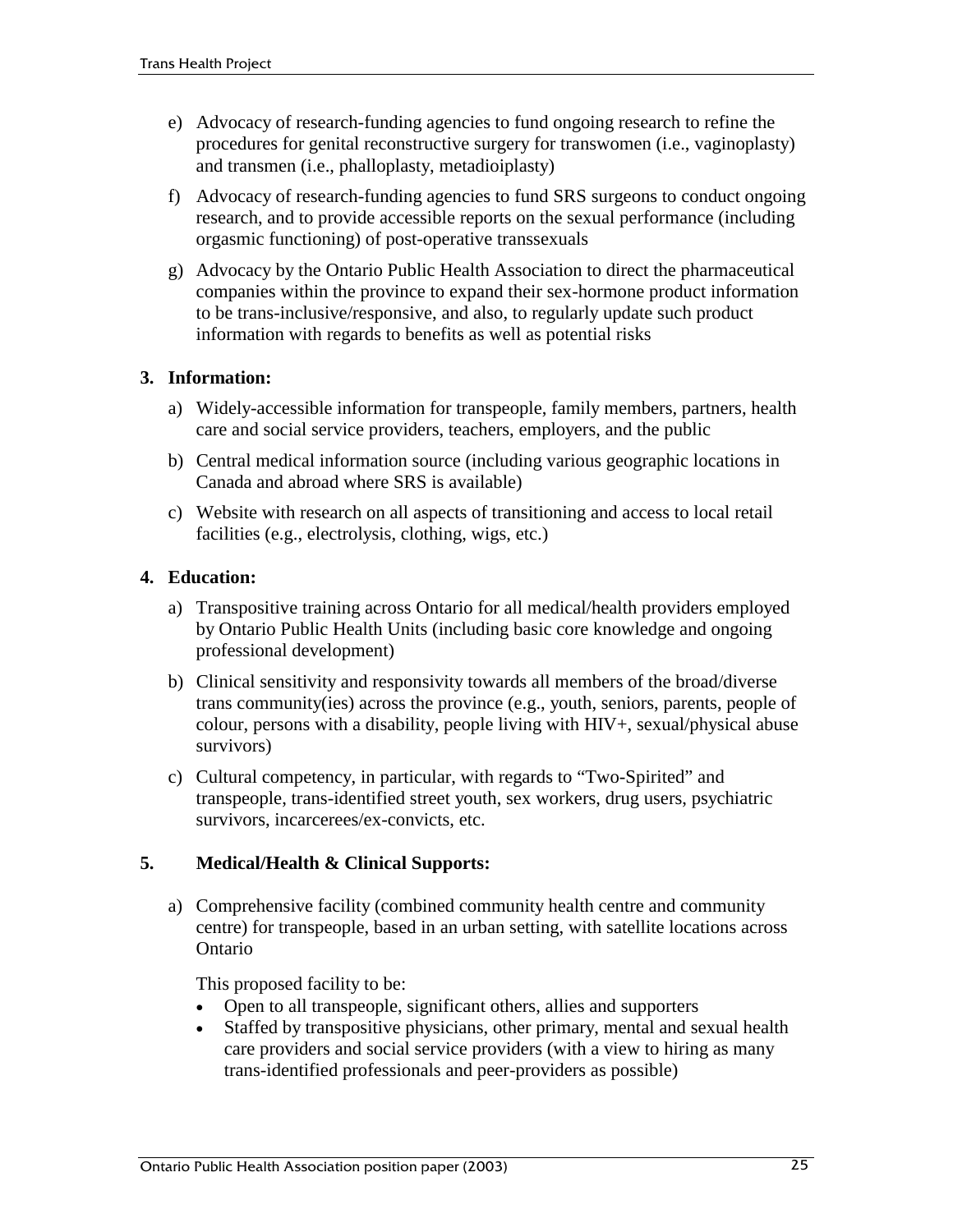e) Advocacy of research-funding agencies to fund ongoing research to refine the procedures for genital reconstructive surgery for transwomen (i.e., vaginoplasty) and transmen (i.e., phalloplasty, metadioiplasty)

f) Advocacy of research-funding agencies to fund SRS surgeons to conduct ongoing research, and to provide accessible reports on the sexual performance (including orgasmic functioning) of post-operative transsexuals

g) Advocacy by the Ontario Public Health Association to direct the pharmaceutical companies within the province to expand their sex-hormone product information to be trans-inclusive/responsive, and also, to regularly update such product information with regards to benefits as well as potential risks

**3. Information:**

a) Widely-accessible information for transpeople, family members, partners, health care and social service providers, teachers, employers, and the public

b) Central medical information source (including various geographic locations in Canada and abroad where SRS is available)

c) Website with research on all aspects of transitioning and access to local retail facilities (e.g., electrolysis, clothing, wigs, etc.)

**4. Education:**

a) Transpositive training across Ontario for all medical/health providers employed by Ontario Public Health Units (including basic core knowledge and ongoing professional development)

b) Clinical sensitivity and responsivity towards all members of the broad/diverse trans community(ies) across the province (e.g., youth, seniors, parents, people of colour, persons with a disability, people living with HIV+, sexual/physical abuse survivors)

c) Cultural competency, in particular, with regards to "Two-Spirited" and transpeople, trans-identified street youth, sex workers, drug users, psychiatric survivors, incarcerees/ex-convicts, etc.

**5. Medical/Health & Clinical Supports:**

a) Comprehensive facility (combined community health centre and community centre) for transpeople, based in an urban setting, with satellite locations across Ontario

This proposed facility to be:

- Open to all transpeople, significant others, allies and supporters
- Staffed by transpositive physicians, other primary, mental and sexual health care providers and social service providers (with a view to hiring as many trans-identified professionals and peer-providers as possible)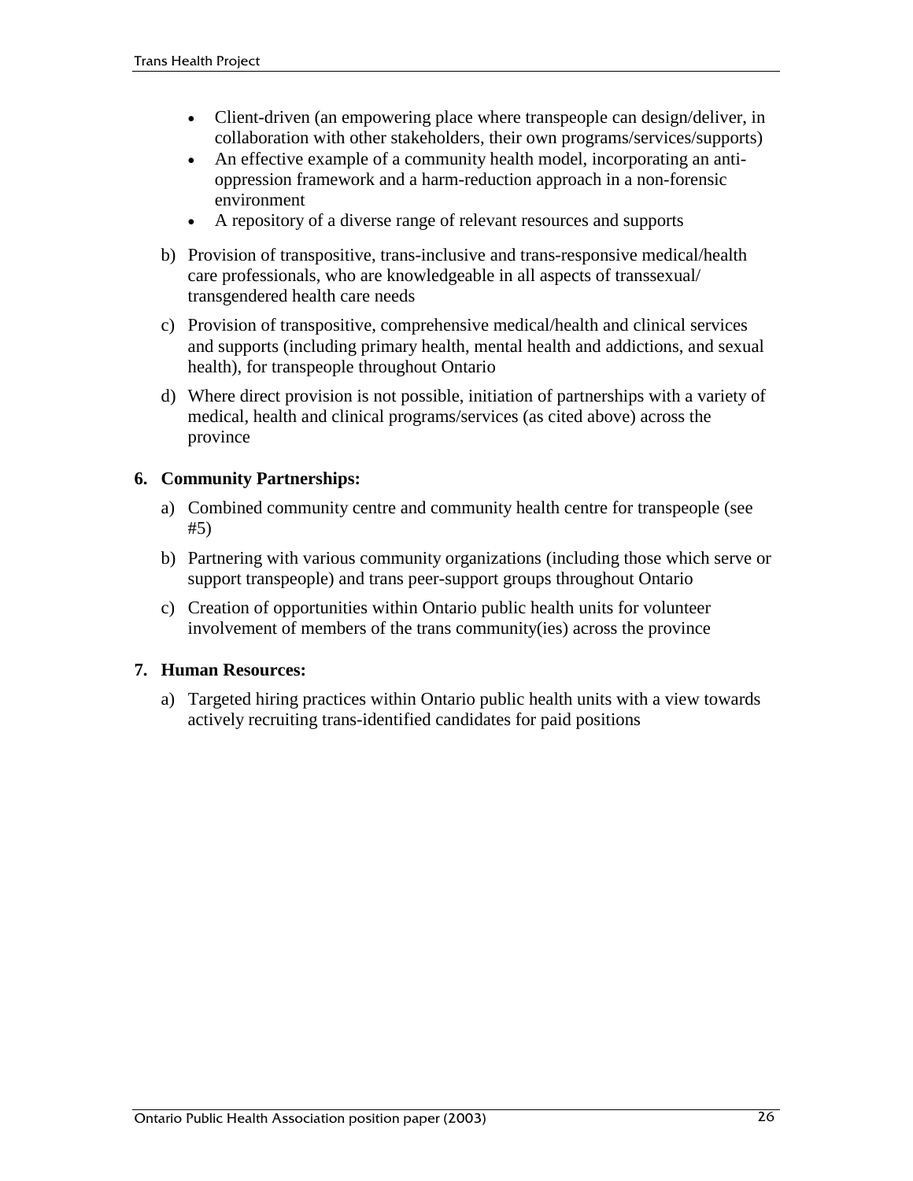- Client-driven (an empowering place where transpeople can design/deliver, in collaboration with other stakeholders, their own programs/services/supports)
- An effective example of a community health model, incorporating an anti-oppression framework and a harm-reduction approach in a non-forensic environment
- A repository of a diverse range of relevant resources and supports

b) Provision of transpositive, trans-inclusive and trans-responsive medical/health care professionals, who are knowledgeable in all aspects of transsexual/ transgendered health care needs

c) Provision of transpositive, comprehensive medical/health and clinical services and supports (including primary health, mental health and addictions, and sexual health), for transpeople throughout Ontario

d) Where direct provision is not possible, initiation of partnerships with a variety of medical, health and clinical programs/services (as cited above) across the province

**6. Community Partnerships:**

a) Combined community centre and community health centre for transpeople (see #5)

b) Partnering with various community organizations (including those which serve or support transpeople) and trans peer-support groups throughout Ontario

c) Creation of opportunities within Ontario public health units for volunteer involvement of members of the trans community(ies) across the province

**7. Human Resources:**

a) Targeted hiring practices within Ontario public health units with a view towards actively recruiting trans-identified candidates for paid positions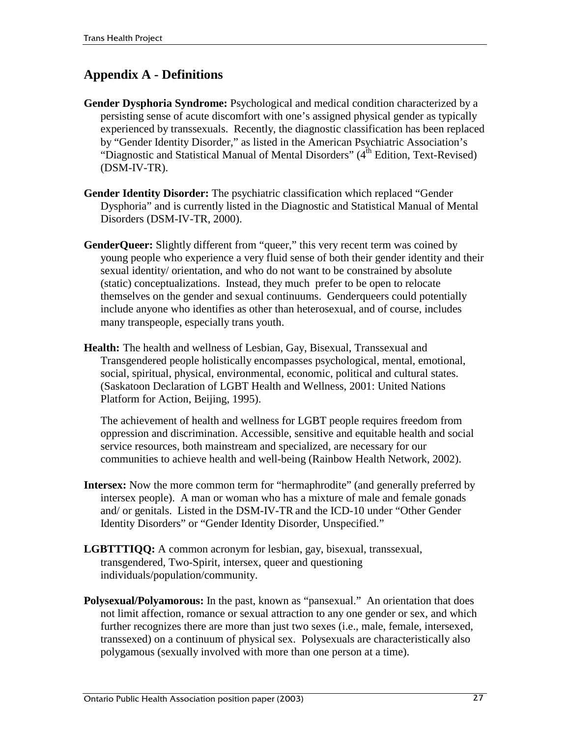## Appendix A - Definitions

**Gender Dysphoria Syndrome:** Psychological and medical condition characterized by a persisting sense of acute discomfort with one's assigned physical gender as typically experienced by transsexuals. Recently, the diagnostic classification has been replaced by "Gender Identity Disorder," as listed in the American Psychiatric Association's "Diagnostic and Statistical Manual of Mental Disorders" (4th Edition, Text-Revised) (DSM-IV-TR).

**Gender Identity Disorder:** The psychiatric classification which replaced "Gender Dysphoria" and is currently listed in the Diagnostic and Statistical Manual of Mental Disorders (DSM-IV-TR, 2000).

**GenderQueer:** Slightly different from "queer," this very recent term was coined by young people who experience a very fluid sense of both their gender identity and their sexual identity/ orientation, and who do not want to be constrained by absolute (static) conceptualizations. Instead, they much prefer to be open to relocate themselves on the gender and sexual continuums. Genderqueers could potentially include anyone who identifies as other than heterosexual, and of course, includes many transpeople, especially trans youth.

**Health:** The health and wellness of Lesbian, Gay, Bisexual, Transsexual and Transgendered people holistically encompasses psychological, mental, emotional, social, spiritual, physical, environmental, economic, political and cultural states. (Saskatoon Declaration of LGBT Health and Wellness, 2001: United Nations Platform for Action, Beijing, 1995).

The achievement of health and wellness for LGBT people requires freedom from oppression and discrimination. Accessible, sensitive and equitable health and social service resources, both mainstream and specialized, are necessary for our communities to achieve health and well-being (Rainbow Health Network, 2002).

**Intersex:** Now the more common term for "hermaphrodite" (and generally preferred by intersex people). A man or woman who has a mixture of male and female gonads and/ or genitals. Listed in the DSM-IV-TR and the ICD-10 under "Other Gender Identity Disorders" or "Gender Identity Disorder, Unspecified."

**LGBTTTIQQ:** A common acronym for lesbian, gay, bisexual, transsexual, transgendered, Two-Spirit, intersex, queer and questioning individuals/population/community.

**Polysexual/Polyamorous:** In the past, known as "pansexual." An orientation that does not limit affection, romance or sexual attraction to any one gender or sex, and which further recognizes there are more than just two sexes (i.e., male, female, intersexed, transsexed) on a continuum of physical sex. Polysexuals are characteristically also polygamous (sexually involved with more than one person at a time).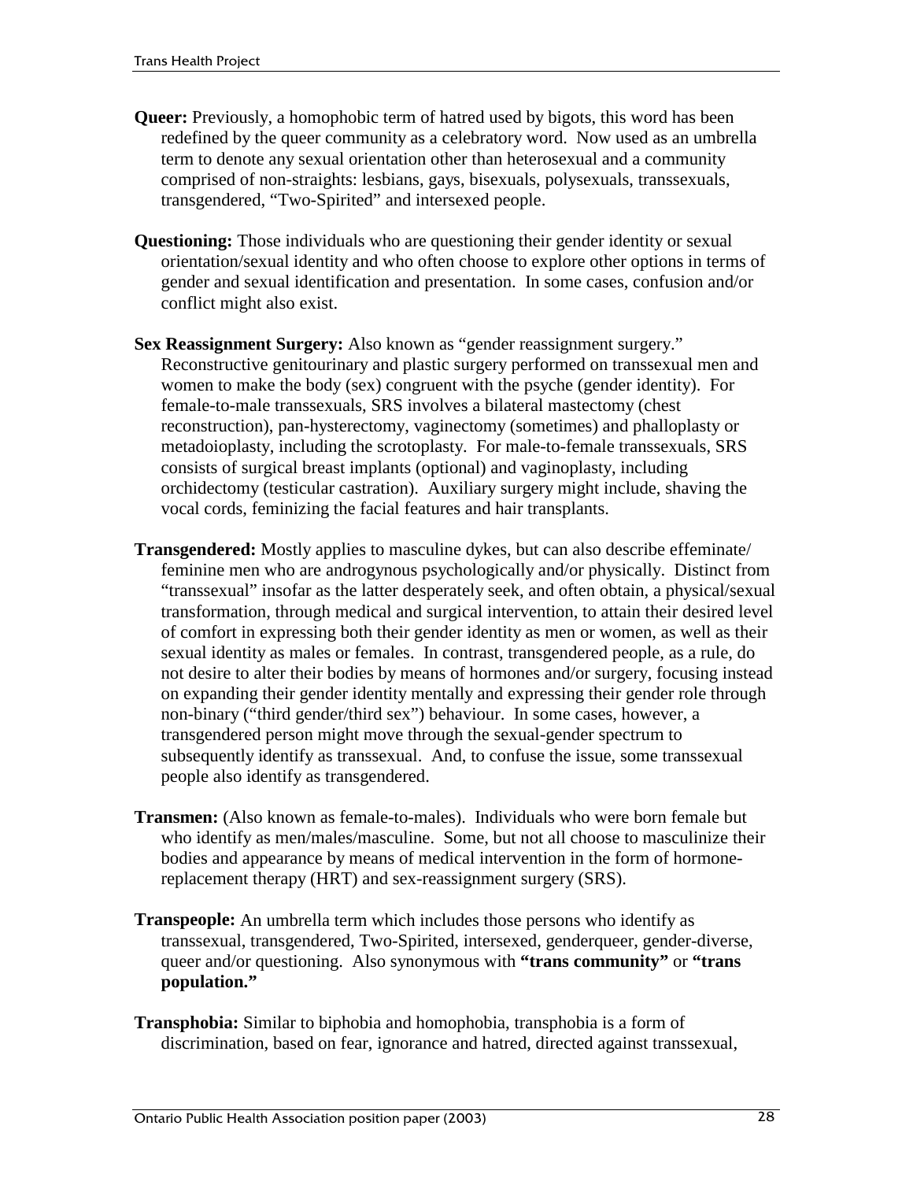**Queer:** Previously, a homophobic term of hatred used by bigots, this word has been redefined by the queer community as a celebratory word. Now used as an umbrella term to denote any sexual orientation other than heterosexual and a community comprised of non-straights: lesbians, gays, bisexuals, polysexuals, transsexuals, transgendered, "Two-Spirited" and intersexed people.

**Questioning:** Those individuals who are questioning their gender identity or sexual orientation/sexual identity and who often choose to explore other options in terms of gender and sexual identification and presentation. In some cases, confusion and/or conflict might also exist.

**Sex Reassignment Surgery:** Also known as "gender reassignment surgery." Reconstructive genitourinary and plastic surgery performed on transsexual men and women to make the body (sex) congruent with the psyche (gender identity). For female-to-male transsexuals, SRS involves a bilateral mastectomy (chest reconstruction), pan-hysterectomy, vaginectomy (sometimes) and phalloplasty or metadoioplasty, including the scrotoplasty. For male-to-female transsexuals, SRS consists of surgical breast implants (optional) and vaginoplasty, including orchidectomy (testicular castration). Auxiliary surgery might include, shaving the vocal cords, feminizing the facial features and hair transplants.

**Transgendered:** Mostly applies to masculine dykes, but can also describe effeminate/ feminine men who are androgynous psychologically and/or physically. Distinct from "transsexual" insofar as the latter desperately seek, and often obtain, a physical/sexual transformation, through medical and surgical intervention, to attain their desired level of comfort in expressing both their gender identity as men or women, as well as their sexual identity as males or females. In contrast, transgendered people, as a rule, do not desire to alter their bodies by means of hormones and/or surgery, focusing instead on expanding their gender identity mentally and expressing their gender role through non-binary ("third gender/third sex") behaviour. In some cases, however, a transgendered person might move through the sexual-gender spectrum to subsequently identify as transsexual. And, to confuse the issue, some transsexual people also identify as transgendered.

**Transmen:** (Also known as female-to-males). Individuals who were born female but who identify as men/males/masculine. Some, but not all choose to masculinize their bodies and appearance by means of medical intervention in the form of hormone-replacement therapy (HRT) and sex-reassignment surgery (SRS).

**Transpeople:** An umbrella term which includes those persons who identify as transsexual, transgendered, Two-Spirited, intersexed, genderqueer, gender-diverse, queer and/or questioning. Also synonymous with **"trans community"** or **"trans population."**

**Transphobia:** Similar to biphobia and homophobia, transphobia is a form of discrimination, based on fear, ignorance and hatred, directed against transsexual,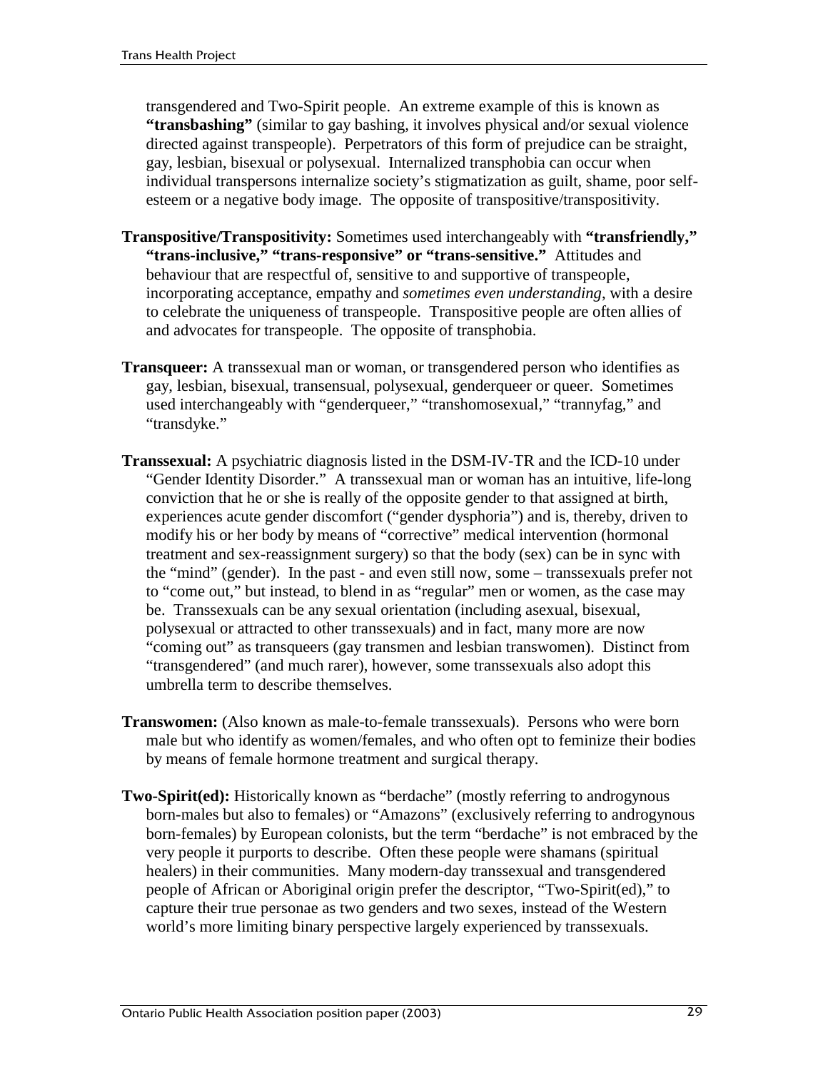transgendered and Two-Spirit people. An extreme example of this is known as **"transbashing"** (similar to gay bashing, it involves physical and/or sexual violence directed against transpeople). Perpetrators of this form of prejudice can be straight, gay, lesbian, bisexual or polysexual. Internalized transphobia can occur when individual transpersons internalize society's stigmatization as guilt, shame, poor self-esteem or a negative body image. The opposite of transpositive/transpositivity.

**Transpositive/Transpositivity:** Sometimes used interchangeably with **"transfriendly," "trans-inclusive," "trans-responsive" or "trans-sensitive."** Attitudes and behaviour that are respectful of, sensitive to and supportive of transpeople, incorporating acceptance, empathy and *sometimes even understanding*, with a desire to celebrate the uniqueness of transpeople. Transpositive people are often allies of and advocates for transpeople. The opposite of transphobia.

**Transqueer:** A transsexual man or woman, or transgendered person who identifies as gay, lesbian, bisexual, transensual, polysexual, genderqueer or queer. Sometimes used interchangeably with "genderqueer," "transhomosexual," "trannyfag," and "transdyke."

**Transsexual:** A psychiatric diagnosis listed in the DSM-IV-TR and the ICD-10 under "Gender Identity Disorder." A transsexual man or woman has an intuitive, life-long conviction that he or she is really of the opposite gender to that assigned at birth, experiences acute gender discomfort ("gender dysphoria") and is, thereby, driven to modify his or her body by means of "corrective" medical intervention (hormonal treatment and sex-reassignment surgery) so that the body (sex) can be in sync with the "mind" (gender). In the past - and even still now, some – transsexuals prefer not to "come out," but instead, to blend in as "regular" men or women, as the case may be. Transsexuals can be any sexual orientation (including asexual, bisexual, polysexual or attracted to other transsexuals) and in fact, many more are now "coming out" as transqueers (gay transmen and lesbian transwomen). Distinct from "transgendered" (and much rarer), however, some transsexuals also adopt this umbrella term to describe themselves.

**Transwomen:** (Also known as male-to-female transsexuals). Persons who were born male but who identify as women/females, and who often opt to feminize their bodies by means of female hormone treatment and surgical therapy.

**Two-Spirit(ed):** Historically known as "berdache" (mostly referring to androgynous born-males but also to females) or "Amazons" (exclusively referring to androgynous born-females) by European colonists, but the term "berdache" is not embraced by the very people it purports to describe. Often these people were shamans (spiritual healers) in their communities. Many modern-day transsexual and transgendered people of African or Aboriginal origin prefer the descriptor, "Two-Spirit(ed)," to capture their true personae as two genders and two sexes, instead of the Western world's more limiting binary perspective largely experienced by transsexuals.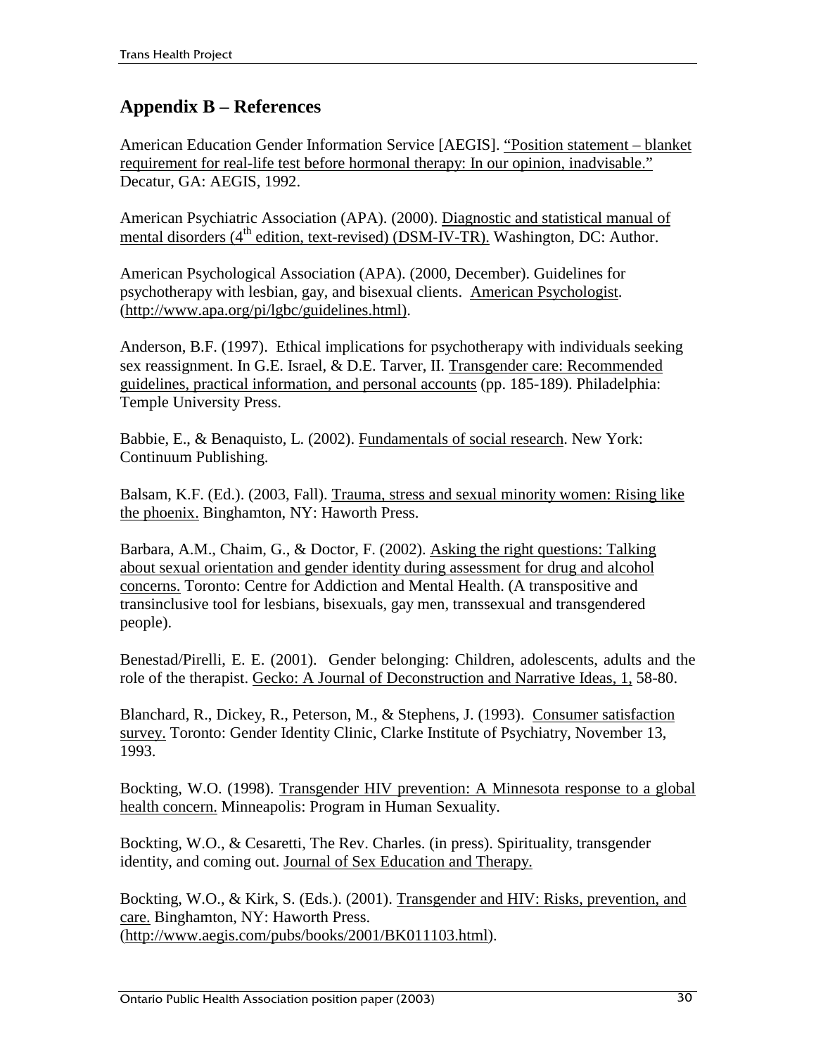## Appendix B – References

American Education Gender Information Service [AEGIS]. "Position statement – blanket requirement for real-life test before hormonal therapy: In our opinion, inadvisable." Decatur, GA: AEGIS, 1992.

American Psychiatric Association (APA). (2000). Diagnostic and statistical manual of mental disorders (4th edition, text-revised) (DSM-IV-TR). Washington, DC: Author.

American Psychological Association (APA). (2000, December). Guidelines for psychotherapy with lesbian, gay, and bisexual clients. American Psychologist. (http://www.apa.org/pi/lgbc/guidelines.html).

Anderson, B.F. (1997). Ethical implications for psychotherapy with individuals seeking sex reassignment. In G.E. Israel, & D.E. Tarver, II. Transgender care: Recommended guidelines, practical information, and personal accounts (pp. 185-189). Philadelphia: Temple University Press.

Babbie, E., & Benaquisto, L. (2002). Fundamentals of social research. New York: Continuum Publishing.

Balsam, K.F. (Ed.). (2003, Fall). Trauma, stress and sexual minority women: Rising like the phoenix. Binghamton, NY: Haworth Press.

Barbara, A.M., Chaim, G., & Doctor, F. (2002). Asking the right questions: Talking about sexual orientation and gender identity during assessment for drug and alcohol concerns. Toronto: Centre for Addiction and Mental Health. (A transpositive and transinclusive tool for lesbians, bisexuals, gay men, transsexual and transgendered people).

Benestad/Pirelli, E. E. (2001). Gender belonging: Children, adolescents, adults and the role of the therapist. Gecko: A Journal of Deconstruction and Narrative Ideas, 1, 58-80.

Blanchard, R., Dickey, R., Peterson, M., & Stephens, J. (1993). Consumer satisfaction survey. Toronto: Gender Identity Clinic, Clarke Institute of Psychiatry, November 13, 1993.

Bockting, W.O. (1998). Transgender HIV prevention: A Minnesota response to a global health concern. Minneapolis: Program in Human Sexuality.

Bockting, W.O., & Cesaretti, The Rev. Charles. (in press). Spirituality, transgender identity, and coming out. Journal of Sex Education and Therapy.

Bockting, W.O., & Kirk, S. (Eds.). (2001). Transgender and HIV: Risks, prevention, and care. Binghamton, NY: Haworth Press. (http://www.aegis.com/pubs/books/2001/BK011103.html).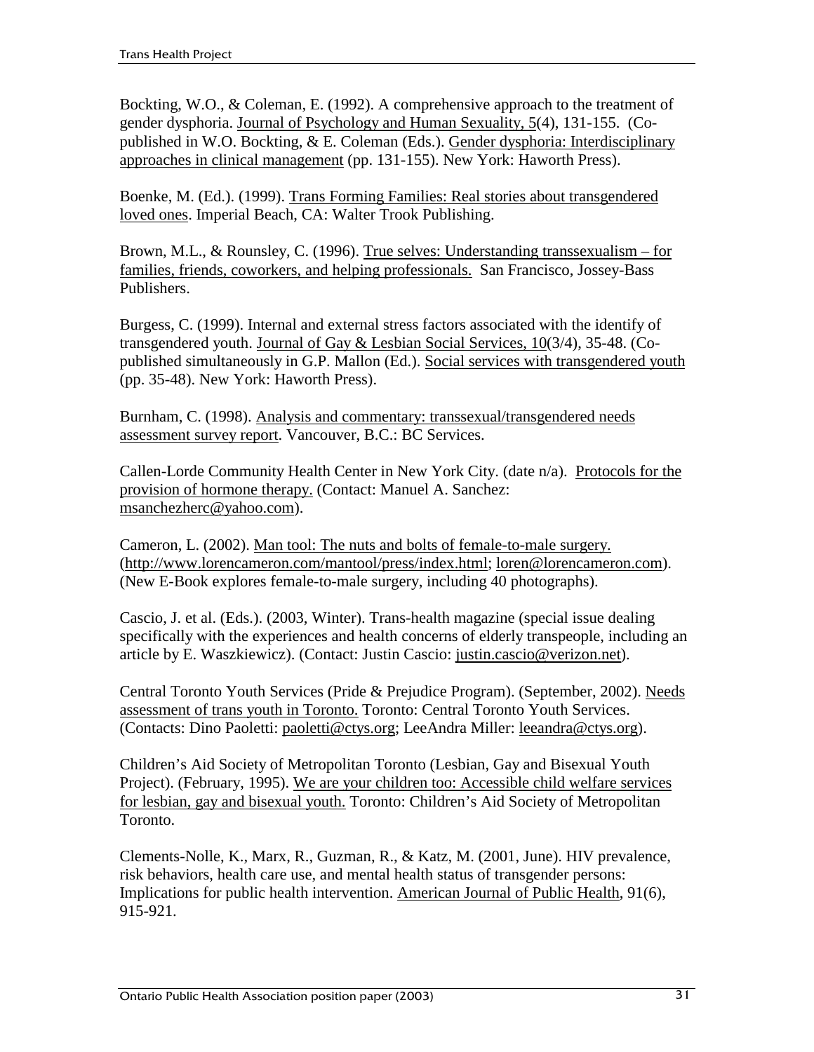Bockting, W.O., & Coleman, E. (1992). A comprehensive approach to the treatment of gender dysphoria. Journal of Psychology and Human Sexuality, 5(4), 131-155. (Co-published in W.O. Bockting, & E. Coleman (Eds.). Gender dysphoria: Interdisciplinary approaches in clinical management (pp. 131-155). New York: Haworth Press).

Boenke, M. (Ed.). (1999). Trans Forming Families: Real stories about transgendered loved ones. Imperial Beach, CA: Walter Trook Publishing.

Brown, M.L., & Rounsley, C. (1996). True selves: Understanding transsexualism – for families, friends, coworkers, and helping professionals. San Francisco, Jossey-Bass Publishers.

Burgess, C. (1999). Internal and external stress factors associated with the identify of transgendered youth. Journal of Gay & Lesbian Social Services, 10(3/4), 35-48. (Co-published simultaneously in G.P. Mallon (Ed.). Social services with transgendered youth (pp. 35-48). New York: Haworth Press).

Burnham, C. (1998). Analysis and commentary: transsexual/transgendered needs assessment survey report. Vancouver, B.C.: BC Services.

Callen-Lorde Community Health Center in New York City. (date n/a). Protocols for the provision of hormone therapy. (Contact: Manuel A. Sanchez: msanchezherc@yahoo.com).

Cameron, L. (2002). Man tool: The nuts and bolts of female-to-male surgery. (http://www.lorencameron.com/mantool/press/index.html; loren@lorencameron.com). (New E-Book explores female-to-male surgery, including 40 photographs).

Cascio, J. et al. (Eds.). (2003, Winter). Trans-health magazine (special issue dealing specifically with the experiences and health concerns of elderly transpeople, including an article by E. Waszkiewicz). (Contact: Justin Cascio: justin.cascio@verizon.net).

Central Toronto Youth Services (Pride & Prejudice Program). (September, 2002). Needs assessment of trans youth in Toronto. Toronto: Central Toronto Youth Services. (Contacts: Dino Paoletti: paoletti@ctys.org; LeeAndra Miller: leeandra@ctys.org).

Children's Aid Society of Metropolitan Toronto (Lesbian, Gay and Bisexual Youth Project). (February, 1995). We are your children too: Accessible child welfare services for lesbian, gay and bisexual youth. Toronto: Children's Aid Society of Metropolitan Toronto.

Clements-Nolle, K., Marx, R., Guzman, R., & Katz, M. (2001, June). HIV prevalence, risk behaviors, health care use, and mental health status of transgender persons: Implications for public health intervention. American Journal of Public Health, 91(6), 915-921.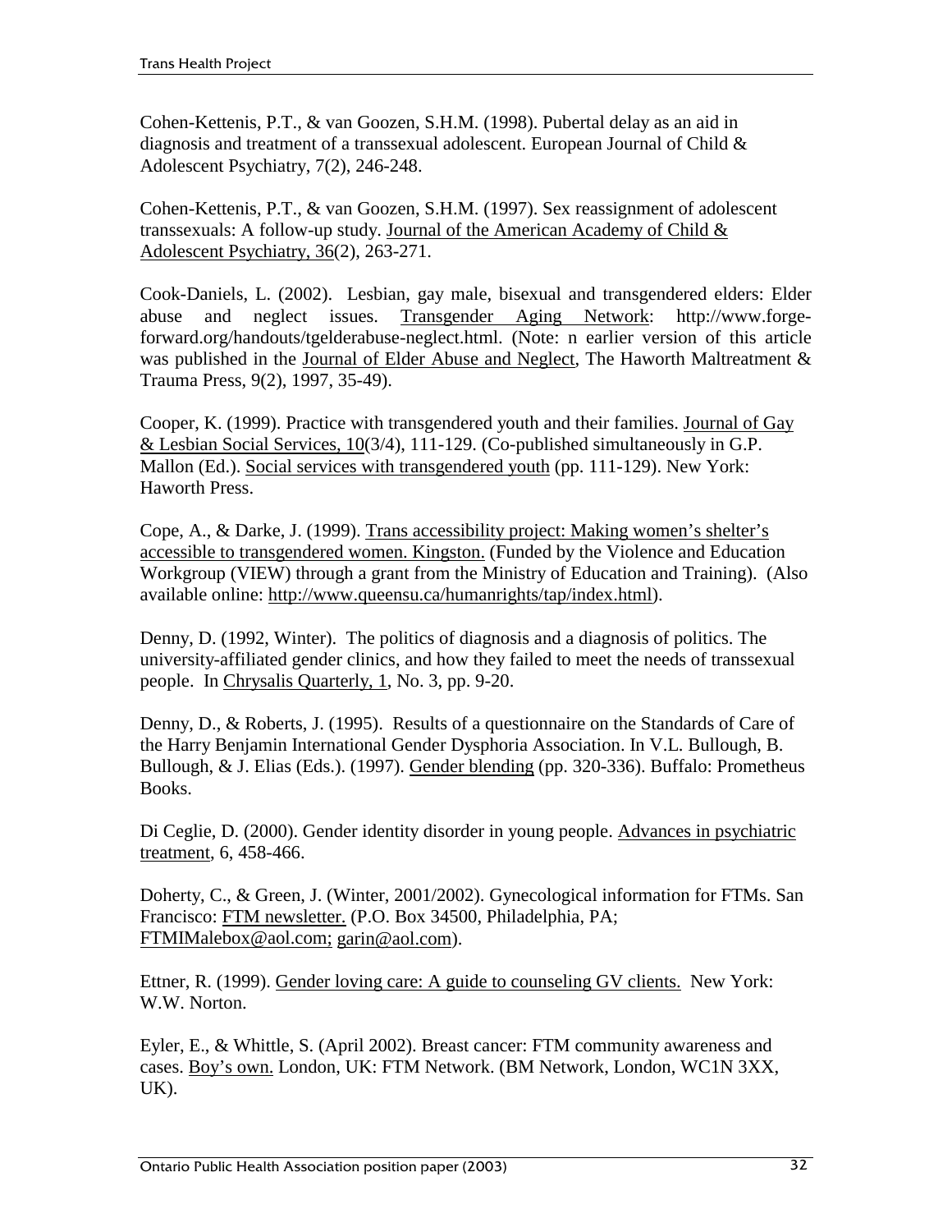Cohen-Kettenis, P.T., & van Goozen, S.H.M. (1998). Pubertal delay as an aid in diagnosis and treatment of a transsexual adolescent. European Journal of Child & Adolescent Psychiatry, 7(2), 246-248.

Cohen-Kettenis, P.T., & van Goozen, S.H.M. (1997). Sex reassignment of adolescent transsexuals: A follow-up study. Journal of the American Academy of Child & Adolescent Psychiatry, 36(2), 263-271.

Cook-Daniels, L. (2002). Lesbian, gay male, bisexual and transgendered elders: Elder abuse and neglect issues. Transgender Aging Network: http://www.forge-forward.org/handouts/tgelderabuse-neglect.html. (Note: n earlier version of this article was published in the Journal of Elder Abuse and Neglect, The Haworth Maltreatment & Trauma Press, 9(2), 1997, 35-49).

Cooper, K. (1999). Practice with transgendered youth and their families. Journal of Gay & Lesbian Social Services, 10(3/4), 111-129. (Co-published simultaneously in G.P. Mallon (Ed.). Social services with transgendered youth (pp. 111-129). New York: Haworth Press.

Cope, A., & Darke, J. (1999). Trans accessibility project: Making women's shelter's accessible to transgendered women. Kingston. (Funded by the Violence and Education Workgroup (VIEW) through a grant from the Ministry of Education and Training). (Also available online: http://www.queensu.ca/humanrights/tap/index.html).

Denny, D. (1992, Winter). The politics of diagnosis and a diagnosis of politics. The university-affiliated gender clinics, and how they failed to meet the needs of transsexual people. In Chrysalis Quarterly, 1, No. 3, pp. 9-20.

Denny, D., & Roberts, J. (1995). Results of a questionnaire on the Standards of Care of the Harry Benjamin International Gender Dysphoria Association. In V.L. Bullough, B. Bullough, & J. Elias (Eds.). (1997). Gender blending (pp. 320-336). Buffalo: Prometheus Books.

Di Ceglie, D. (2000). Gender identity disorder in young people. Advances in psychiatric treatment, 6, 458-466.

Doherty, C., & Green, J. (Winter, 2001/2002). Gynecological information for FTMs. San Francisco: FTM newsletter. (P.O. Box 34500, Philadelphia, PA; FTMIMalebox@aol.com; garin@aol.com).

Ettner, R. (1999). Gender loving care: A guide to counseling GV clients. New York: W.W. Norton.

Eyler, E., & Whittle, S. (April 2002). Breast cancer: FTM community awareness and cases. Boy's own. London, UK: FTM Network. (BM Network, London, WC1N 3XX, UK).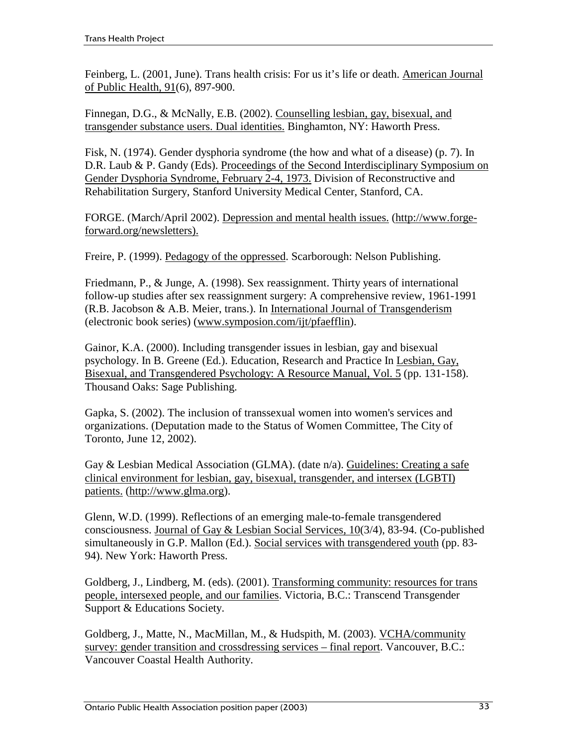Feinberg, L. (2001, June). Trans health crisis: For us it's life or death. American Journal of Public Health, 91(6), 897-900.

Finnegan, D.G., & McNally, E.B. (2002). Counselling lesbian, gay, bisexual, and transgender substance users. Dual identities. Binghamton, NY: Haworth Press.

Fisk, N. (1974). Gender dysphoria syndrome (the how and what of a disease) (p. 7). In D.R. Laub & P. Gandy (Eds). Proceedings of the Second Interdisciplinary Symposium on Gender Dysphoria Syndrome, February 2-4, 1973. Division of Reconstructive and Rehabilitation Surgery, Stanford University Medical Center, Stanford, CA.

FORGE. (March/April 2002). Depression and mental health issues. (http://www.forge-forward.org/newsletters).

Freire, P. (1999). Pedagogy of the oppressed. Scarborough: Nelson Publishing.

Friedmann, P., & Junge, A. (1998). Sex reassignment. Thirty years of international follow-up studies after sex reassignment surgery: A comprehensive review, 1961-1991 (R.B. Jacobson & A.B. Meier, trans.). In International Journal of Transgenderism (electronic book series) (www.symposion.com/ijt/pfaefflin).

Gainor, K.A. (2000). Including transgender issues in lesbian, gay and bisexual psychology. In B. Greene (Ed.). Education, Research and Practice In Lesbian, Gay, Bisexual, and Transgendered Psychology: A Resource Manual, Vol. 5 (pp. 131-158). Thousand Oaks: Sage Publishing.

Gapka, S. (2002). The inclusion of transsexual women into women's services and organizations. (Deputation made to the Status of Women Committee, The City of Toronto, June 12, 2002).

Gay & Lesbian Medical Association (GLMA). (date n/a). Guidelines: Creating a safe clinical environment for lesbian, gay, bisexual, transgender, and intersex (LGBTI) patients. (http://www.glma.org).

Glenn, W.D. (1999). Reflections of an emerging male-to-female transgendered consciousness. Journal of Gay & Lesbian Social Services, 10(3/4), 83-94. (Co-published simultaneously in G.P. Mallon (Ed.). Social services with transgendered youth (pp. 83-94). New York: Haworth Press.

Goldberg, J., Lindberg, M. (eds). (2001). Transforming community: resources for trans people, intersexed people, and our families. Victoria, B.C.: Transcend Transgender Support & Educations Society.

Goldberg, J., Matte, N., MacMillan, M., & Hudspith, M. (2003). VCHA/community survey: gender transition and crossdressing services – final report. Vancouver, B.C.: Vancouver Coastal Health Authority.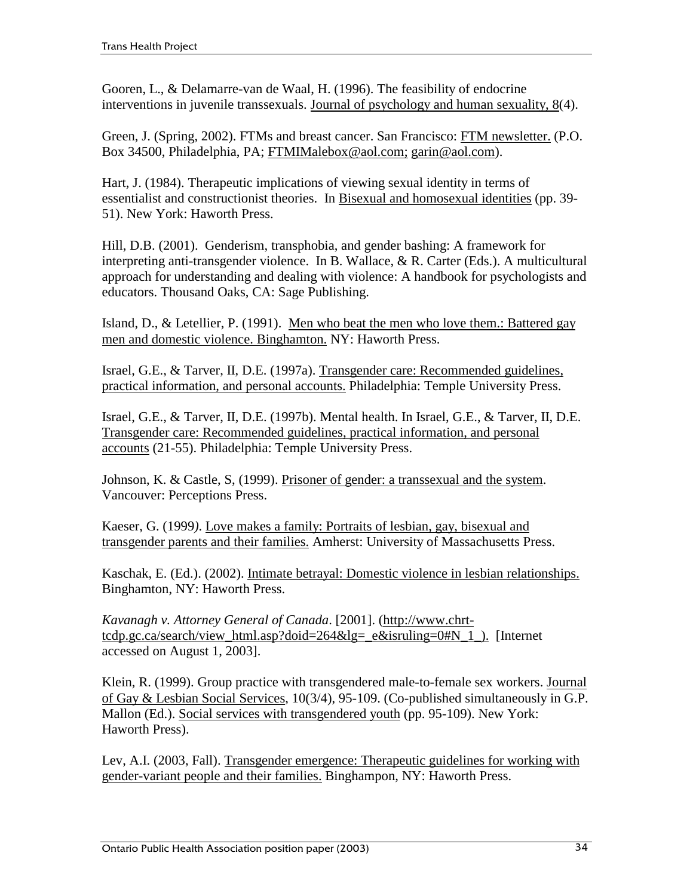Gooren, L., & Delamarre-van de Waal, H. (1996). The feasibility of endocrine interventions in juvenile transsexuals. Journal of psychology and human sexuality, 8(4).

Green, J. (Spring, 2002). FTMs and breast cancer. San Francisco: FTM newsletter. (P.O. Box 34500, Philadelphia, PA; FTMIMalebox@aol.com; garin@aol.com).

Hart, J. (1984). Therapeutic implications of viewing sexual identity in terms of essentialist and constructionist theories. In Bisexual and homosexual identities (pp. 39-51). New York: Haworth Press.

Hill, D.B. (2001). Genderism, transphobia, and gender bashing: A framework for interpreting anti-transgender violence. In B. Wallace, & R. Carter (Eds.). A multicultural approach for understanding and dealing with violence: A handbook for psychologists and educators. Thousand Oaks, CA: Sage Publishing.

Island, D., & Letellier, P. (1991). Men who beat the men who love them.: Battered gay men and domestic violence. Binghamton. NY: Haworth Press.

Israel, G.E., & Tarver, II, D.E. (1997a). Transgender care: Recommended guidelines, practical information, and personal accounts. Philadelphia: Temple University Press.

Israel, G.E., & Tarver, II, D.E. (1997b). Mental health. In Israel, G.E., & Tarver, II, D.E. Transgender care: Recommended guidelines, practical information, and personal accounts (21-55). Philadelphia: Temple University Press.

Johnson, K. & Castle, S, (1999). Prisoner of gender: a transsexual and the system. Vancouver: Perceptions Press.

Kaeser, G. (1999). Love makes a family: Portraits of lesbian, gay, bisexual and transgender parents and their families. Amherst: University of Massachusetts Press.

Kaschak, E. (Ed.). (2002). Intimate betrayal: Domestic violence in lesbian relationships. Binghamton, NY: Haworth Press.

*Kavanagh v. Attorney General of Canada*. [2001]. (http://www.chrt-tcdp.gc.ca/search/view_html.asp?doid=264&lg=_e&isruling=0#N_1_). [Internet accessed on August 1, 2003].

Klein, R. (1999). Group practice with transgendered male-to-female sex workers. Journal of Gay & Lesbian Social Services, 10(3/4), 95-109. (Co-published simultaneously in G.P. Mallon (Ed.). Social services with transgendered youth (pp. 95-109). New York: Haworth Press).

Lev, A.I. (2003, Fall). Transgender emergence: Therapeutic guidelines for working with gender-variant people and their families. Binghampon, NY: Haworth Press.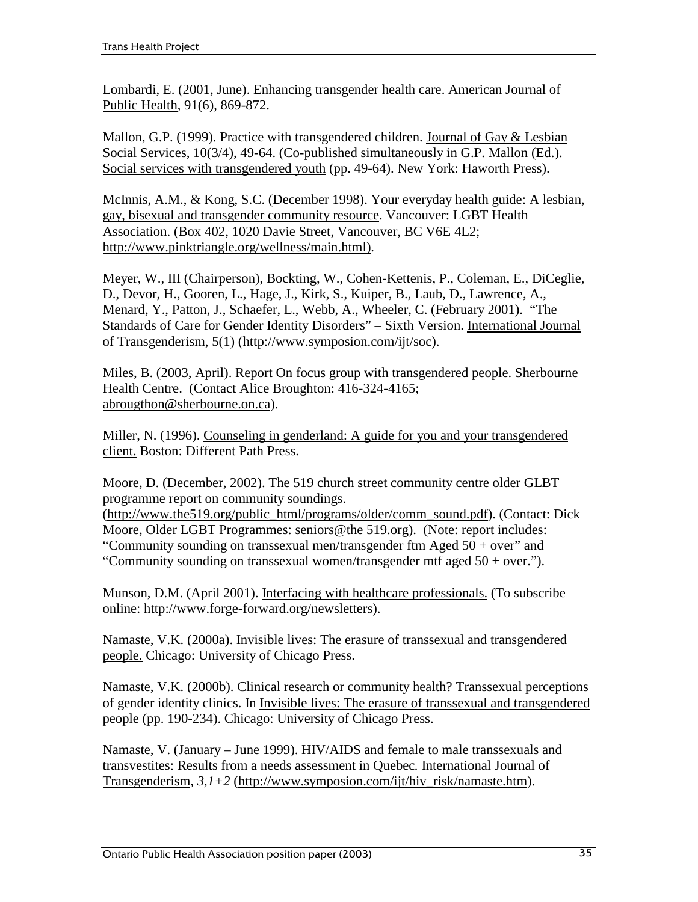Lombardi, E. (2001, June). Enhancing transgender health care. American Journal of Public Health, 91(6), 869-872.

Mallon, G.P. (1999). Practice with transgendered children. Journal of Gay & Lesbian Social Services, 10(3/4), 49-64. (Co-published simultaneously in G.P. Mallon (Ed.). Social services with transgendered youth (pp. 49-64). New York: Haworth Press).

McInnis, A.M., & Kong, S.C. (December 1998). Your everyday health guide: A lesbian, gay, bisexual and transgender community resource. Vancouver: LGBT Health Association. (Box 402, 1020 Davie Street, Vancouver, BC V6E 4L2; http://www.pinktriangle.org/wellness/main.html).

Meyer, W., III (Chairperson), Bockting, W., Cohen-Kettenis, P., Coleman, E., DiCeglie, D., Devor, H., Gooren, L., Hage, J., Kirk, S., Kuiper, B., Laub, D., Lawrence, A., Menard, Y., Patton, J., Schaefer, L., Webb, A., Wheeler, C. (February 2001). "The Standards of Care for Gender Identity Disorders" – Sixth Version. International Journal of Transgenderism, 5(1) (http://www.symposion.com/ijt/soc).

Miles, B. (2003, April). Report On focus group with transgendered people. Sherbourne Health Centre. (Contact Alice Broughton: 416-324-4165; abrougthon@sherbourne.on.ca).

Miller, N. (1996). Counseling in genderland: A guide for you and your transgendered client. Boston: Different Path Press.

Moore, D. (December, 2002). The 519 church street community centre older GLBT programme report on community soundings. (http://www.the519.org/public_html/programs/older/comm_sound.pdf). (Contact: Dick Moore, Older LGBT Programmes: seniors@the 519.org). (Note: report includes: "Community sounding on transsexual men/transgender ftm Aged 50 + over" and "Community sounding on transsexual women/transgender mtf aged 50 + over.").

Munson, D.M. (April 2001). Interfacing with healthcare professionals. (To subscribe online: http://www.forge-forward.org/newsletters).

Namaste, V.K. (2000a). Invisible lives: The erasure of transsexual and transgendered people. Chicago: University of Chicago Press.

Namaste, V.K. (2000b). Clinical research or community health? Transsexual perceptions of gender identity clinics. In Invisible lives: The erasure of transsexual and transgendered people (pp. 190-234). Chicago: University of Chicago Press.

Namaste, V. (January – June 1999). HIV/AIDS and female to male transsexuals and transvestites: Results from a needs assessment in Quebec. International Journal of Transgenderism, *3,1+2* (http://www.symposion.com/ijt/hiv_risk/namaste.htm).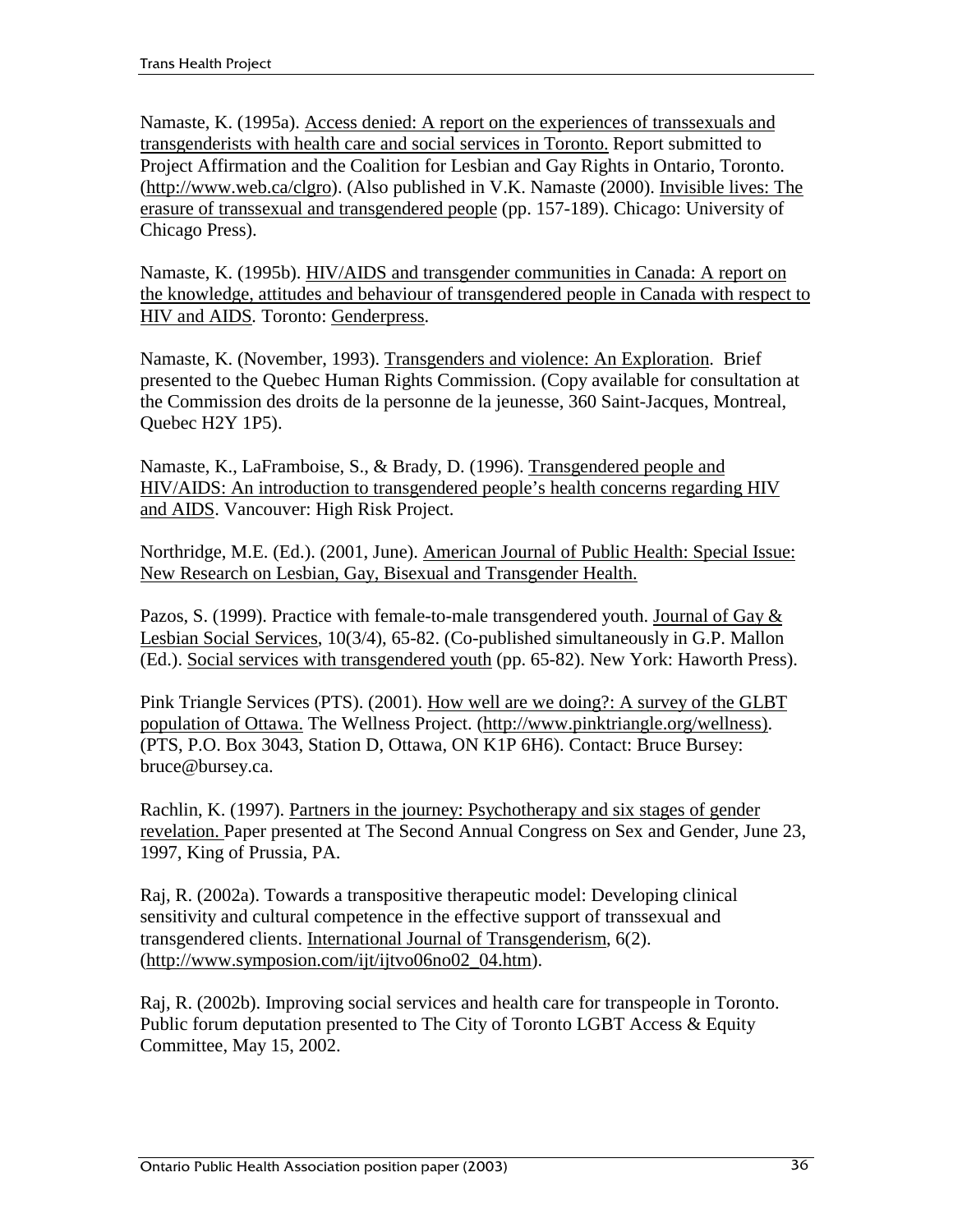Namaste, K. (1995a). Access denied: A report on the experiences of transsexuals and transgenderists with health care and social services in Toronto. Report submitted to Project Affirmation and the Coalition for Lesbian and Gay Rights in Ontario, Toronto. (http://www.web.ca/clgro). (Also published in V.K. Namaste (2000). Invisible lives: The erasure of transsexual and transgendered people (pp. 157-189). Chicago: University of Chicago Press).

Namaste, K. (1995b). HIV/AIDS and transgender communities in Canada: A report on the knowledge, attitudes and behaviour of transgendered people in Canada with respect to HIV and AIDS. Toronto: Genderpress.

Namaste, K. (November, 1993). Transgenders and violence: An Exploration. Brief presented to the Quebec Human Rights Commission. (Copy available for consultation at the Commission des droits de la personne de la jeunesse, 360 Saint-Jacques, Montreal, Quebec H2Y 1P5).

Namaste, K., LaFramboise, S., & Brady, D. (1996). Transgendered people and HIV/AIDS: An introduction to transgendered people's health concerns regarding HIV and AIDS. Vancouver: High Risk Project.

Northridge, M.E. (Ed.). (2001, June). American Journal of Public Health: Special Issue: New Research on Lesbian, Gay, Bisexual and Transgender Health.

Pazos, S. (1999). Practice with female-to-male transgendered youth. Journal of Gay & Lesbian Social Services, 10(3/4), 65-82. (Co-published simultaneously in G.P. Mallon (Ed.). Social services with transgendered youth (pp. 65-82). New York: Haworth Press).

Pink Triangle Services (PTS). (2001). How well are we doing?: A survey of the GLBT population of Ottawa. The Wellness Project. (http://www.pinktriangle.org/wellness). (PTS, P.O. Box 3043, Station D, Ottawa, ON K1P 6H6). Contact: Bruce Bursey: bruce@bursey.ca.

Rachlin, K. (1997). Partners in the journey: Psychotherapy and six stages of gender revelation. Paper presented at The Second Annual Congress on Sex and Gender, June 23, 1997, King of Prussia, PA.

Raj, R. (2002a). Towards a transpositive therapeutic model: Developing clinical sensitivity and cultural competence in the effective support of transsexual and transgendered clients. International Journal of Transgenderism, 6(2). (http://www.symposion.com/ijt/ijtvo06no02_04.htm).

Raj, R. (2002b). Improving social services and health care for transpeople in Toronto. Public forum deputation presented to The City of Toronto LGBT Access & Equity Committee, May 15, 2002.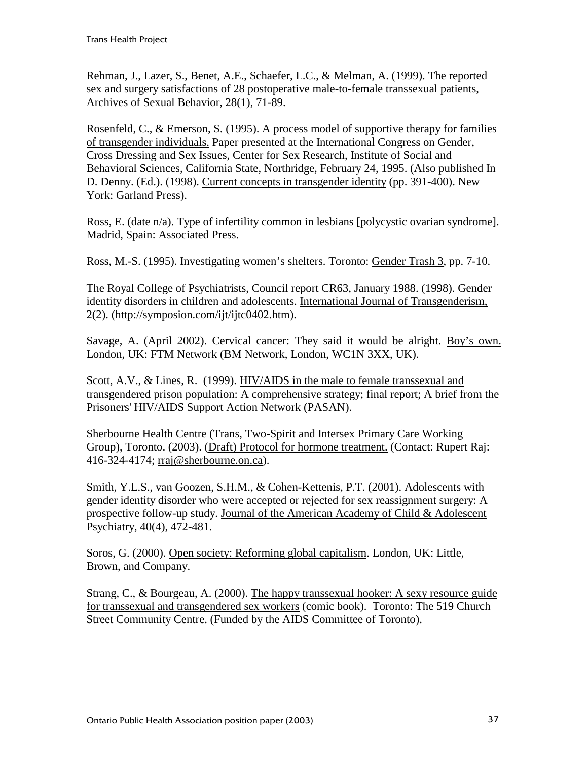Rehman, J., Lazer, S., Benet, A.E., Schaefer, L.C., & Melman, A. (1999). The reported sex and surgery satisfactions of 28 postoperative male-to-female transsexual patients, Archives of Sexual Behavior, 28(1), 71-89.

Rosenfeld, C., & Emerson, S. (1995). A process model of supportive therapy for families of transgender individuals. Paper presented at the International Congress on Gender, Cross Dressing and Sex Issues, Center for Sex Research, Institute of Social and Behavioral Sciences, California State, Northridge, February 24, 1995. (Also published In D. Denny. (Ed.). (1998). Current concepts in transgender identity (pp. 391-400). New York: Garland Press).

Ross, E. (date n/a). Type of infertility common in lesbians [polycystic ovarian syndrome]. Madrid, Spain: Associated Press.

Ross, M.-S. (1995). Investigating women's shelters. Toronto: Gender Trash 3, pp. 7-10.

The Royal College of Psychiatrists, Council report CR63, January 1988. (1998). Gender identity disorders in children and adolescents. International Journal of Transgenderism, 2(2). (http://symposion.com/ijt/ijtc0402.htm).

Savage, A. (April 2002). Cervical cancer: They said it would be alright. Boy's own. London, UK: FTM Network (BM Network, London, WC1N 3XX, UK).

Scott, A.V., & Lines, R. (1999). HIV/AIDS in the male to female transsexual and transgendered prison population: A comprehensive strategy; final report; A brief from the Prisoners' HIV/AIDS Support Action Network (PASAN).

Sherbourne Health Centre (Trans, Two-Spirit and Intersex Primary Care Working Group), Toronto. (2003). (Draft) Protocol for hormone treatment. (Contact: Rupert Raj: 416-324-4174; rraj@sherbourne.on.ca).

Smith, Y.L.S., van Goozen, S.H.M., & Cohen-Kettenis, P.T. (2001). Adolescents with gender identity disorder who were accepted or rejected for sex reassignment surgery: A prospective follow-up study. Journal of the American Academy of Child & Adolescent Psychiatry, 40(4), 472-481.

Soros, G. (2000). Open society: Reforming global capitalism. London, UK: Little, Brown, and Company.

Strang, C., & Bourgeau, A. (2000). The happy transsexual hooker: A sexy resource guide for transsexual and transgendered sex workers (comic book). Toronto: The 519 Church Street Community Centre. (Funded by the AIDS Committee of Toronto).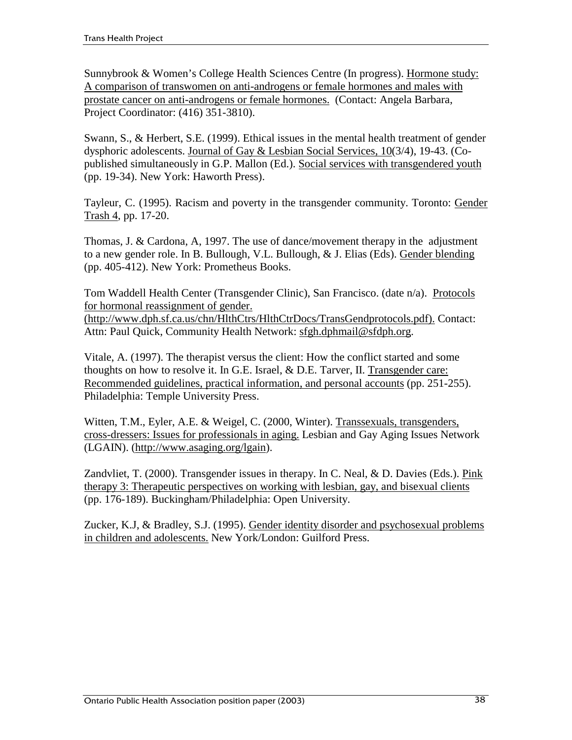Sunnybrook & Women's College Health Sciences Centre (In progress). Hormone study: A comparison of transwomen on anti-androgens or female hormones and males with prostate cancer on anti-androgens or female hormones. (Contact: Angela Barbara, Project Coordinator: (416) 351-3810).

Swann, S., & Herbert, S.E. (1999). Ethical issues in the mental health treatment of gender dysphoric adolescents. Journal of Gay & Lesbian Social Services, 10(3/4), 19-43. (Co-published simultaneously in G.P. Mallon (Ed.). Social services with transgendered youth (pp. 19-34). New York: Haworth Press).

Tayleur, C. (1995). Racism and poverty in the transgender community. Toronto: Gender Trash 4, pp. 17-20.

Thomas, J. & Cardona, A, 1997. The use of dance/movement therapy in the adjustment to a new gender role. In B. Bullough, V.L. Bullough, & J. Elias (Eds). Gender blending (pp. 405-412). New York: Prometheus Books.

Tom Waddell Health Center (Transgender Clinic), San Francisco. (date n/a). Protocols for hormonal reassignment of gender. (http://www.dph.sf.ca.us/chn/HlthCtrs/HlthCtrDocs/TransGendprotocols.pdf). Contact: Attn: Paul Quick, Community Health Network: sfgh.dphmail@sfdph.org.

Vitale, A. (1997). The therapist versus the client: How the conflict started and some thoughts on how to resolve it. In G.E. Israel, & D.E. Tarver, II. Transgender care: Recommended guidelines, practical information, and personal accounts (pp. 251-255). Philadelphia: Temple University Press.

Witten, T.M., Eyler, A.E. & Weigel, C. (2000, Winter). Transsexuals, transgenders, cross-dressers: Issues for professionals in aging. Lesbian and Gay Aging Issues Network (LGAIN). (http://www.asaging.org/lgain).

Zandvliet, T. (2000). Transgender issues in therapy. In C. Neal, & D. Davies (Eds.). Pink therapy 3: Therapeutic perspectives on working with lesbian, gay, and bisexual clients (pp. 176-189). Buckingham/Philadelphia: Open University.

Zucker, K.J, & Bradley, S.J. (1995). Gender identity disorder and psychosexual problems in children and adolescents. New York/London: Guilford Press.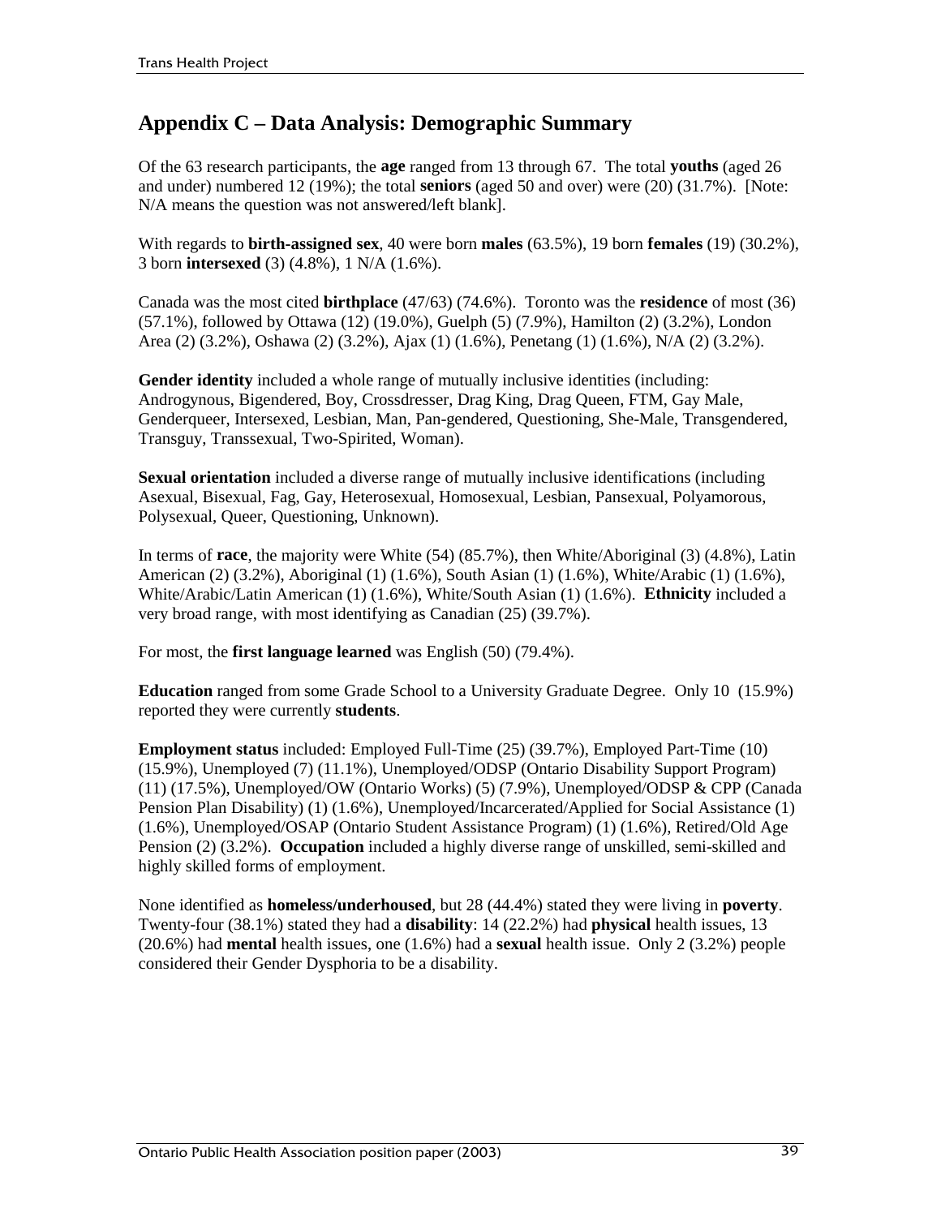## Appendix C – Data Analysis: Demographic Summary

Of the 63 research participants, the **age** ranged from 13 through 67. The total **youths** (aged 26 and under) numbered 12 (19%); the total **seniors** (aged 50 and over) were (20) (31.7%). [Note: N/A means the question was not answered/left blank].

With regards to **birth-assigned sex**, 40 were born **males** (63.5%), 19 born **females** (19) (30.2%), 3 born **intersexed** (3) (4.8%), 1 N/A (1.6%).

Canada was the most cited **birthplace** (47/63) (74.6%). Toronto was the **residence** of most (36) (57.1%), followed by Ottawa (12) (19.0%), Guelph (5) (7.9%), Hamilton (2) (3.2%), London Area (2) (3.2%), Oshawa (2) (3.2%), Ajax (1) (1.6%), Penetang (1) (1.6%), N/A (2) (3.2%).

**Gender identity** included a whole range of mutually inclusive identities (including: Androgynous, Bigendered, Boy, Crossdresser, Drag King, Drag Queen, FTM, Gay Male, Genderqueer, Intersexed, Lesbian, Man, Pan-gendered, Questioning, She-Male, Transgendered, Transguy, Transsexual, Two-Spirited, Woman).

**Sexual orientation** included a diverse range of mutually inclusive identifications (including Asexual, Bisexual, Fag, Gay, Heterosexual, Homosexual, Lesbian, Pansexual, Polyamorous, Polysexual, Queer, Questioning, Unknown).

In terms of **race**, the majority were White (54) (85.7%), then White/Aboriginal (3) (4.8%), Latin American (2) (3.2%), Aboriginal (1) (1.6%), South Asian (1) (1.6%), White/Arabic (1) (1.6%), White/Arabic/Latin American (1) (1.6%), White/South Asian (1) (1.6%). **Ethnicity** included a very broad range, with most identifying as Canadian (25) (39.7%).

For most, the **first language learned** was English (50) (79.4%).

**Education** ranged from some Grade School to a University Graduate Degree. Only 10 (15.9%) reported they were currently **students**.

**Employment status** included: Employed Full-Time (25) (39.7%), Employed Part-Time (10) (15.9%), Unemployed (7) (11.1%), Unemployed/ODSP (Ontario Disability Support Program) (11) (17.5%), Unemployed/OW (Ontario Works) (5) (7.9%), Unemployed/ODSP & CPP (Canada Pension Plan Disability) (1) (1.6%), Unemployed/Incarcerated/Applied for Social Assistance (1) (1.6%), Unemployed/OSAP (Ontario Student Assistance Program) (1) (1.6%), Retired/Old Age Pension (2) (3.2%). **Occupation** included a highly diverse range of unskilled, semi-skilled and highly skilled forms of employment.

None identified as **homeless/underhoused**, but 28 (44.4%) stated they were living in **poverty**. Twenty-four (38.1%) stated they had a **disability**: 14 (22.2%) had **physical** health issues, 13 (20.6%) had **mental** health issues, one (1.6%) had a **sexual** health issue. Only 2 (3.2%) people considered their Gender Dysphoria to be a disability.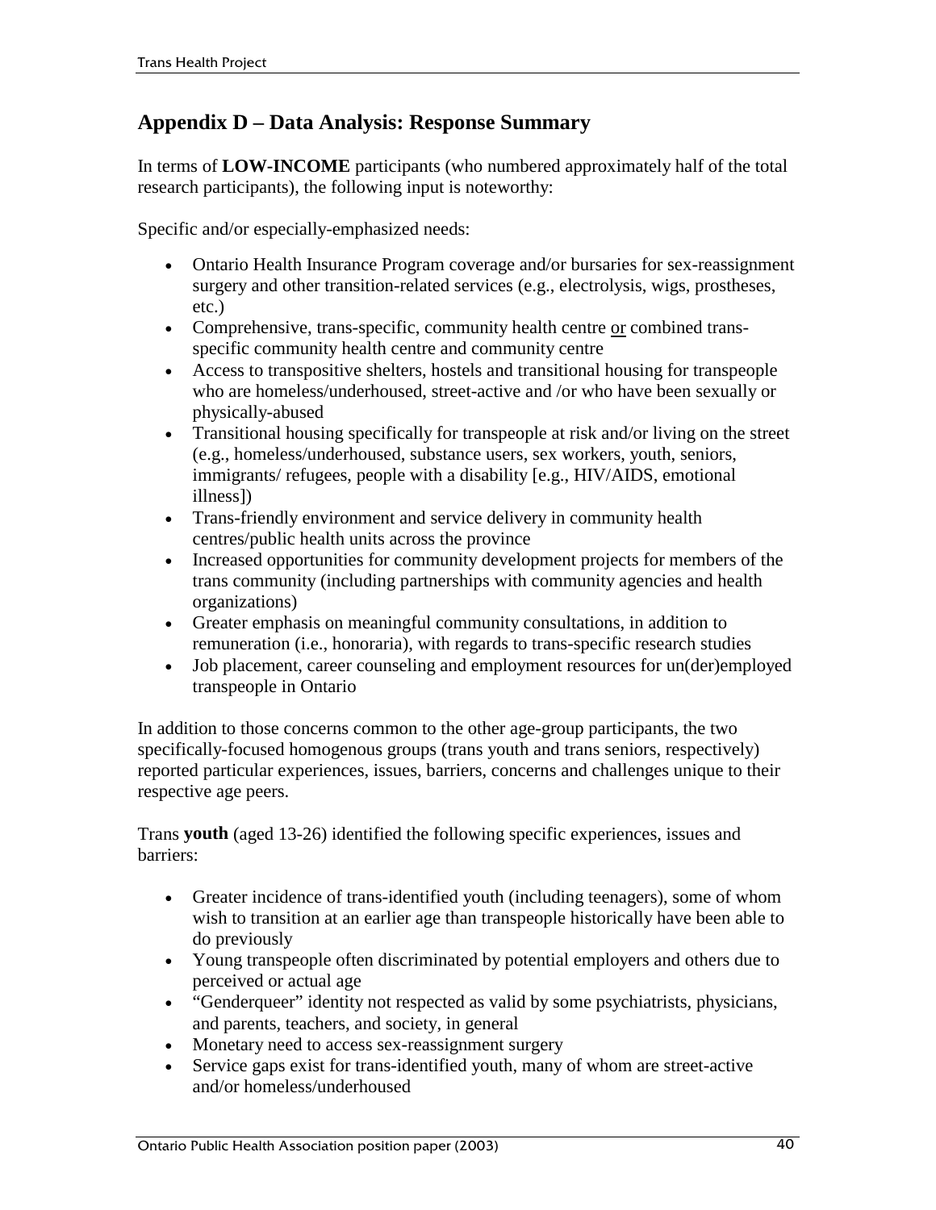## Appendix D – Data Analysis: Response Summary

In terms of **LOW-INCOME** participants (who numbered approximately half of the total research participants), the following input is noteworthy:

Specific and/or especially-emphasized needs:

- Ontario Health Insurance Program coverage and/or bursaries for sex-reassignment surgery and other transition-related services (e.g., electrolysis, wigs, prostheses, etc.)
- Comprehensive, trans-specific, community health centre <u>or</u> combined trans-specific community health centre and community centre
- Access to transpositive shelters, hostels and transitional housing for transpeople who are homeless/underhoused, street-active and /or who have been sexually or physically-abused
- Transitional housing specifically for transpeople at risk and/or living on the street (e.g., homeless/underhoused, substance users, sex workers, youth, seniors, immigrants/ refugees, people with a disability [e.g., HIV/AIDS, emotional illness])
- Trans-friendly environment and service delivery in community health centres/public health units across the province
- Increased opportunities for community development projects for members of the trans community (including partnerships with community agencies and health organizations)
- Greater emphasis on meaningful community consultations, in addition to remuneration (i.e., honoraria), with regards to trans-specific research studies
- Job placement, career counseling and employment resources for un(der)employed transpeople in Ontario

In addition to those concerns common to the other age-group participants, the two specifically-focused homogenous groups (trans youth and trans seniors, respectively) reported particular experiences, issues, barriers, concerns and challenges unique to their respective age peers.

Trans **youth** (aged 13-26) identified the following specific experiences, issues and barriers:

- Greater incidence of trans-identified youth (including teenagers), some of whom wish to transition at an earlier age than transpeople historically have been able to do previously
- Young transpeople often discriminated by potential employers and others due to perceived or actual age
- "Genderqueer" identity not respected as valid by some psychiatrists, physicians, and parents, teachers, and society, in general
- Monetary need to access sex-reassignment surgery
- Service gaps exist for trans-identified youth, many of whom are street-active and/or homeless/underhoused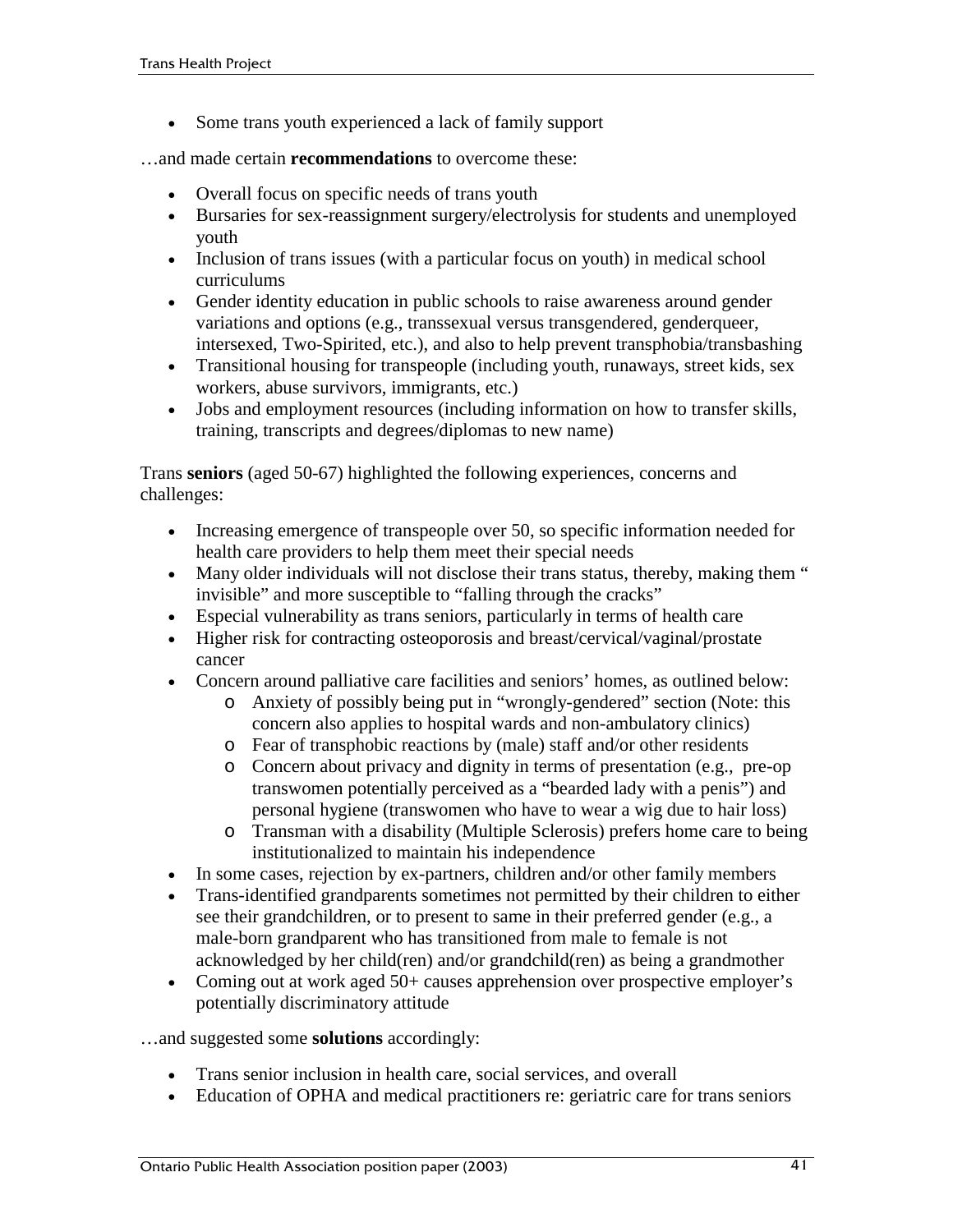- Some trans youth experienced a lack of family support

…and made certain **recommendations** to overcome these:

- Overall focus on specific needs of trans youth
- Bursaries for sex-reassignment surgery/electrolysis for students and unemployed youth
- Inclusion of trans issues (with a particular focus on youth) in medical school curriculums
- Gender identity education in public schools to raise awareness around gender variations and options (e.g., transsexual versus transgendered, genderqueer, intersexed, Two-Spirited, etc.), and also to help prevent transphobia/transbashing
- Transitional housing for transpeople (including youth, runaways, street kids, sex workers, abuse survivors, immigrants, etc.)
- Jobs and employment resources (including information on how to transfer skills, training, transcripts and degrees/diplomas to new name)

Trans **seniors** (aged 50-67) highlighted the following experiences, concerns and challenges:

- Increasing emergence of transpeople over 50, so specific information needed for health care providers to help them meet their special needs
- Many older individuals will not disclose their trans status, thereby, making them " invisible" and more susceptible to "falling through the cracks"
- Especial vulnerability as trans seniors, particularly in terms of health care
- Higher risk for contracting osteoporosis and breast/cervical/vaginal/prostate cancer
- Concern around palliative care facilities and seniors' homes, as outlined below:
    - Anxiety of possibly being put in "wrongly-gendered" section (Note: this concern also applies to hospital wards and non-ambulatory clinics)
    - Fear of transphobic reactions by (male) staff and/or other residents
    - Concern about privacy and dignity in terms of presentation (e.g., pre-op transwomen potentially perceived as a "bearded lady with a penis") and personal hygiene (transwomen who have to wear a wig due to hair loss)
    - Transman with a disability (Multiple Sclerosis) prefers home care to being institutionalized to maintain his independence
- In some cases, rejection by ex-partners, children and/or other family members
- Trans-identified grandparents sometimes not permitted by their children to either see their grandchildren, or to present to same in their preferred gender (e.g., a male-born grandparent who has transitioned from male to female is not acknowledged by her child(ren) and/or grandchild(ren) as being a grandmother
- Coming out at work aged 50+ causes apprehension over prospective employer's potentially discriminatory attitude

…and suggested some **solutions** accordingly:

- Trans senior inclusion in health care, social services, and overall
- Education of OPHA and medical practitioners re: geriatric care for trans seniors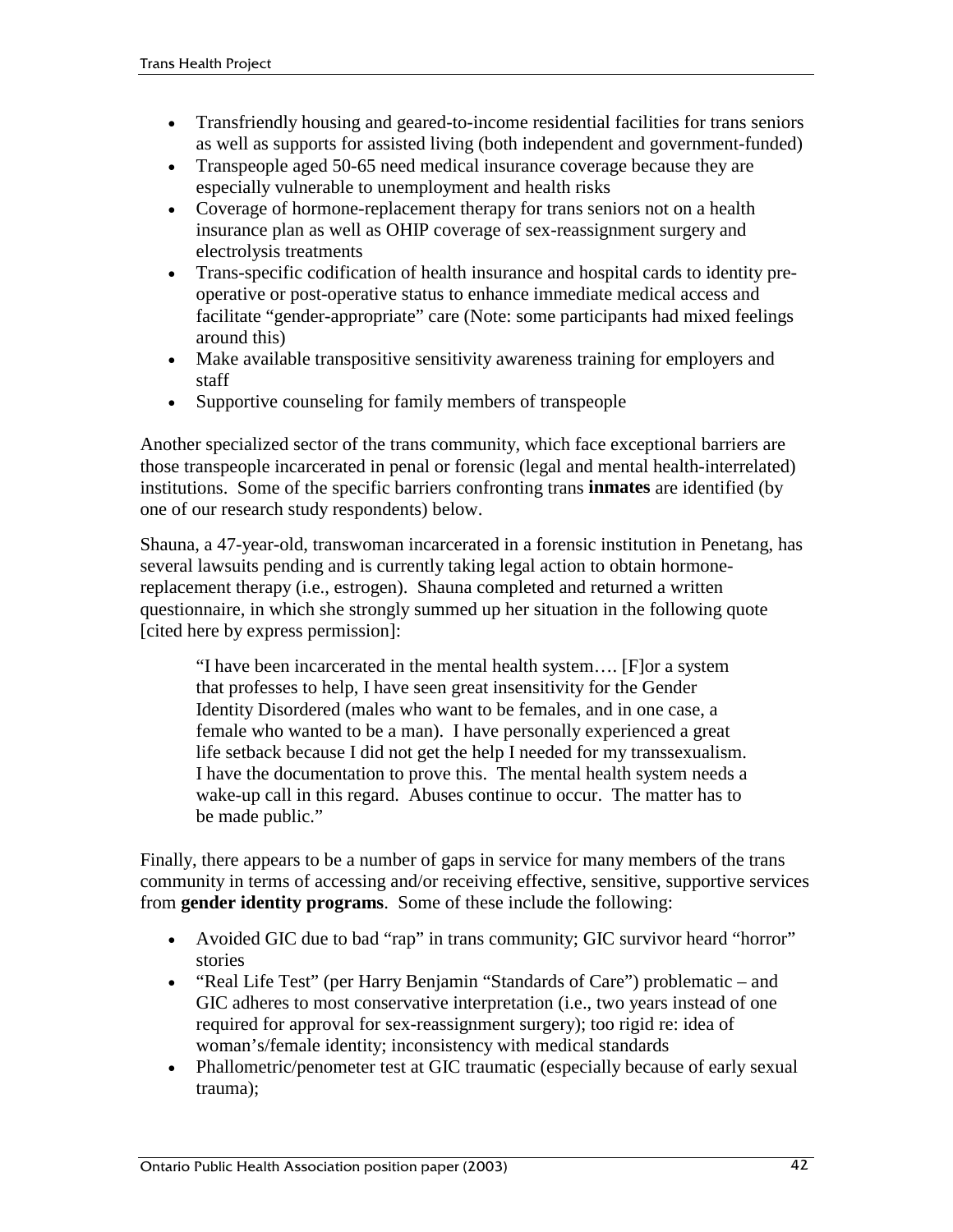- Transfriendly housing and geared-to-income residential facilities for trans seniors as well as supports for assisted living (both independent and government-funded)
- Transpeople aged 50-65 need medical insurance coverage because they are especially vulnerable to unemployment and health risks
- Coverage of hormone-replacement therapy for trans seniors not on a health insurance plan as well as OHIP coverage of sex-reassignment surgery and electrolysis treatments
- Trans-specific codification of health insurance and hospital cards to identity pre-operative or post-operative status to enhance immediate medical access and facilitate "gender-appropriate" care (Note: some participants had mixed feelings around this)
- Make available transpositive sensitivity awareness training for employers and staff
- Supportive counseling for family members of transpeople

Another specialized sector of the trans community, which face exceptional barriers are those transpeople incarcerated in penal or forensic (legal and mental health-interrelated) institutions. Some of the specific barriers confronting trans **inmates** are identified (by one of our research study respondents) below.

Shauna, a 47-year-old, transwoman incarcerated in a forensic institution in Penetang, has several lawsuits pending and is currently taking legal action to obtain hormone-replacement therapy (i.e., estrogen). Shauna completed and returned a written questionnaire, in which she strongly summed up her situation in the following quote [cited here by express permission]:

> "I have been incarcerated in the mental health system…. [F]or a system that professes to help, I have seen great insensitivity for the Gender Identity Disordered (males who want to be females, and in one case, a female who wanted to be a man). I have personally experienced a great life setback because I did not get the help I needed for my transsexualism. I have the documentation to prove this. The mental health system needs a wake-up call in this regard. Abuses continue to occur. The matter has to be made public."

Finally, there appears to be a number of gaps in service for many members of the trans community in terms of accessing and/or receiving effective, sensitive, supportive services from **gender identity programs**. Some of these include the following:

- Avoided GIC due to bad "rap" in trans community; GIC survivor heard "horror" stories
- "Real Life Test" (per Harry Benjamin "Standards of Care") problematic – and GIC adheres to most conservative interpretation (i.e., two years instead of one required for approval for sex-reassignment surgery); too rigid re: idea of woman's/female identity; inconsistency with medical standards
- Phallometric/penometer test at GIC traumatic (especially because of early sexual trauma);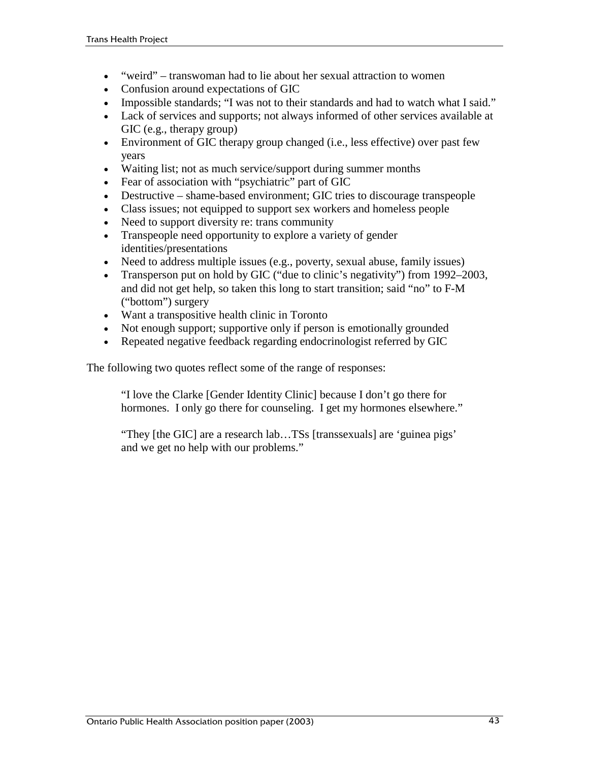- "weird" – transwoman had to lie about her sexual attraction to women
- Confusion around expectations of GIC
- Impossible standards; "I was not to their standards and had to watch what I said."
- Lack of services and supports; not always informed of other services available at GIC (e.g., therapy group)
- Environment of GIC therapy group changed (i.e., less effective) over past few years
- Waiting list; not as much service/support during summer months
- Fear of association with "psychiatric" part of GIC
- Destructive – shame-based environment; GIC tries to discourage transpeople
- Class issues; not equipped to support sex workers and homeless people
- Need to support diversity re: trans community
- Transpeople need opportunity to explore a variety of gender identities/presentations
- Need to address multiple issues (e.g., poverty, sexual abuse, family issues)
- Transperson put on hold by GIC ("due to clinic's negativity") from 1992–2003, and did not get help, so taken this long to start transition; said "no" to F-M ("bottom") surgery
- Want a transpositive health clinic in Toronto
- Not enough support; supportive only if person is emotionally grounded
- Repeated negative feedback regarding endocrinologist referred by GIC

The following two quotes reflect some of the range of responses:

> "I love the Clarke [Gender Identity Clinic] because I don't go there for hormones. I only go there for counseling. I get my hormones elsewhere."
>
> "They [the GIC] are a research lab…TSs [transsexuals] are 'guinea pigs' and we get no help with our problems."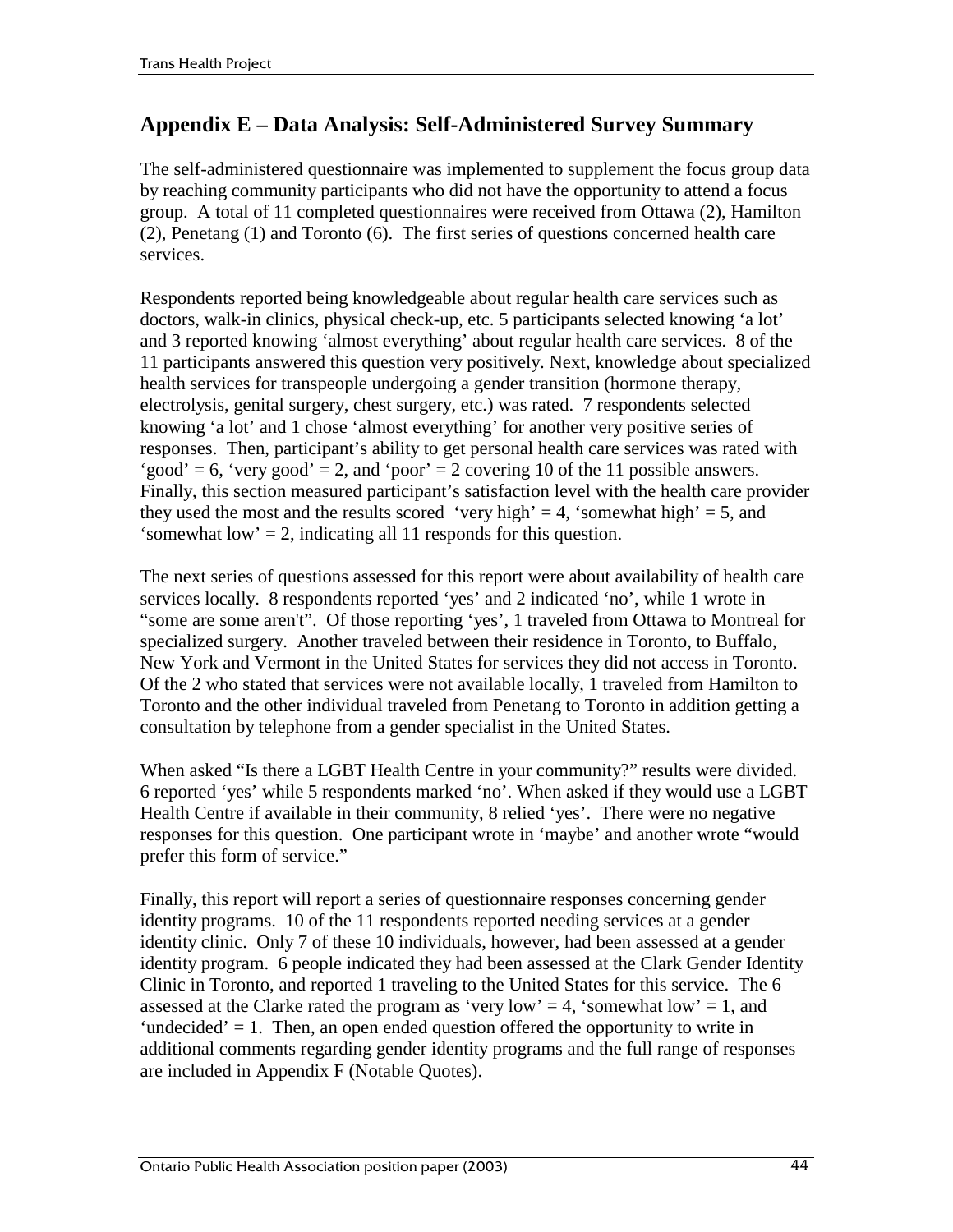## Appendix E – Data Analysis: Self-Administered Survey Summary

The self-administered questionnaire was implemented to supplement the focus group data by reaching community participants who did not have the opportunity to attend a focus group. A total of 11 completed questionnaires were received from Ottawa (2), Hamilton (2), Penetang (1) and Toronto (6). The first series of questions concerned health care services.

Respondents reported being knowledgeable about regular health care services such as doctors, walk-in clinics, physical check-up, etc. 5 participants selected knowing 'a lot' and 3 reported knowing 'almost everything' about regular health care services. 8 of the 11 participants answered this question very positively. Next, knowledge about specialized health services for transpeople undergoing a gender transition (hormone therapy, electrolysis, genital surgery, chest surgery, etc.) was rated. 7 respondents selected knowing 'a lot' and 1 chose 'almost everything' for another very positive series of responses. Then, participant's ability to get personal health care services was rated with 'good' = 6, 'very good' = 2, and 'poor' = 2 covering 10 of the 11 possible answers. Finally, this section measured participant's satisfaction level with the health care provider they used the most and the results scored 'very high' = 4, 'somewhat high' = 5, and 'somewhat low' = 2, indicating all 11 responds for this question.

The next series of questions assessed for this report were about availability of health care services locally. 8 respondents reported 'yes' and 2 indicated 'no', while 1 wrote in "some are some aren't". Of those reporting 'yes', 1 traveled from Ottawa to Montreal for specialized surgery. Another traveled between their residence in Toronto, to Buffalo, New York and Vermont in the United States for services they did not access in Toronto. Of the 2 who stated that services were not available locally, 1 traveled from Hamilton to Toronto and the other individual traveled from Penetang to Toronto in addition getting a consultation by telephone from a gender specialist in the United States.

When asked "Is there a LGBT Health Centre in your community?" results were divided. 6 reported 'yes' while 5 respondents marked 'no'. When asked if they would use a LGBT Health Centre if available in their community, 8 relied 'yes'. There were no negative responses for this question. One participant wrote in 'maybe' and another wrote "would prefer this form of service."

Finally, this report will report a series of questionnaire responses concerning gender identity programs. 10 of the 11 respondents reported needing services at a gender identity clinic. Only 7 of these 10 individuals, however, had been assessed at a gender identity program. 6 people indicated they had been assessed at the Clark Gender Identity Clinic in Toronto, and reported 1 traveling to the United States for this service. The 6 assessed at the Clarke rated the program as 'very low' = 4, 'somewhat low' = 1, and 'undecided' = 1. Then, an open ended question offered the opportunity to write in additional comments regarding gender identity programs and the full range of responses are included in Appendix F (Notable Quotes).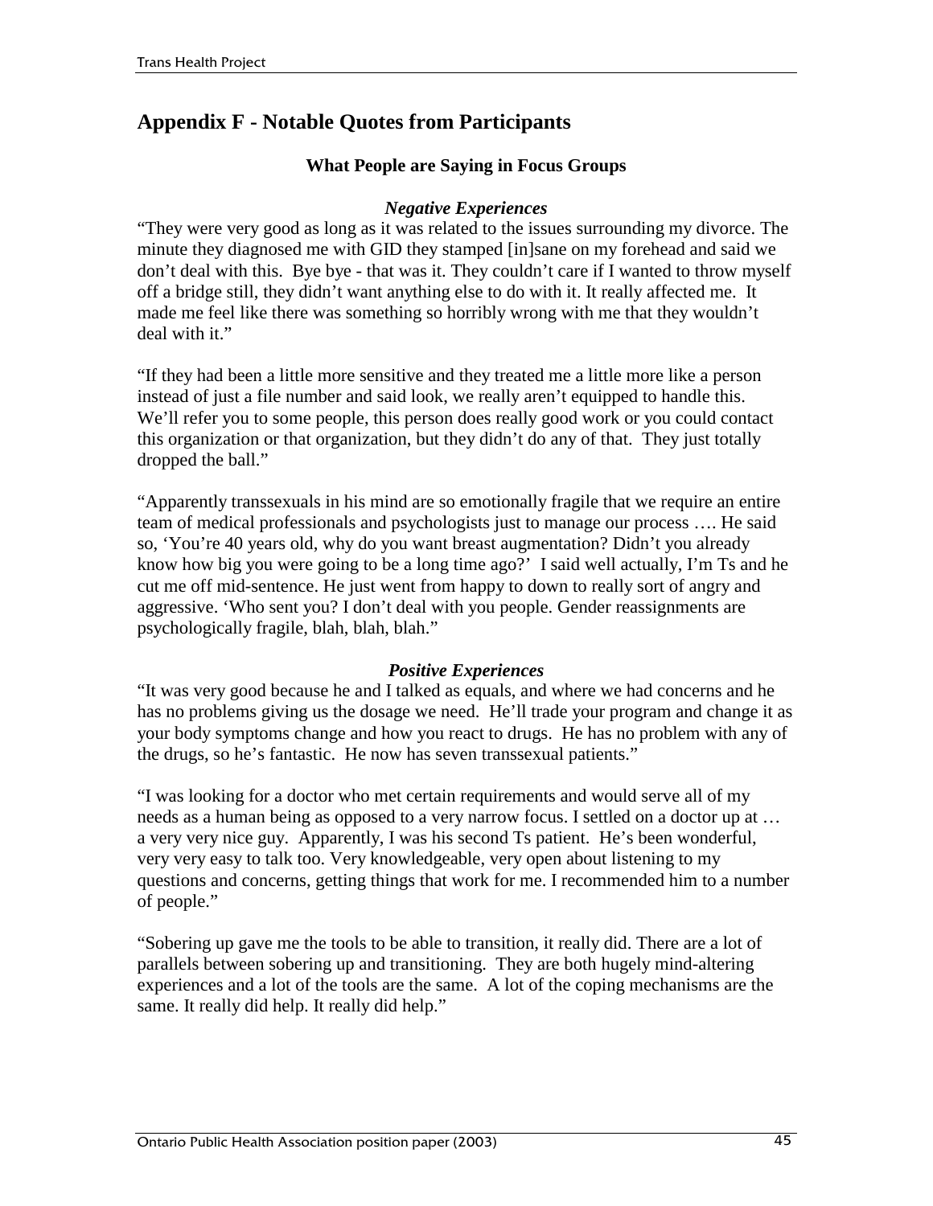## Appendix F - Notable Quotes from Participants

### What People are Saying in Focus Groups

#### *Negative Experiences*

"They were very good as long as it was related to the issues surrounding my divorce. The minute they diagnosed me with GID they stamped [in]sane on my forehead and said we don't deal with this. Bye bye - that was it. They couldn't care if I wanted to throw myself off a bridge still, they didn't want anything else to do with it. It really affected me. It made me feel like there was something so horribly wrong with me that they wouldn't deal with it."

"If they had been a little more sensitive and they treated me a little more like a person instead of just a file number and said look, we really aren't equipped to handle this. We'll refer you to some people, this person does really good work or you could contact this organization or that organization, but they didn't do any of that. They just totally dropped the ball."

"Apparently transsexuals in his mind are so emotionally fragile that we require an entire team of medical professionals and psychologists just to manage our process …. He said so, 'You're 40 years old, why do you want breast augmentation? Didn't you already know how big you were going to be a long time ago?' I said well actually, I'm Ts and he cut me off mid-sentence. He just went from happy to down to really sort of angry and aggressive. 'Who sent you? I don't deal with you people. Gender reassignments are psychologically fragile, blah, blah, blah."

#### *Positive Experiences*

"It was very good because he and I talked as equals, and where we had concerns and he has no problems giving us the dosage we need. He'll trade your program and change it as your body symptoms change and how you react to drugs. He has no problem with any of the drugs, so he's fantastic. He now has seven transsexual patients."

"I was looking for a doctor who met certain requirements and would serve all of my needs as a human being as opposed to a very narrow focus. I settled on a doctor up at … a very very nice guy. Apparently, I was his second Ts patient. He's been wonderful, very very easy to talk too. Very knowledgeable, very open about listening to my questions and concerns, getting things that work for me. I recommended him to a number of people."

"Sobering up gave me the tools to be able to transition, it really did. There are a lot of parallels between sobering up and transitioning. They are both hugely mind-altering experiences and a lot of the tools are the same. A lot of the coping mechanisms are the same. It really did help. It really did help."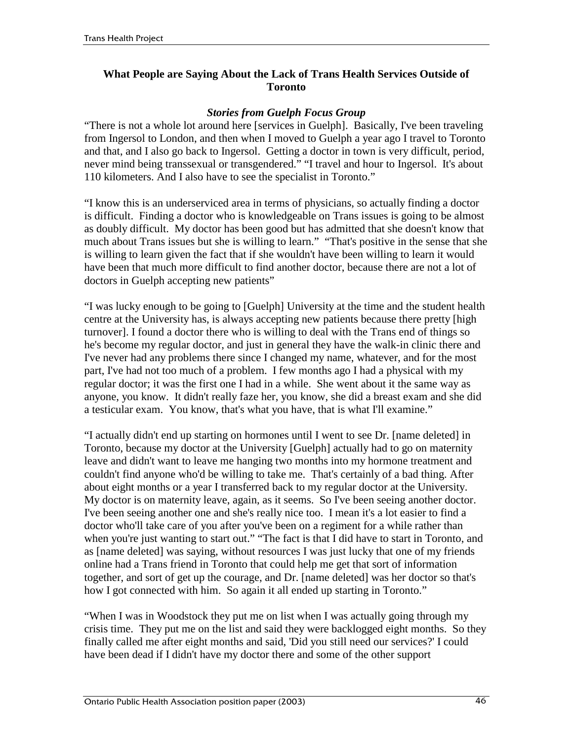### What People are Saying About the Lack of Trans Health Services Outside of Toronto

***Stories from Guelph Focus Group***

"There is not a whole lot around here [services in Guelph]. Basically, I've been traveling from Ingersol to London, and then when I moved to Guelph a year ago I travel to Toronto and that, and I also go back to Ingersol. Getting a doctor in town is very difficult, period, never mind being transsexual or transgendered." "I travel and hour to Ingersol. It's about 110 kilometers. And I also have to see the specialist in Toronto."

"I know this is an underserviced area in terms of physicians, so actually finding a doctor is difficult. Finding a doctor who is knowledgeable on Trans issues is going to be almost as doubly difficult. My doctor has been good but has admitted that she doesn't know that much about Trans issues but she is willing to learn." "That's positive in the sense that she is willing to learn given the fact that if she wouldn't have been willing to learn it would have been that much more difficult to find another doctor, because there are not a lot of doctors in Guelph accepting new patients"

"I was lucky enough to be going to [Guelph] University at the time and the student health centre at the University has, is always accepting new patients because there pretty [high turnover]. I found a doctor there who is willing to deal with the Trans end of things so he's become my regular doctor, and just in general they have the walk-in clinic there and I've never had any problems there since I changed my name, whatever, and for the most part, I've had not too much of a problem. I few months ago I had a physical with my regular doctor; it was the first one I had in a while. She went about it the same way as anyone, you know. It didn't really faze her, you know, she did a breast exam and she did a testicular exam. You know, that's what you have, that is what I'll examine."

"I actually didn't end up starting on hormones until I went to see Dr. [name deleted] in Toronto, because my doctor at the University [Guelph] actually had to go on maternity leave and didn't want to leave me hanging two months into my hormone treatment and couldn't find anyone who'd be willing to take me. That's certainly of a bad thing. After about eight months or a year I transferred back to my regular doctor at the University. My doctor is on maternity leave, again, as it seems. So I've been seeing another doctor. I've been seeing another one and she's really nice too. I mean it's a lot easier to find a doctor who'll take care of you after you've been on a regiment for a while rather than when you're just wanting to start out." "The fact is that I did have to start in Toronto, and as [name deleted] was saying, without resources I was just lucky that one of my friends online had a Trans friend in Toronto that could help me get that sort of information together, and sort of get up the courage, and Dr. [name deleted] was her doctor so that's how I got connected with him. So again it all ended up starting in Toronto."

"When I was in Woodstock they put me on list when I was actually going through my crisis time. They put me on the list and said they were backlogged eight months. So they finally called me after eight months and said, 'Did you still need our services?' I could have been dead if I didn't have my doctor there and some of the other support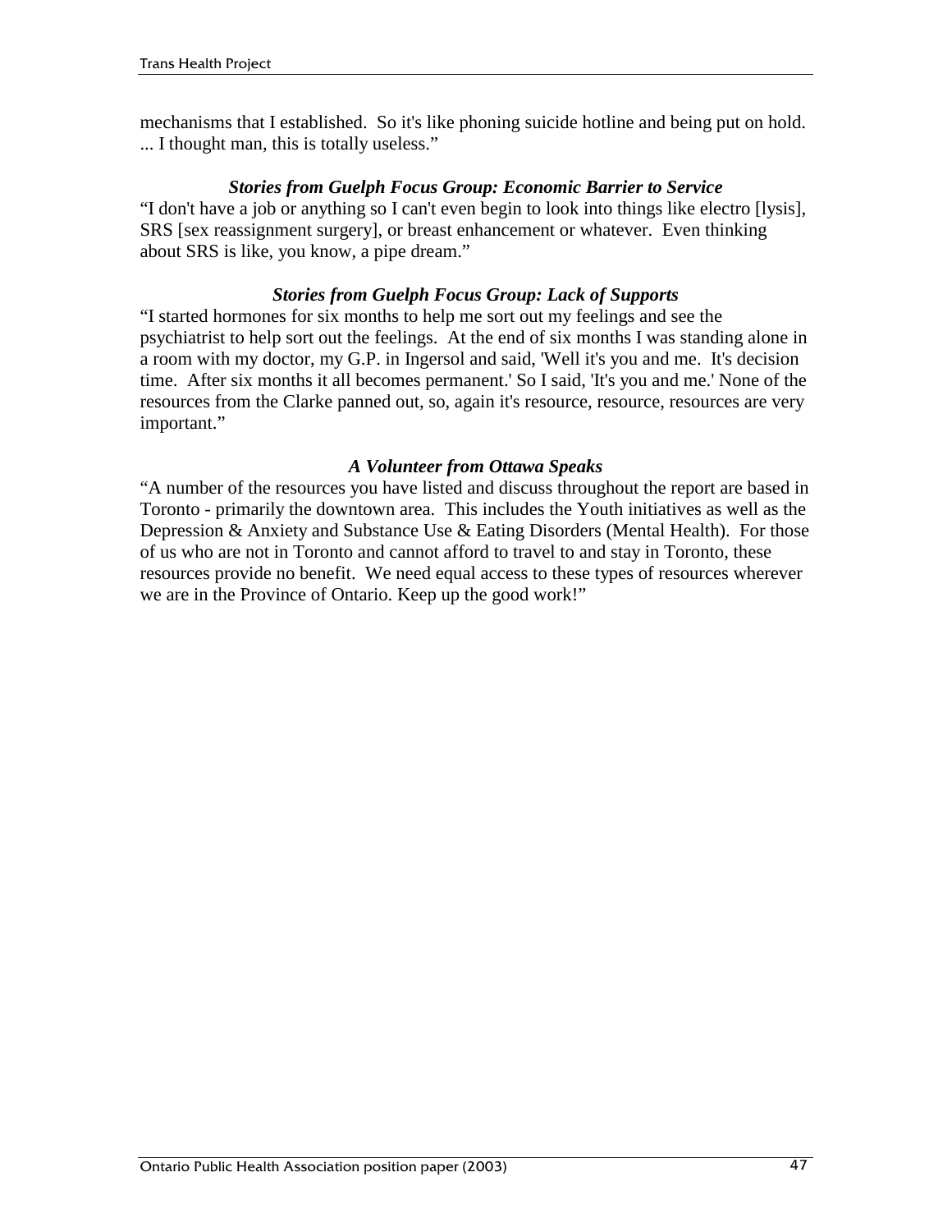mechanisms that I established. So it's like phoning suicide hotline and being put on hold. ... I thought man, this is totally useless."

### *Stories from Guelph Focus Group: Economic Barrier to Service*

"I don't have a job or anything so I can't even begin to look into things like electro [lysis], SRS [sex reassignment surgery], or breast enhancement or whatever. Even thinking about SRS is like, you know, a pipe dream."

### *Stories from Guelph Focus Group: Lack of Supports*

"I started hormones for six months to help me sort out my feelings and see the psychiatrist to help sort out the feelings. At the end of six months I was standing alone in a room with my doctor, my G.P. in Ingersol and said, 'Well it's you and me. It's decision time. After six months it all becomes permanent.' So I said, 'It's you and me.' None of the resources from the Clarke panned out, so, again it's resource, resource, resources are very important."

### *A Volunteer from Ottawa Speaks*

"A number of the resources you have listed and discuss throughout the report are based in Toronto - primarily the downtown area. This includes the Youth initiatives as well as the Depression & Anxiety and Substance Use & Eating Disorders (Mental Health). For those of us who are not in Toronto and cannot afford to travel to and stay in Toronto, these resources provide no benefit. We need equal access to these types of resources wherever we are in the Province of Ontario. Keep up the good work!"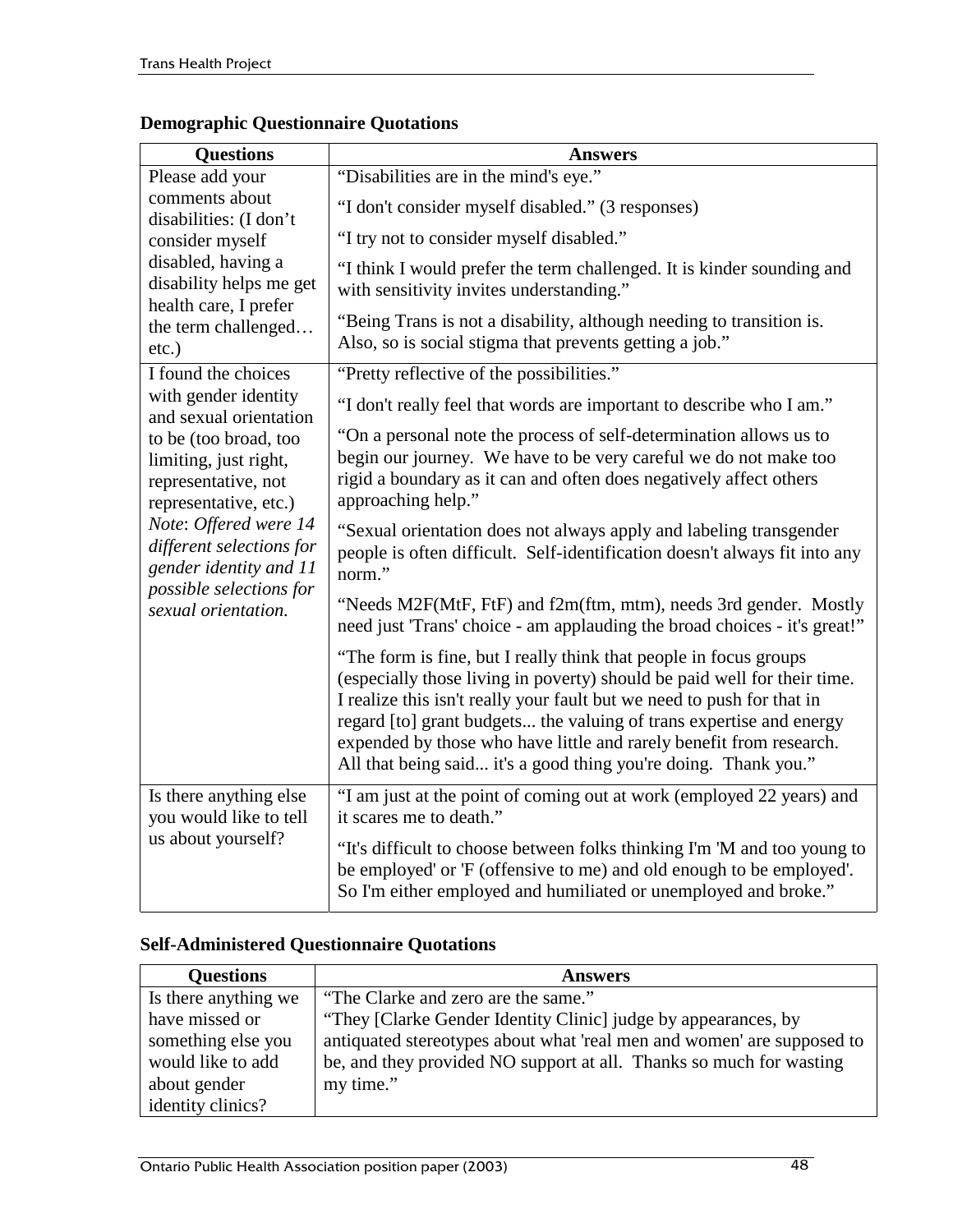## Demographic Questionnaire Quotations

| Questions | Answers |
|---|---|
| Please add your comments about disabilities: (I don't consider myself disabled, having a disability helps me get health care, I prefer the term challenged… etc.) | "Disabilities are in the mind's eye." |
| | "I don't consider myself disabled." (3 responses) |
| | "I try not to consider myself disabled." |
| | "I think I would prefer the term challenged. It is kinder sounding and with sensitivity invites understanding." |
| | "Being Trans is not a disability, although needing to transition is. Also, so is social stigma that prevents getting a job." |
| I found the choices with gender identity and sexual orientation to be (too broad, too limiting, just right, representative, not representative, etc.) *Note: Offered were 14 different selections for gender identity and 11 possible selections for sexual orientation.* | "Pretty reflective of the possibilities." |
| | "I don't really feel that words are important to describe who I am." |
| | "On a personal note the process of self-determination allows us to begin our journey. We have to be very careful we do not make too rigid a boundary as it can and often does negatively affect others approaching help." |
| | "Sexual orientation does not always apply and labeling transgender people is often difficult. Self-identification doesn't always fit into any norm." |
| | "Needs M2F(MtF, FtF) and f2m(ftm, mtm), needs 3rd gender. Mostly need just 'Trans' choice - am applauding the broad choices - it's great!" |
| | "The form is fine, but I really think that people in focus groups (especially those living in poverty) should be paid well for their time. I realize this isn't really your fault but we need to push for that in regard [to] grant budgets... the valuing of trans expertise and energy expended by those who have little and rarely benefit from research. All that being said... it's a good thing you're doing. Thank you." |
| Is there anything else you would like to tell us about yourself? | "I am just at the point of coming out at work (employed 22 years) and it scares me to death." |
| | "It's difficult to choose between folks thinking I'm 'M and too young to be employed' or 'F (offensive to me) and old enough to be employed'. So I'm either employed and humiliated or unemployed and broke." |

## Self-Administered Questionnaire Quotations

| Questions | Answers |
|---|---|
| Is there anything we have missed or something else you would like to add about gender identity clinics? | "The Clarke and zero are the same." "They [Clarke Gender Identity Clinic] judge by appearances, by antiquated stereotypes about what 'real men and women' are supposed to be, and they provided NO support at all. Thanks so much for wasting my time." |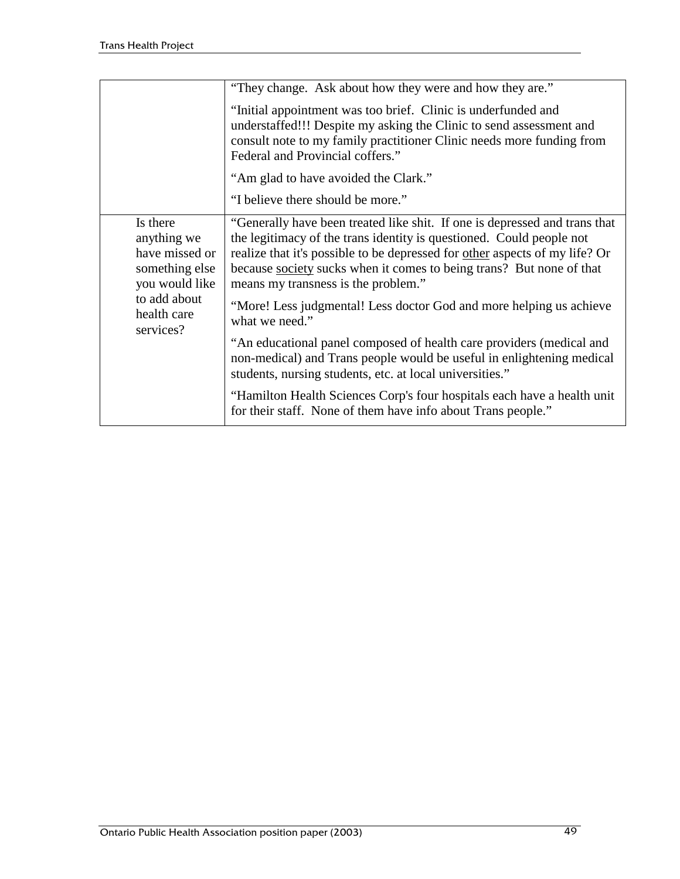| | |
|---|---|
| | "They change. Ask about how they were and how they are." <br><br> "Initial appointment was too brief. Clinic is underfunded and understaffed!!! Despite my asking the Clinic to send assessment and consult note to my family practitioner Clinic needs more funding from Federal and Provincial coffers." <br><br> "Am glad to have avoided the Clark." <br><br> "I believe there should be more." |
| Is there anything we have missed or something else you would like to add about health care services? | "Generally have been treated like shit. If one is depressed and trans that the legitimacy of the trans identity is questioned. Could people not realize that it's possible to be depressed for <u>other</u> aspects of my life? Or because <u>society</u> sucks when it comes to being trans? But none of that means my transness is the problem." <br><br> "More! Less judgmental! Less doctor God and more helping us achieve what we need." <br><br> "An educational panel composed of health care providers (medical and non-medical) and Trans people would be useful in enlightening medical students, nursing students, etc. at local universities." <br><br> "Hamilton Health Sciences Corp's four hospitals each have a health unit for their staff. None of them have info about Trans people." |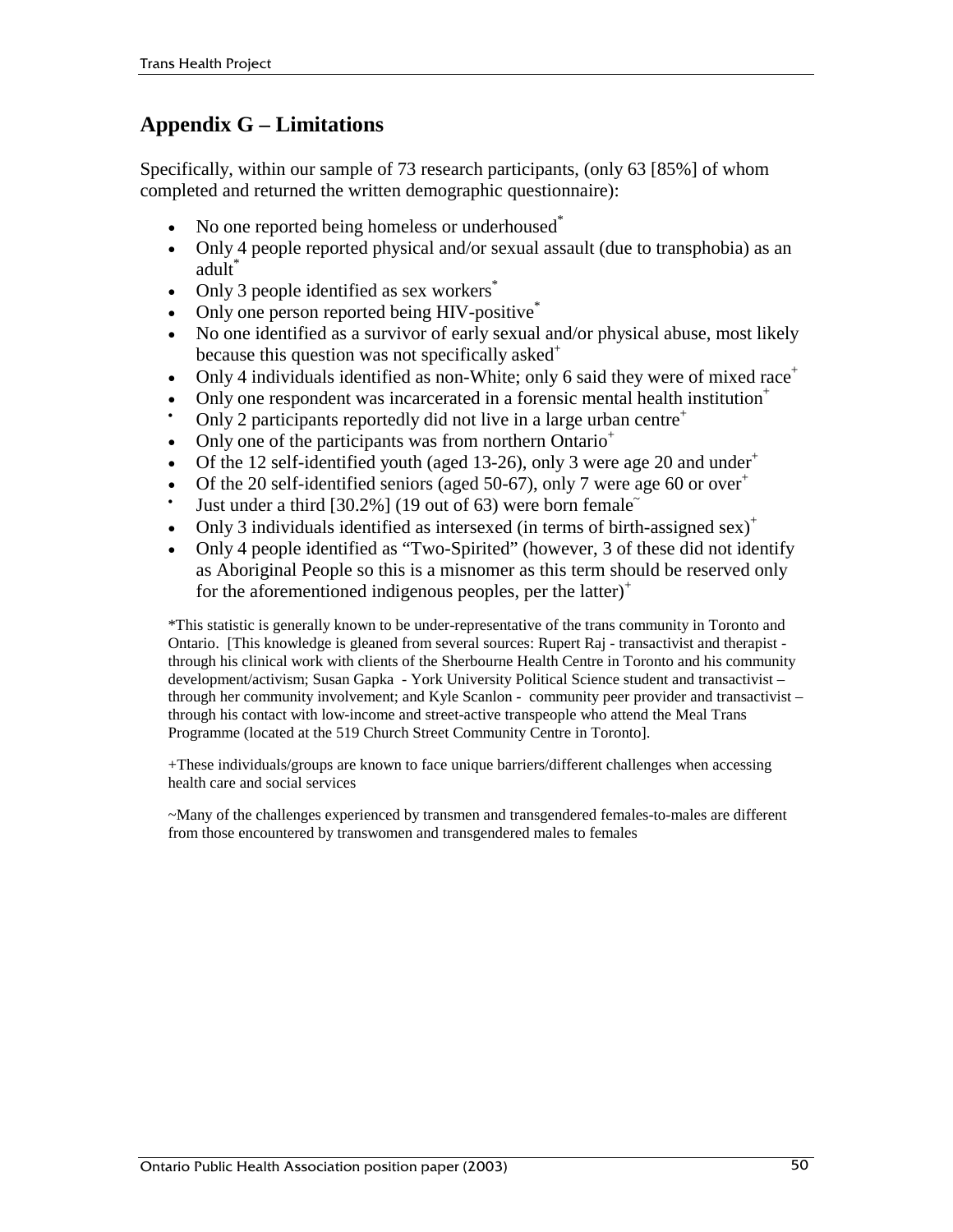## Appendix G – Limitations

Specifically, within our sample of 73 research participants, (only 63 [85%] of whom completed and returned the written demographic questionnaire):

- No one reported being homeless or underhoused*
- Only 4 people reported physical and/or sexual assault (due to transphobia) as an adult*
- Only 3 people identified as sex workers*
- Only one person reported being HIV-positive*
- No one identified as a survivor of early sexual and/or physical abuse, most likely because this question was not specifically asked+
- Only 4 individuals identified as non-White; only 6 said they were of mixed race+
- Only one respondent was incarcerated in a forensic mental health institution+
- Only 2 participants reportedly did not live in a large urban centre+
- Only one of the participants was from northern Ontario+
- Of the 12 self-identified youth (aged 13-26), only 3 were age 20 and under+
- Of the 20 self-identified seniors (aged 50-67), only 7 were age 60 or over+
- Just under a third [30.2%] (19 out of 63) were born female~
- Only 3 individuals identified as intersexed (in terms of birth-assigned sex)+
- Only 4 people identified as "Two-Spirited" (however, 3 of these did not identify as Aboriginal People so this is a misnomer as this term should be reserved only for the aforementioned indigenous peoples, per the latter)+

*This statistic is generally known to be under-representative of the trans community in Toronto and Ontario. [This knowledge is gleaned from several sources: Rupert Raj - transactivist and therapist - through his clinical work with clients of the Sherbourne Health Centre in Toronto and his community development/activism; Susan Gapka - York University Political Science student and transactivist – through her community involvement; and Kyle Scanlon - community peer provider and transactivist – through his contact with low-income and street-active transpeople who attend the Meal Trans Programme (located at the 519 Church Street Community Centre in Toronto].

+These individuals/groups are known to face unique barriers/different challenges when accessing health care and social services

~Many of the challenges experienced by transmen and transgendered females-to-males are different from those encountered by transwomen and transgendered males to females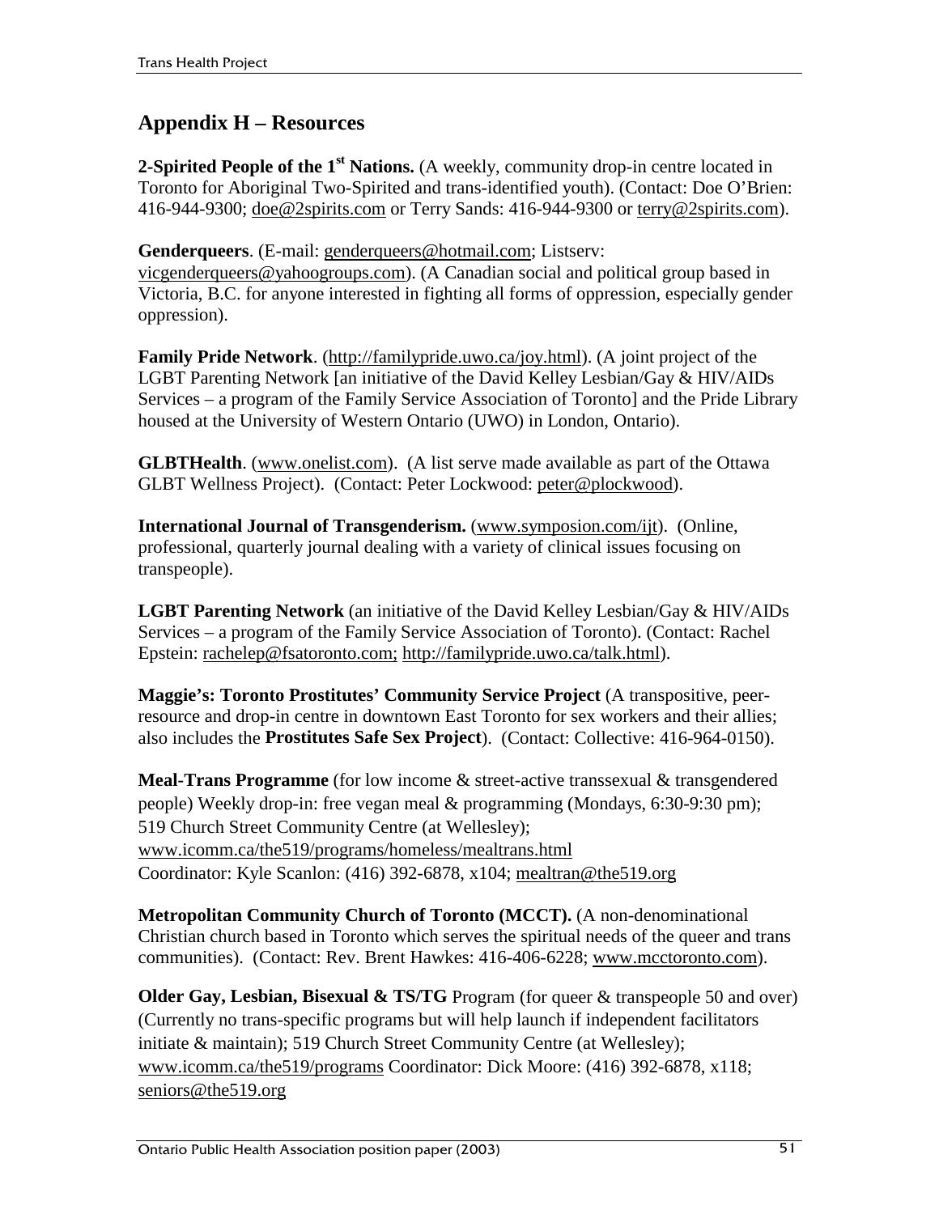## Appendix H – Resources

**2-Spirited People of the 1st Nations.** (A weekly, community drop-in centre located in Toronto for Aboriginal Two-Spirited and trans-identified youth). (Contact: Doe O'Brien: 416-944-9300; doe@2spirits.com or Terry Sands: 416-944-9300 or terry@2spirits.com).

**Genderqueers**. (E-mail: genderqueers@hotmail.com; Listserv: vicgenderqueers@yahoogroups.com). (A Canadian social and political group based in Victoria, B.C. for anyone interested in fighting all forms of oppression, especially gender oppression).

**Family Pride Network**. (http://familypride.uwo.ca/joy.html). (A joint project of the LGBT Parenting Network [an initiative of the David Kelley Lesbian/Gay & HIV/AIDs Services – a program of the Family Service Association of Toronto] and the Pride Library housed at the University of Western Ontario (UWO) in London, Ontario).

**GLBTHealth**. (www.onelist.com). (A list serve made available as part of the Ottawa GLBT Wellness Project). (Contact: Peter Lockwood: peter@plockwood).

**International Journal of Transgenderism.** (www.symposion.com/ijt). (Online, professional, quarterly journal dealing with a variety of clinical issues focusing on transpeople).

**LGBT Parenting Network** (an initiative of the David Kelley Lesbian/Gay & HIV/AIDs Services – a program of the Family Service Association of Toronto). (Contact: Rachel Epstein: rachelep@fsatoronto.com; http://familypride.uwo.ca/talk.html).

**Maggie's: Toronto Prostitutes' Community Service Project** (A transpositive, peer-resource and drop-in centre in downtown East Toronto for sex workers and their allies; also includes the **Prostitutes Safe Sex Project**). (Contact: Collective: 416-964-0150).

**Meal-Trans Programme** (for low income & street-active transsexual & transgendered people) Weekly drop-in: free vegan meal & programming (Mondays, 6:30-9:30 pm); 519 Church Street Community Centre (at Wellesley);
www.icomm.ca/the519/programs/homeless/mealtrans.html
Coordinator: Kyle Scanlon: (416) 392-6878, x104; mealtran@the519.org

**Metropolitan Community Church of Toronto (MCCT).** (A non-denominational Christian church based in Toronto which serves the spiritual needs of the queer and trans communities). (Contact: Rev. Brent Hawkes: 416-406-6228; www.mcctoronto.com).

**Older Gay, Lesbian, Bisexual & TS/TG** Program (for queer & transpeople 50 and over) (Currently no trans-specific programs but will help launch if independent facilitators initiate & maintain); 519 Church Street Community Centre (at Wellesley); www.icomm.ca/the519/programs Coordinator: Dick Moore: (416) 392-6878, x118; seniors@the519.org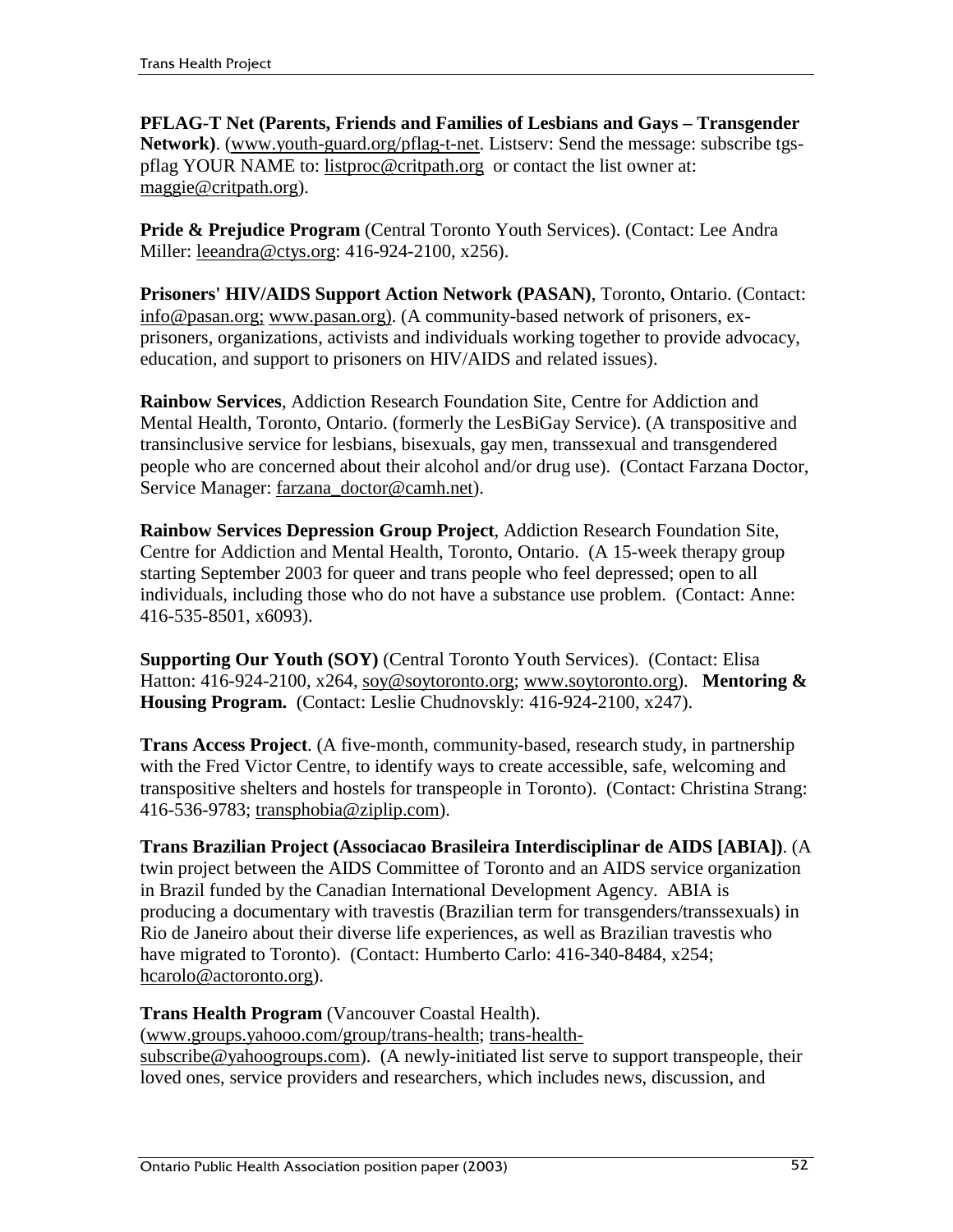**PFLAG-T Net (Parents, Friends and Families of Lesbians and Gays – Transgender Network)**. (www.youth-guard.org/pflag-t-net. Listserv: Send the message: subscribe tgs-pflag YOUR NAME to: listproc@critpath.org or contact the list owner at: maggie@critpath.org).

**Pride & Prejudice Program** (Central Toronto Youth Services). (Contact: Lee Andra Miller: leeandra@ctys.org: 416-924-2100, x256).

**Prisoners' HIV/AIDS Support Action Network (PASAN)**, Toronto, Ontario. (Contact: info@pasan.org; www.pasan.org). (A community-based network of prisoners, ex-prisoners, organizations, activists and individuals working together to provide advocacy, education, and support to prisoners on HIV/AIDS and related issues).

**Rainbow Services**, Addiction Research Foundation Site, Centre for Addiction and Mental Health, Toronto, Ontario. (formerly the LesBiGay Service). (A transpositive and transinclusive service for lesbians, bisexuals, gay men, transsexual and transgendered people who are concerned about their alcohol and/or drug use). (Contact Farzana Doctor, Service Manager: farzana_doctor@camh.net).

**Rainbow Services Depression Group Project**, Addiction Research Foundation Site, Centre for Addiction and Mental Health, Toronto, Ontario. (A 15-week therapy group starting September 2003 for queer and trans people who feel depressed; open to all individuals, including those who do not have a substance use problem. (Contact: Anne: 416-535-8501, x6093).

**Supporting Our Youth (SOY)** (Central Toronto Youth Services). (Contact: Elisa Hatton: 416-924-2100, x264, soy@soytoronto.org; www.soytoronto.org). **Mentoring & Housing Program.** (Contact: Leslie Chudnovskly: 416-924-2100, x247).

**Trans Access Project**. (A five-month, community-based, research study, in partnership with the Fred Victor Centre, to identify ways to create accessible, safe, welcoming and transpositive shelters and hostels for transpeople in Toronto). (Contact: Christina Strang: 416-536-9783; transphobia@ziplip.com).

**Trans Brazilian Project (Associacao Brasileira Interdisciplinar de AIDS [ABIA])**. (A twin project between the AIDS Committee of Toronto and an AIDS service organization in Brazil funded by the Canadian International Development Agency. ABIA is producing a documentary with travestis (Brazilian term for transgenders/transsexuals) in Rio de Janeiro about their diverse life experiences, as well as Brazilian travestis who have migrated to Toronto). (Contact: Humberto Carlo: 416-340-8484, x254; hcarolo@actoronto.org).

**Trans Health Program** (Vancouver Coastal Health). (www.groups.yahooo.com/group/trans-health; trans-health-subscribe@yahoogroups.com). (A newly-initiated list serve to support transpeople, their loved ones, service providers and researchers, which includes news, discussion, and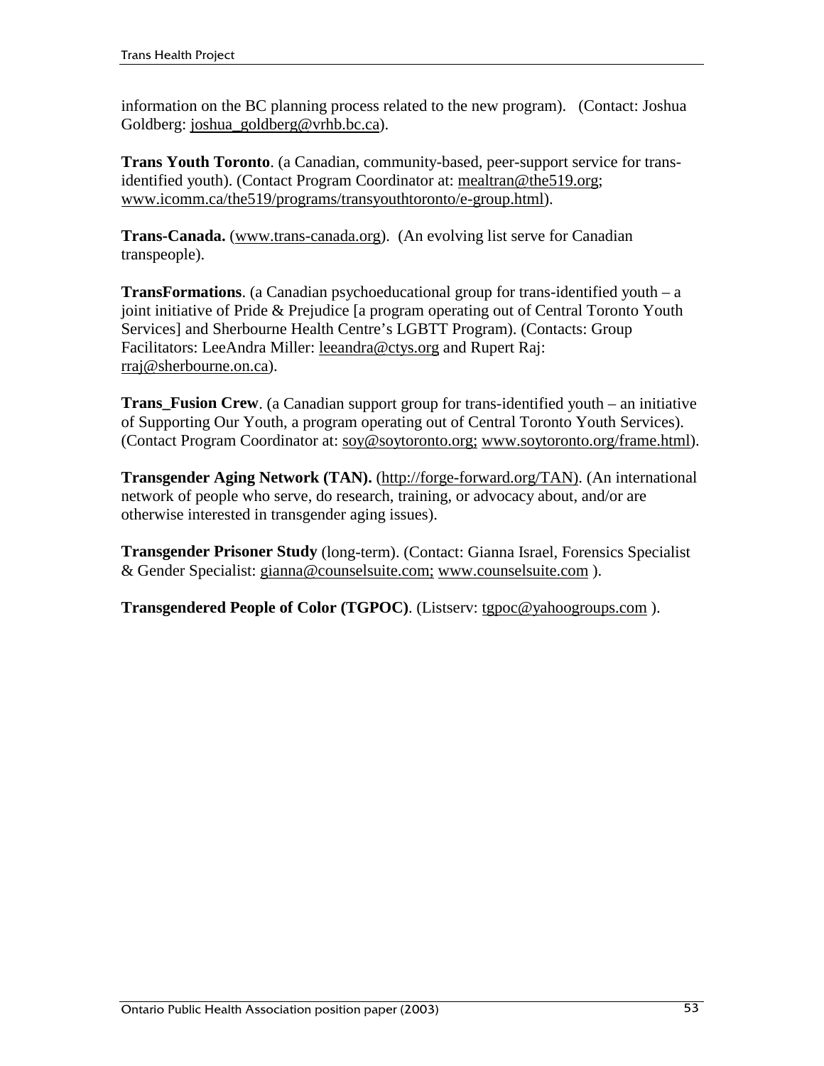information on the BC planning process related to the new program). (Contact: Joshua Goldberg: joshua_goldberg@vrhb.bc.ca).

**Trans Youth Toronto**. (a Canadian, community-based, peer-support service for trans-identified youth). (Contact Program Coordinator at: mealtran@the519.org; www.icomm.ca/the519/programs/transyouthtoronto/e-group.html).

**Trans-Canada.** (www.trans-canada.org). (An evolving list serve for Canadian transpeople).

**TransFormations**. (a Canadian psychoeducational group for trans-identified youth – a joint initiative of Pride & Prejudice [a program operating out of Central Toronto Youth Services] and Sherbourne Health Centre's LGBTT Program). (Contacts: Group Facilitators: LeeAndra Miller: leeandra@ctys.org and Rupert Raj: rraj@sherbourne.on.ca).

**Trans_Fusion Crew**. (a Canadian support group for trans-identified youth – an initiative of Supporting Our Youth, a program operating out of Central Toronto Youth Services). (Contact Program Coordinator at: soy@soytoronto.org; www.soytoronto.org/frame.html).

**Transgender Aging Network (TAN).** (http://forge-forward.org/TAN). (An international network of people who serve, do research, training, or advocacy about, and/or are otherwise interested in transgender aging issues).

**Transgender Prisoner Study** (long-term). (Contact: Gianna Israel, Forensics Specialist & Gender Specialist: gianna@counselsuite.com; www.counselsuite.com ).

**Transgendered People of Color (TGPOC)**. (Listserv: tgpoc@yahoogroups.com ).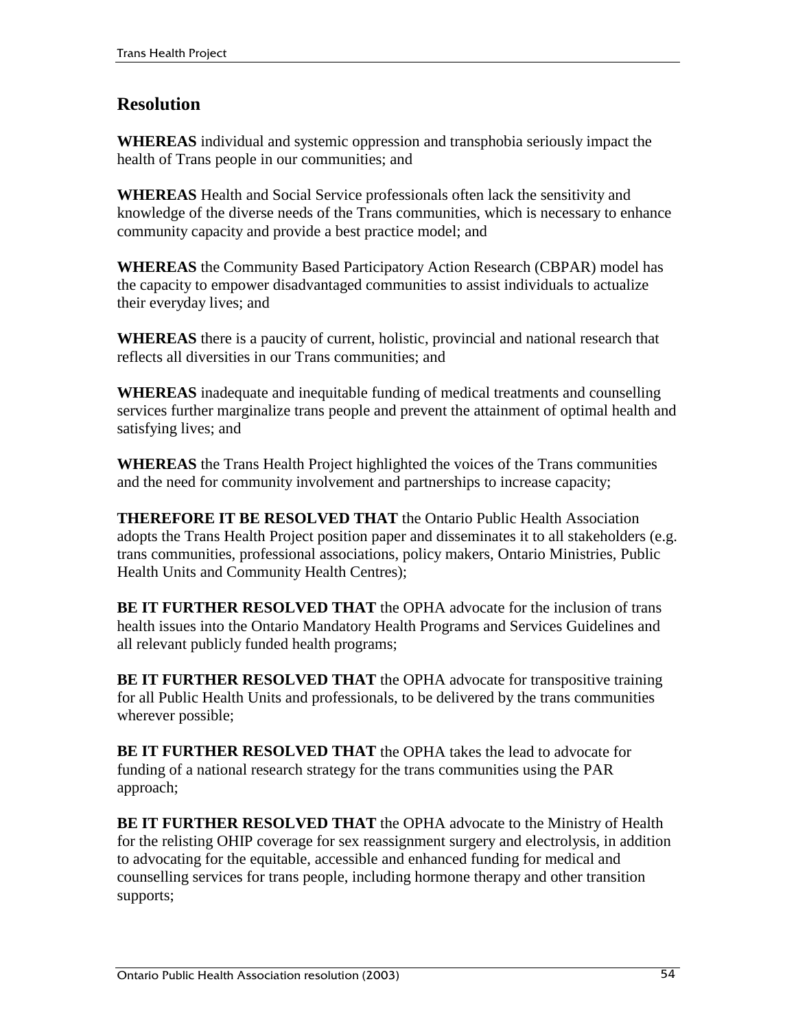## Resolution

**WHEREAS** individual and systemic oppression and transphobia seriously impact the health of Trans people in our communities; and

**WHEREAS** Health and Social Service professionals often lack the sensitivity and knowledge of the diverse needs of the Trans communities, which is necessary to enhance community capacity and provide a best practice model; and

**WHEREAS** the Community Based Participatory Action Research (CBPAR) model has the capacity to empower disadvantaged communities to assist individuals to actualize their everyday lives; and

**WHEREAS** there is a paucity of current, holistic, provincial and national research that reflects all diversities in our Trans communities; and

**WHEREAS** inadequate and inequitable funding of medical treatments and counselling services further marginalize trans people and prevent the attainment of optimal health and satisfying lives; and

**WHEREAS** the Trans Health Project highlighted the voices of the Trans communities and the need for community involvement and partnerships to increase capacity;

**THEREFORE IT BE RESOLVED THAT** the Ontario Public Health Association adopts the Trans Health Project position paper and disseminates it to all stakeholders (e.g. trans communities, professional associations, policy makers, Ontario Ministries, Public Health Units and Community Health Centres);

**BE IT FURTHER RESOLVED THAT** the OPHA advocate for the inclusion of trans health issues into the Ontario Mandatory Health Programs and Services Guidelines and all relevant publicly funded health programs;

**BE IT FURTHER RESOLVED THAT** the OPHA advocate for transpositive training for all Public Health Units and professionals, to be delivered by the trans communities wherever possible;

**BE IT FURTHER RESOLVED THAT** the OPHA takes the lead to advocate for funding of a national research strategy for the trans communities using the PAR approach;

**BE IT FURTHER RESOLVED THAT** the OPHA advocate to the Ministry of Health for the relisting OHIP coverage for sex reassignment surgery and electrolysis, in addition to advocating for the equitable, accessible and enhanced funding for medical and counselling services for trans people, including hormone therapy and other transition supports;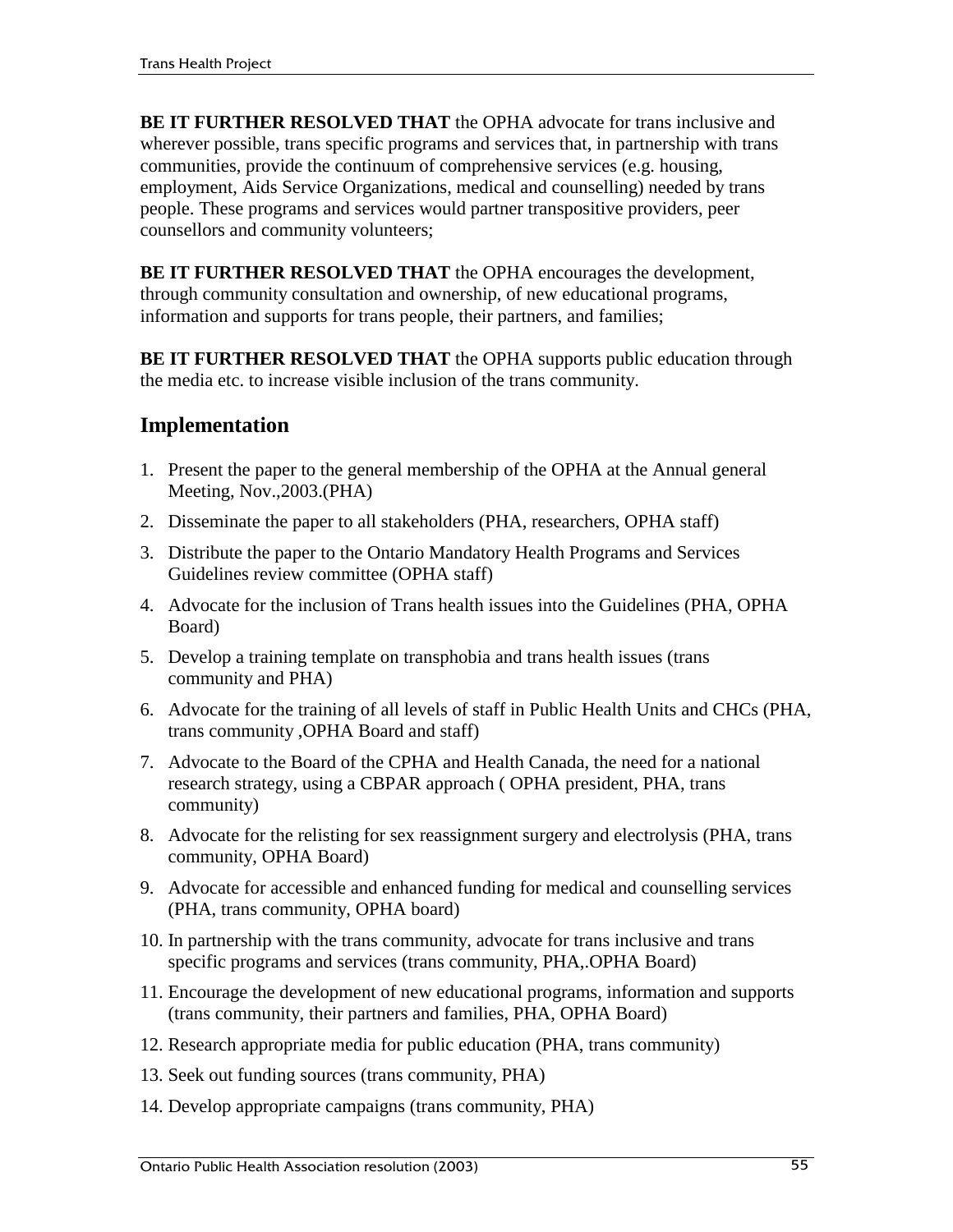**BE IT FURTHER RESOLVED THAT** the OPHA advocate for trans inclusive and wherever possible, trans specific programs and services that, in partnership with trans communities, provide the continuum of comprehensive services (e.g. housing, employment, Aids Service Organizations, medical and counselling) needed by trans people. These programs and services would partner transpositive providers, peer counsellors and community volunteers;

**BE IT FURTHER RESOLVED THAT** the OPHA encourages the development, through community consultation and ownership, of new educational programs, information and supports for trans people, their partners, and families;

**BE IT FURTHER RESOLVED THAT** the OPHA supports public education through the media etc. to increase visible inclusion of the trans community.

## Implementation

1. Present the paper to the general membership of the OPHA at the Annual general Meeting, Nov.,2003.(PHA)
2. Disseminate the paper to all stakeholders (PHA, researchers, OPHA staff)
3. Distribute the paper to the Ontario Mandatory Health Programs and Services Guidelines review committee (OPHA staff)
4. Advocate for the inclusion of Trans health issues into the Guidelines (PHA, OPHA Board)
5. Develop a training template on transphobia and trans health issues (trans community and PHA)
6. Advocate for the training of all levels of staff in Public Health Units and CHCs (PHA, trans community ,OPHA Board and staff)
7. Advocate to the Board of the CPHA and Health Canada, the need for a national research strategy, using a CBPAR approach ( OPHA president, PHA, trans community)
8. Advocate for the relisting for sex reassignment surgery and electrolysis (PHA, trans community, OPHA Board)
9. Advocate for accessible and enhanced funding for medical and counselling services (PHA, trans community, OPHA board)
10. In partnership with the trans community, advocate for trans inclusive and trans specific programs and services (trans community, PHA,.OPHA Board)
11. Encourage the development of new educational programs, information and supports (trans community, their partners and families, PHA, OPHA Board)
12. Research appropriate media for public education (PHA, trans community)
13. Seek out funding sources (trans community, PHA)
14. Develop appropriate campaigns (trans community, PHA)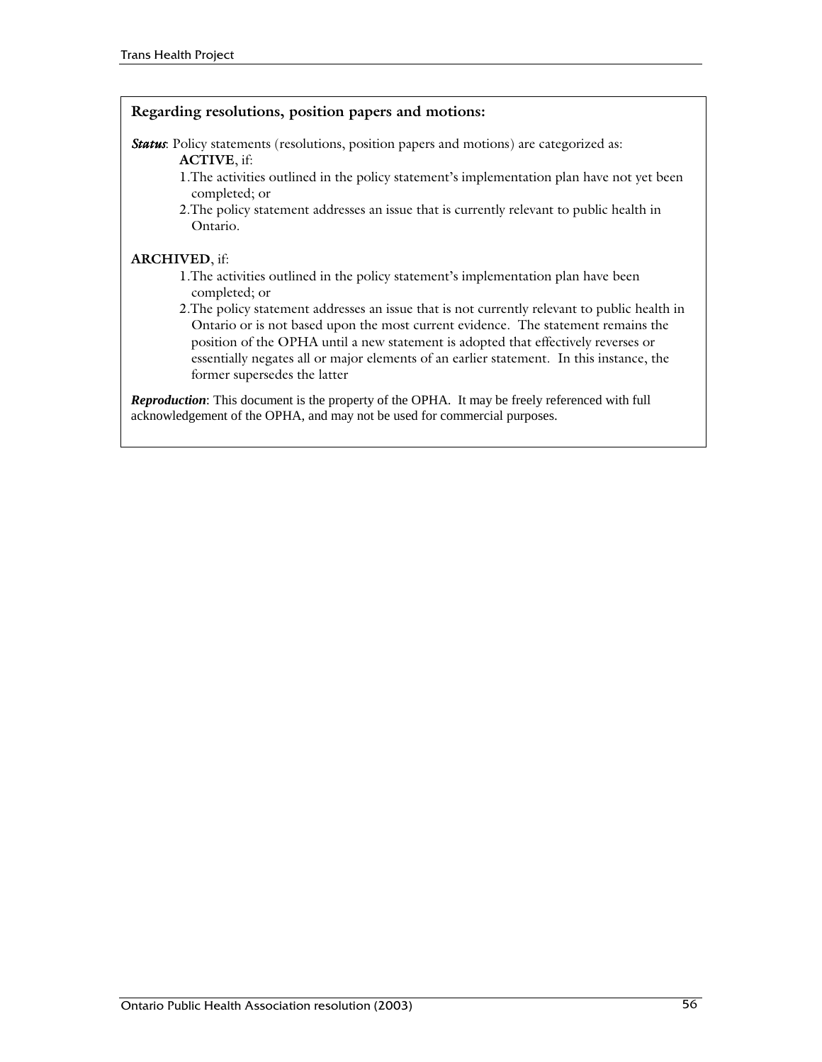**Regarding resolutions, position papers and motions:**

***Status***: Policy statements (resolutions, position papers and motions) are categorized as:

**ACTIVE**, if:

1. The activities outlined in the policy statement's implementation plan have not yet been completed; or
2. The policy statement addresses an issue that is currently relevant to public health in Ontario.

**ARCHIVED**, if:

1. The activities outlined in the policy statement's implementation plan have been completed; or
2. The policy statement addresses an issue that is not currently relevant to public health in Ontario or is not based upon the most current evidence. The statement remains the position of the OPHA until a new statement is adopted that effectively reverses or essentially negates all or major elements of an earlier statement. In this instance, the former supersedes the latter

***Reproduction***: This document is the property of the OPHA. It may be freely referenced with full acknowledgement of the OPHA, and may not be used for commercial purposes.